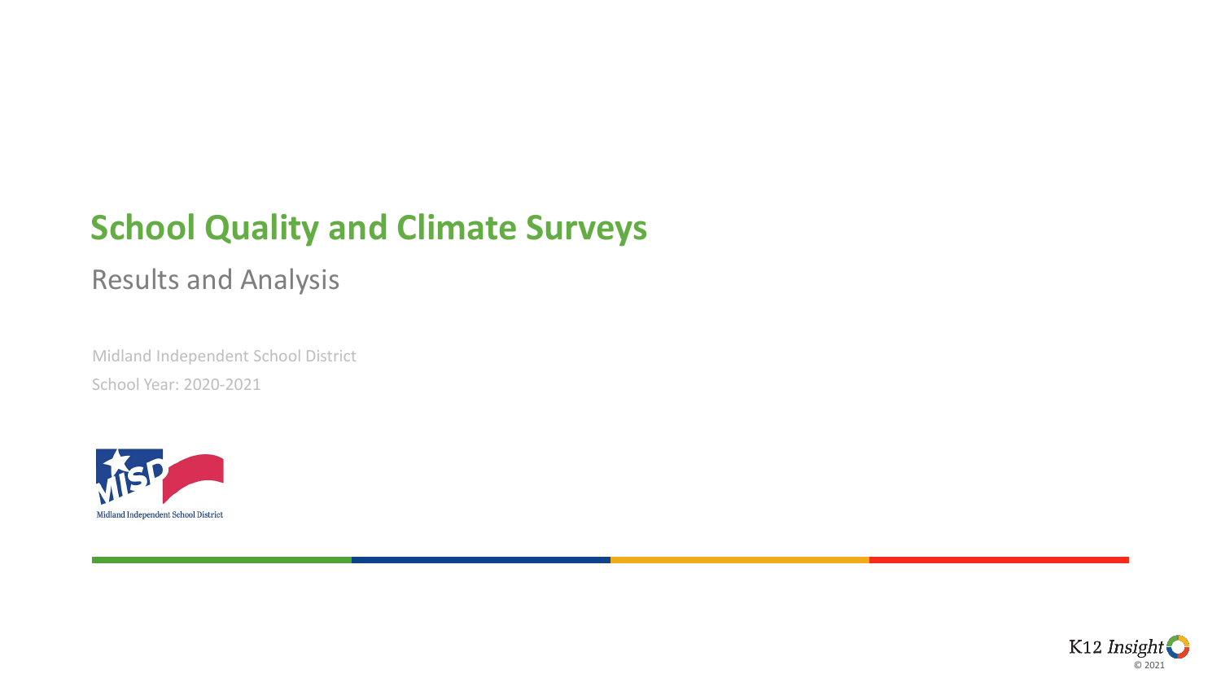# School Quality and Climate Surveys

## Results and Analysis

Midland Independent School District

School Year: 2020-2021

Midland Independent School District

K12 Insight © 2021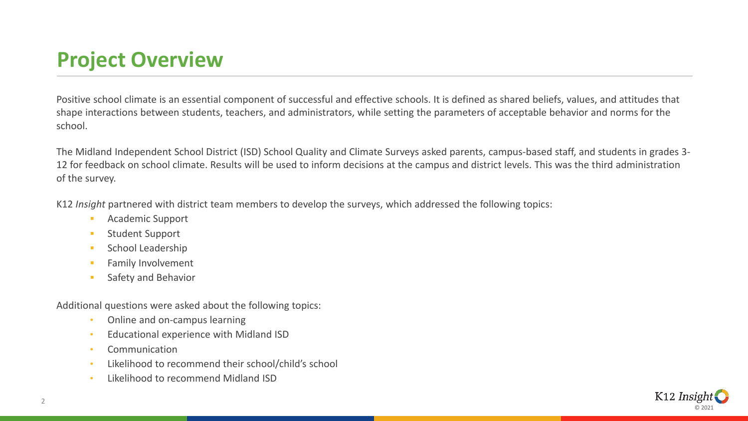# Project Overview

Positive school climate is an essential component of successful and effective schools. It is defined as shared beliefs, values, and attitudes that shape interactions between students, teachers, and administrators, while setting the parameters of acceptable behavior and norms for the school.

The Midland Independent School District (ISD) School Quality and Climate Surveys asked parents, campus-based staff, and students in grades 3-12 for feedback on school climate. Results will be used to inform decisions at the campus and district levels. This was the third administration of the survey.

K12 *Insight* partnered with district team members to develop the surveys, which addressed the following topics:

- Academic Support
- Student Support
- School Leadership
- Family Involvement
- Safety and Behavior

Additional questions were asked about the following topics:

- Online and on-campus learning
- Educational experience with Midland ISD
- Communication
- Likelihood to recommend their school/child's school
- Likelihood to recommend Midland ISD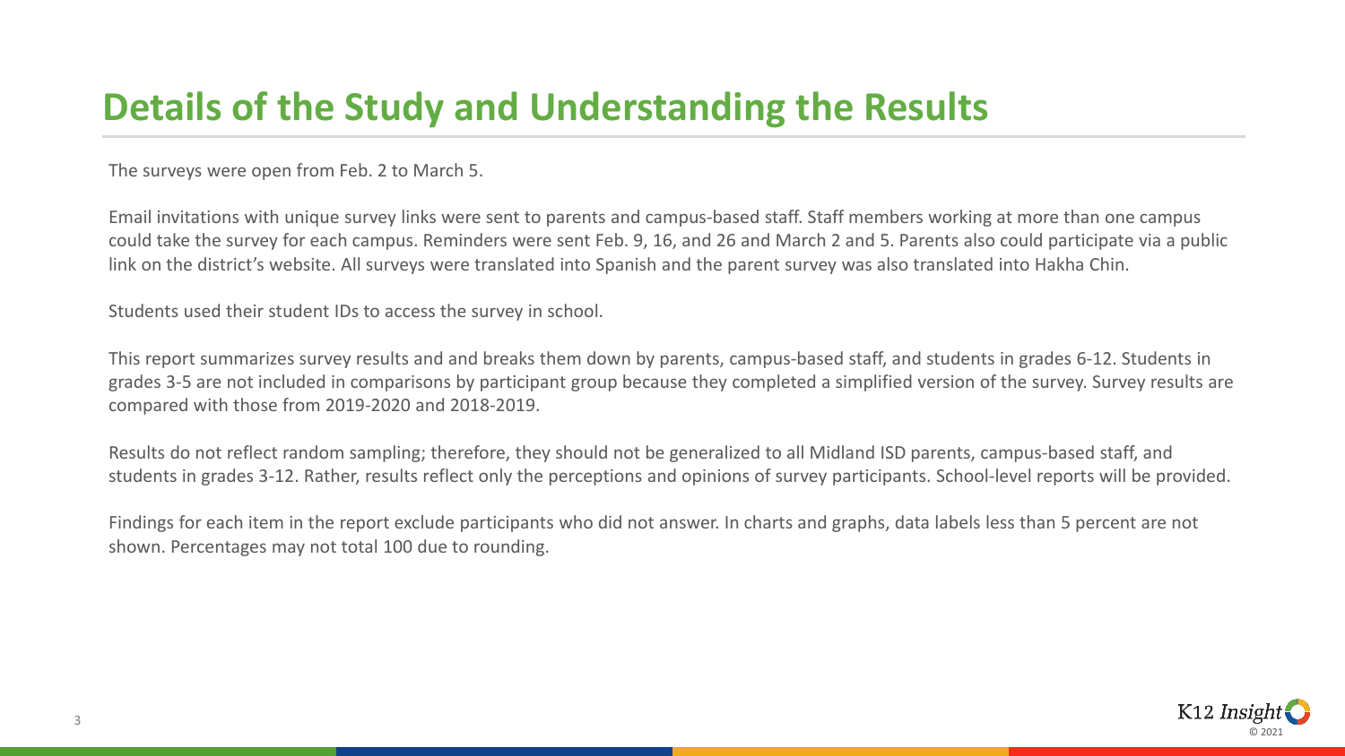# Details of the Study and Understanding the Results

The surveys were open from Feb. 2 to March 5.

Email invitations with unique survey links were sent to parents and campus-based staff. Staff members working at more than one campus could take the survey for each campus. Reminders were sent Feb. 9, 16, and 26 and March 2 and 5. Parents also could participate via a public link on the district's website. All surveys were translated into Spanish and the parent survey was also translated into Hakha Chin.

Students used their student IDs to access the survey in school.

This report summarizes survey results and and breaks them down by parents, campus-based staff, and students in grades 6-12. Students in grades 3-5 are not included in comparisons by participant group because they completed a simplified version of the survey. Survey results are compared with those from 2019-2020 and 2018-2019.

Results do not reflect random sampling; therefore, they should not be generalized to all Midland ISD parents, campus-based staff, and students in grades 3-12. Rather, results reflect only the perceptions and opinions of survey participants. School-level reports will be provided.

Findings for each item in the report exclude participants who did not answer. In charts and graphs, data labels less than 5 percent are not shown. Percentages may not total 100 due to rounding.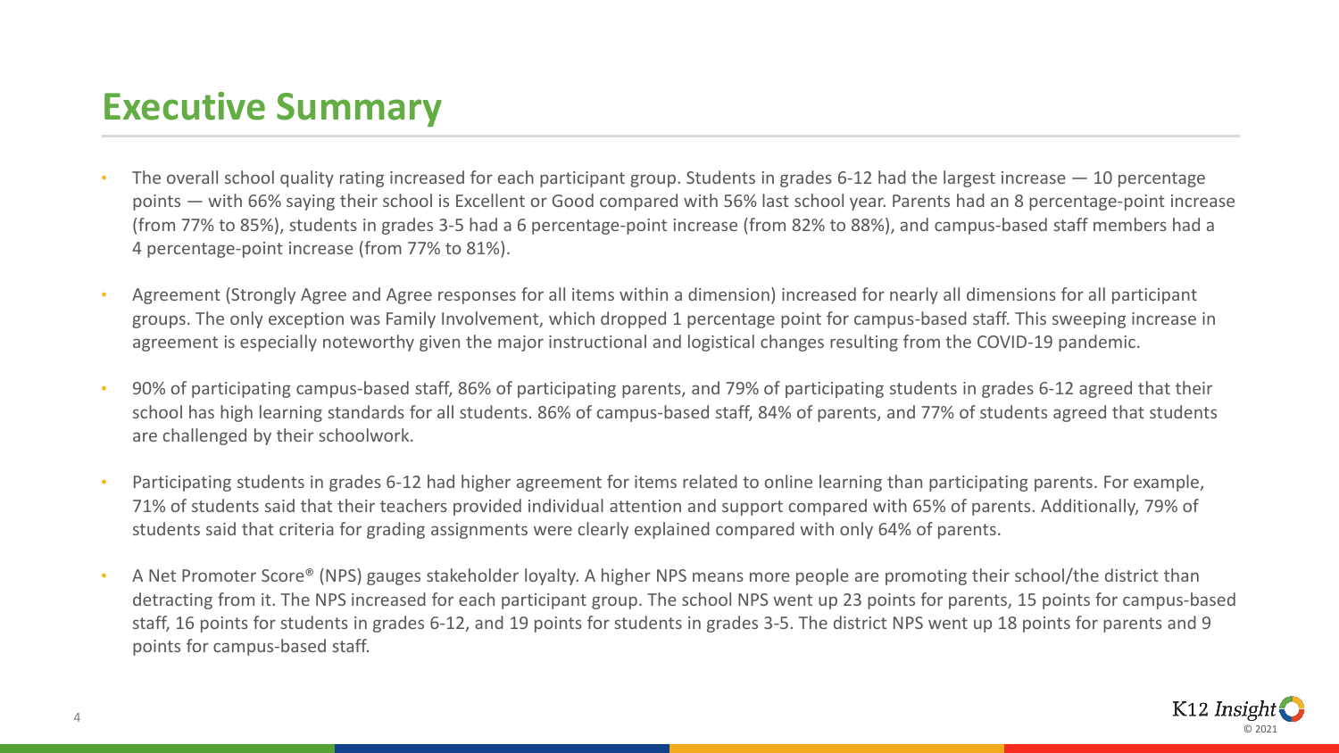# Executive Summary

- The overall school quality rating increased for each participant group. Students in grades 6-12 had the largest increase — 10 percentage points — with 66% saying their school is Excellent or Good compared with 56% last school year. Parents had an 8 percentage-point increase (from 77% to 85%), students in grades 3-5 had a 6 percentage-point increase (from 82% to 88%), and campus-based staff members had a 4 percentage-point increase (from 77% to 81%).
- Agreement (Strongly Agree and Agree responses for all items within a dimension) increased for nearly all dimensions for all participant groups. The only exception was Family Involvement, which dropped 1 percentage point for campus-based staff. This sweeping increase in agreement is especially noteworthy given the major instructional and logistical changes resulting from the COVID-19 pandemic.
- 90% of participating campus-based staff, 86% of participating parents, and 79% of participating students in grades 6-12 agreed that their school has high learning standards for all students. 86% of campus-based staff, 84% of parents, and 77% of students agreed that students are challenged by their schoolwork.
- Participating students in grades 6-12 had higher agreement for items related to online learning than participating parents. For example, 71% of students said that their teachers provided individual attention and support compared with 65% of parents. Additionally, 79% of students said that criteria for grading assignments were clearly explained compared with only 64% of parents.
- A Net Promoter Score® (NPS) gauges stakeholder loyalty. A higher NPS means more people are promoting their school/the district than detracting from it. The NPS increased for each participant group. The school NPS went up 23 points for parents, 15 points for campus-based staff, 16 points for students in grades 6-12, and 19 points for students in grades 3-5. The district NPS went up 18 points for parents and 9 points for campus-based staff.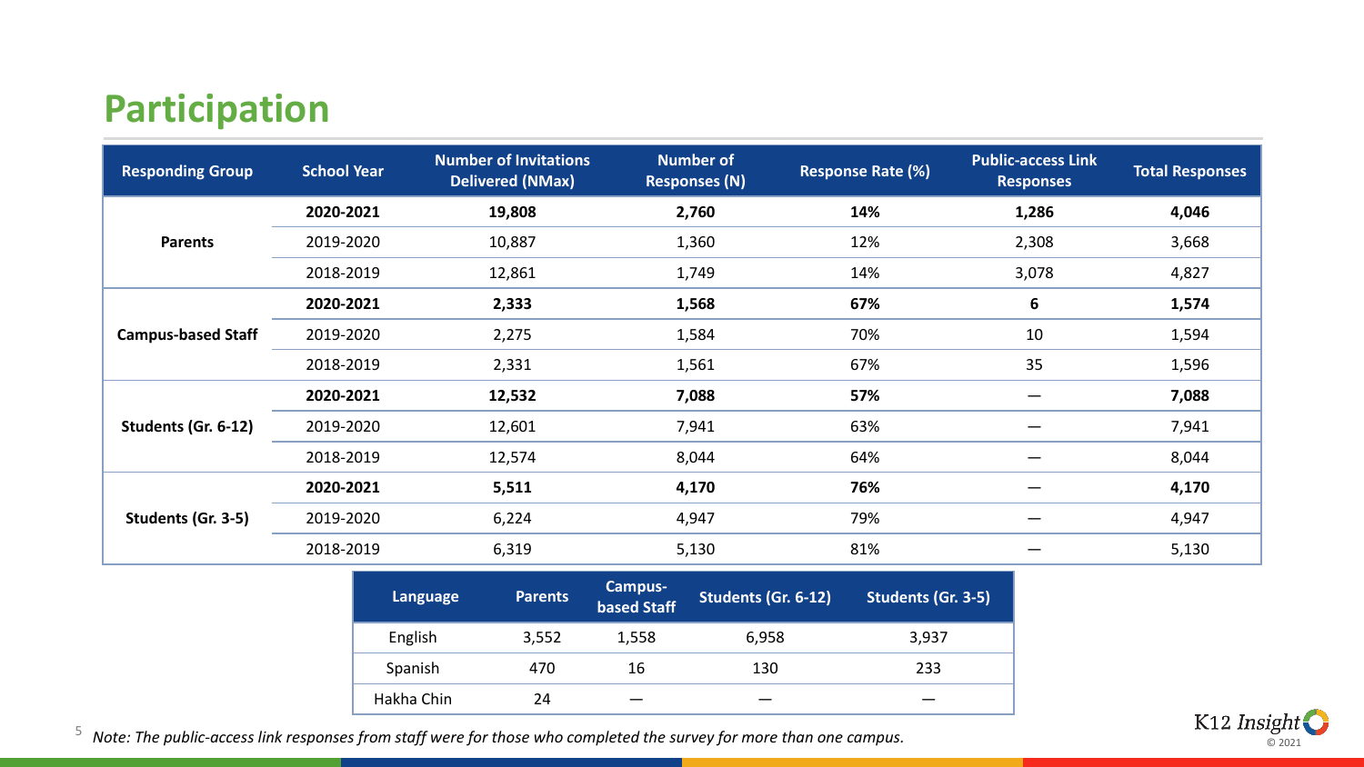# Participation

| Responding Group | School Year | Number of Invitations Delivered (NMax) | Number of Responses (N) | Response Rate (%) | Public-access Link Responses | Total Responses |
|---|---|---|---|---|---|---|
| Parents | **2020-2021** | **19,808** | **2,760** | **14%** | **1,286** | **4,046** |
| | 2019-2020 | 10,887 | 1,360 | 12% | 2,308 | 3,668 |
| | 2018-2019 | 12,861 | 1,749 | 14% | 3,078 | 4,827 |
| Campus-based Staff | **2020-2021** | **2,333** | **1,568** | **67%** | **6** | **1,574** |
| | 2019-2020 | 2,275 | 1,584 | 70% | 10 | 1,594 |
| | 2018-2019 | 2,331 | 1,561 | 67% | 35 | 1,596 |
| Students (Gr. 6-12) | **2020-2021** | **12,532** | **7,088** | **57%** | — | **7,088** |
| | 2019-2020 | 12,601 | 7,941 | 63% | — | 7,941 |
| | 2018-2019 | 12,574 | 8,044 | 64% | — | 8,044 |
| Students (Gr. 3-5) | **2020-2021** | **5,511** | **4,170** | **76%** | — | **4,170** |
| | 2019-2020 | 6,224 | 4,947 | 79% | — | 4,947 |
| | 2018-2019 | 6,319 | 5,130 | 81% | — | 5,130 |

| Language | Parents | Campus-based Staff | Students (Gr. 6-12) | Students (Gr. 3-5) |
|---|---|---|---|---|
| English | 3,552 | 1,558 | 6,958 | 3,937 |
| Spanish | 470 | 16 | 130 | 233 |
| Hakha Chin | 24 | — | — | — |

*Note: The public-access link responses from staff were for those who completed the survey for more than one campus.*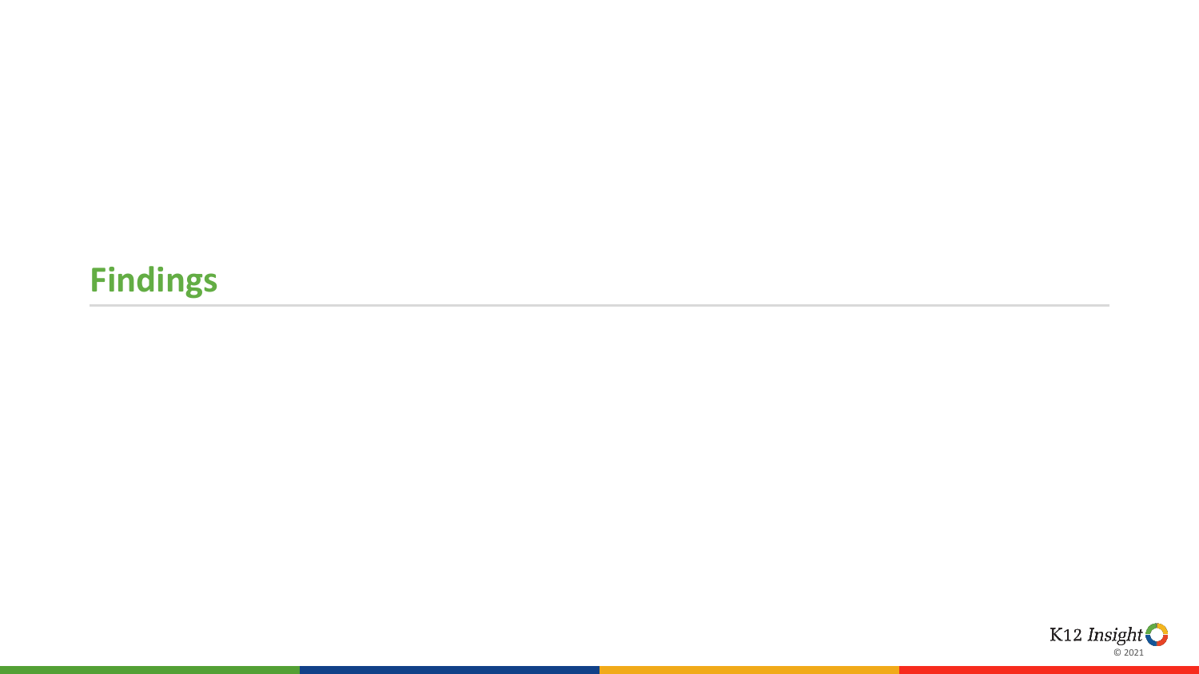# Findings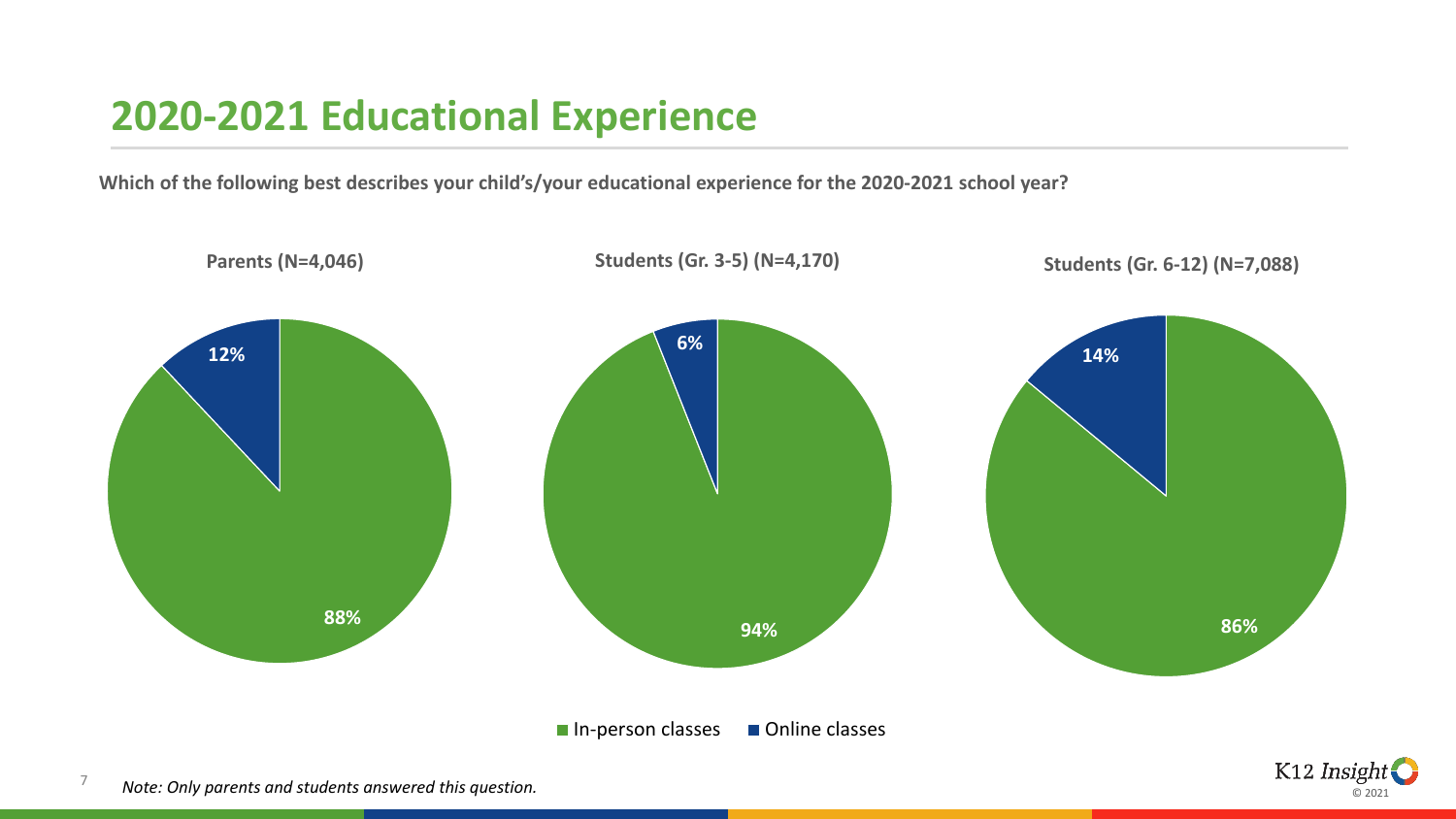## 2020-2021 Educational Experience

**Which of the following best describes your child's/your educational experience for the 2020-2021 school year?**

| | Parents (N=4,046) | Students (Gr. 3-5) (N=4,170) | Students (Gr. 6-12) (N=7,088) |
|---|---|---|---|
| In-person classes | 88% | 94% | 86% |
| Online classes | 12% | 6% | 14% |

*Note: Only parents and students answered this question.*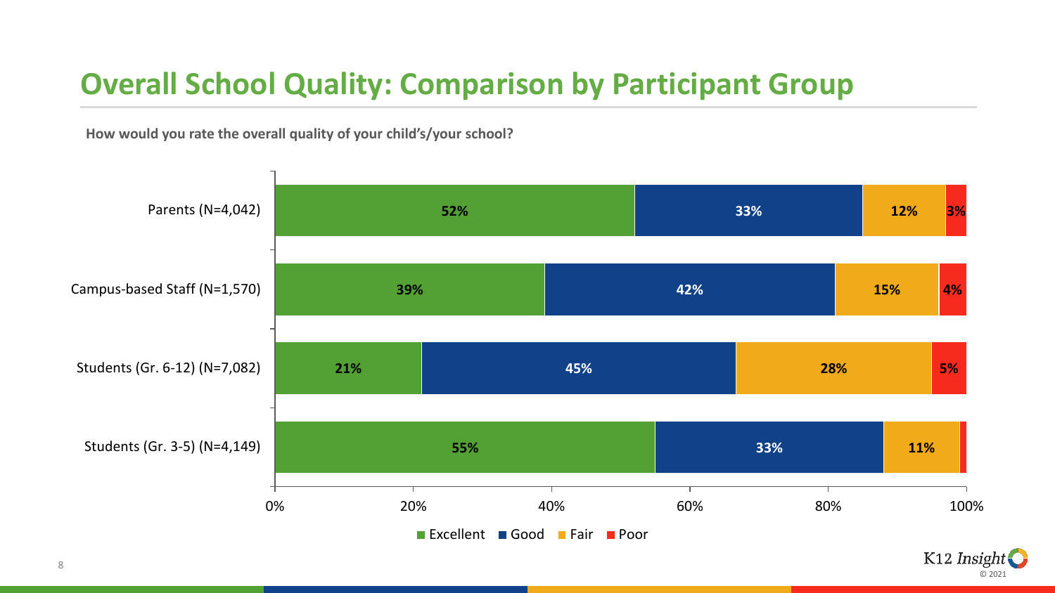## Overall School Quality: Comparison by Participant Group

**How would you rate the overall quality of your child's/your school?**

| Participant Group | Excellent | Good | Fair | Poor |
|---|---|---|---|---|
| Parents (N=4,042) | 52% | 33% | 12% | 3% |
| Campus-based Staff (N=1,570) | 39% | 42% | 15% | 4% |
| Students (Gr. 6-12) (N=7,082) | 21% | 45% | 28% | 5% |
| Students (Gr. 3-5) (N=4,149) | 55% | 33% | 11% | |

K12 Insight © 2021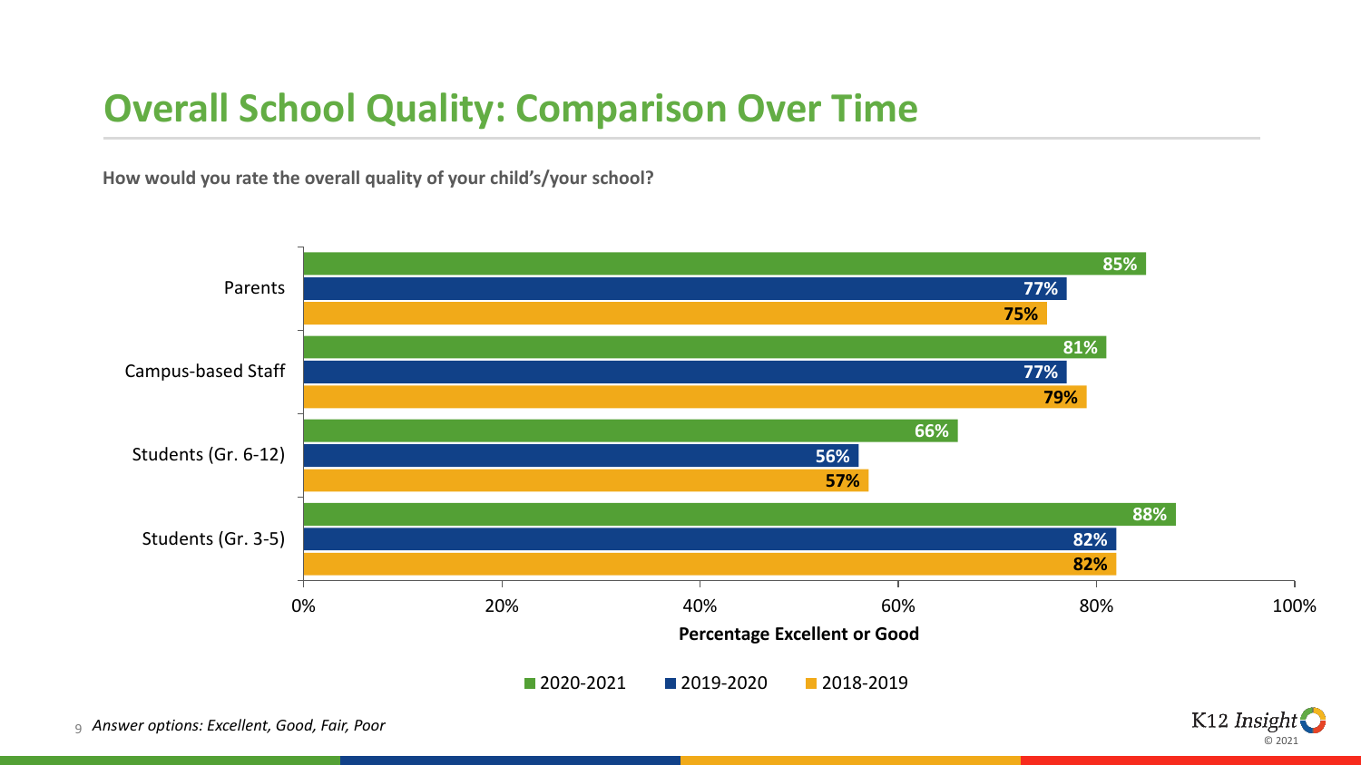# Overall School Quality: Comparison Over Time

**How would you rate the overall quality of your child's/your school?**

Percentage Excellent or Good

| | 2020-2021 | 2019-2020 | 2018-2019 |
|---|---|---|---|
| Parents | 85% | 77% | 75% |
| Campus-based Staff | 81% | 77% | 79% |
| Students (Gr. 6-12) | 66% | 56% | 57% |
| Students (Gr. 3-5) | 88% | 82% | 82% |

*Answer options: Excellent, Good, Fair, Poor*

K12 Insight © 2021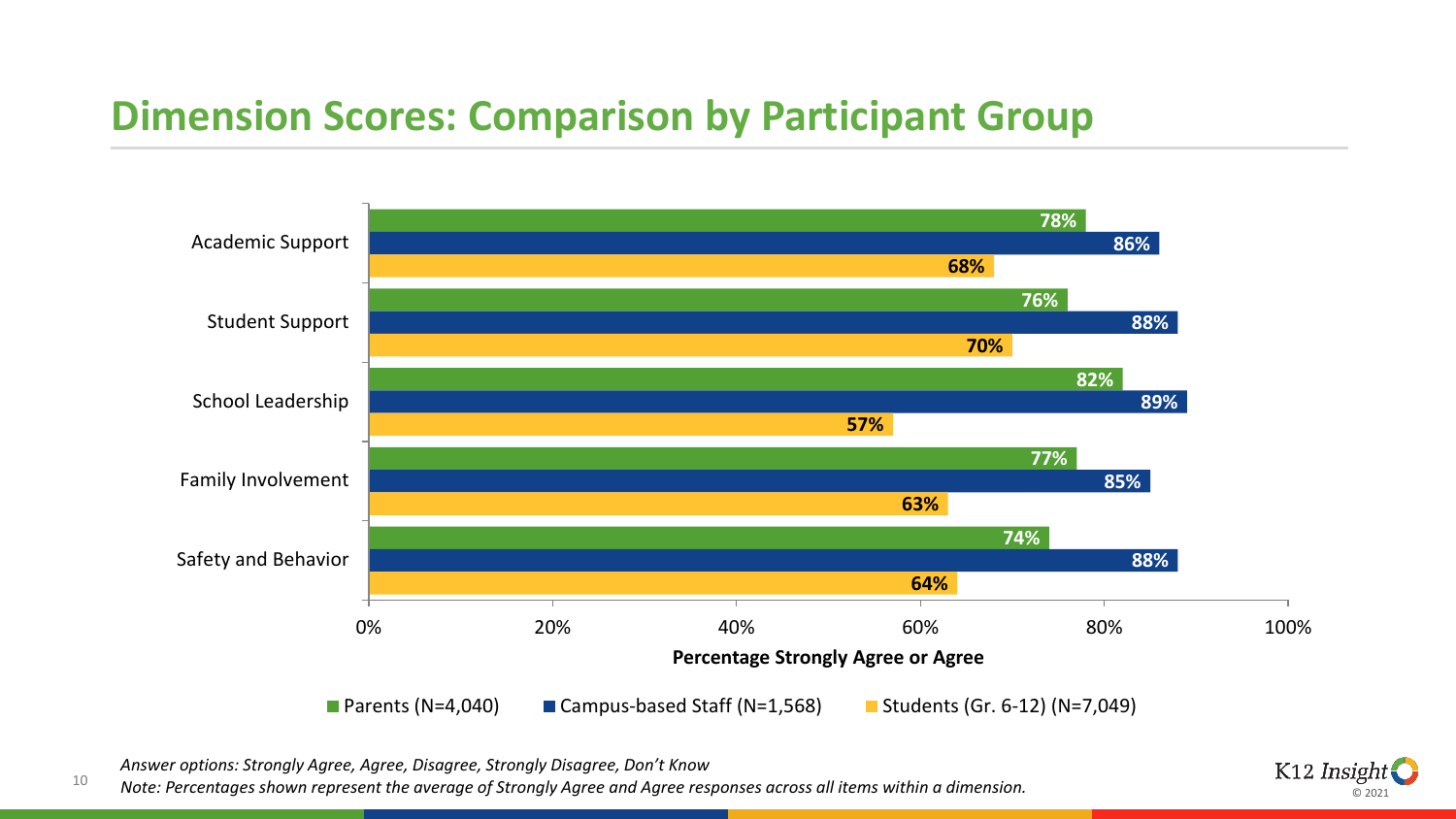# Dimension Scores: Comparison by Participant Group

| Dimension | Parents (N=4,040) | Campus-based Staff (N=1,568) | Students (Gr. 6-12) (N=7,049) |
|---|---|---|---|
| Academic Support | 78% | 86% | 68% |
| Student Support | 76% | 88% | 70% |
| School Leadership | 82% | 89% | 57% |
| Family Involvement | 77% | 85% | 63% |
| Safety and Behavior | 74% | 88% | 64% |

**Percentage Strongly Agree or Agree**

*Answer options: Strongly Agree, Agree, Disagree, Strongly Disagree, Don't Know*

*Note: Percentages shown represent the average of Strongly Agree and Agree responses across all items within a dimension.*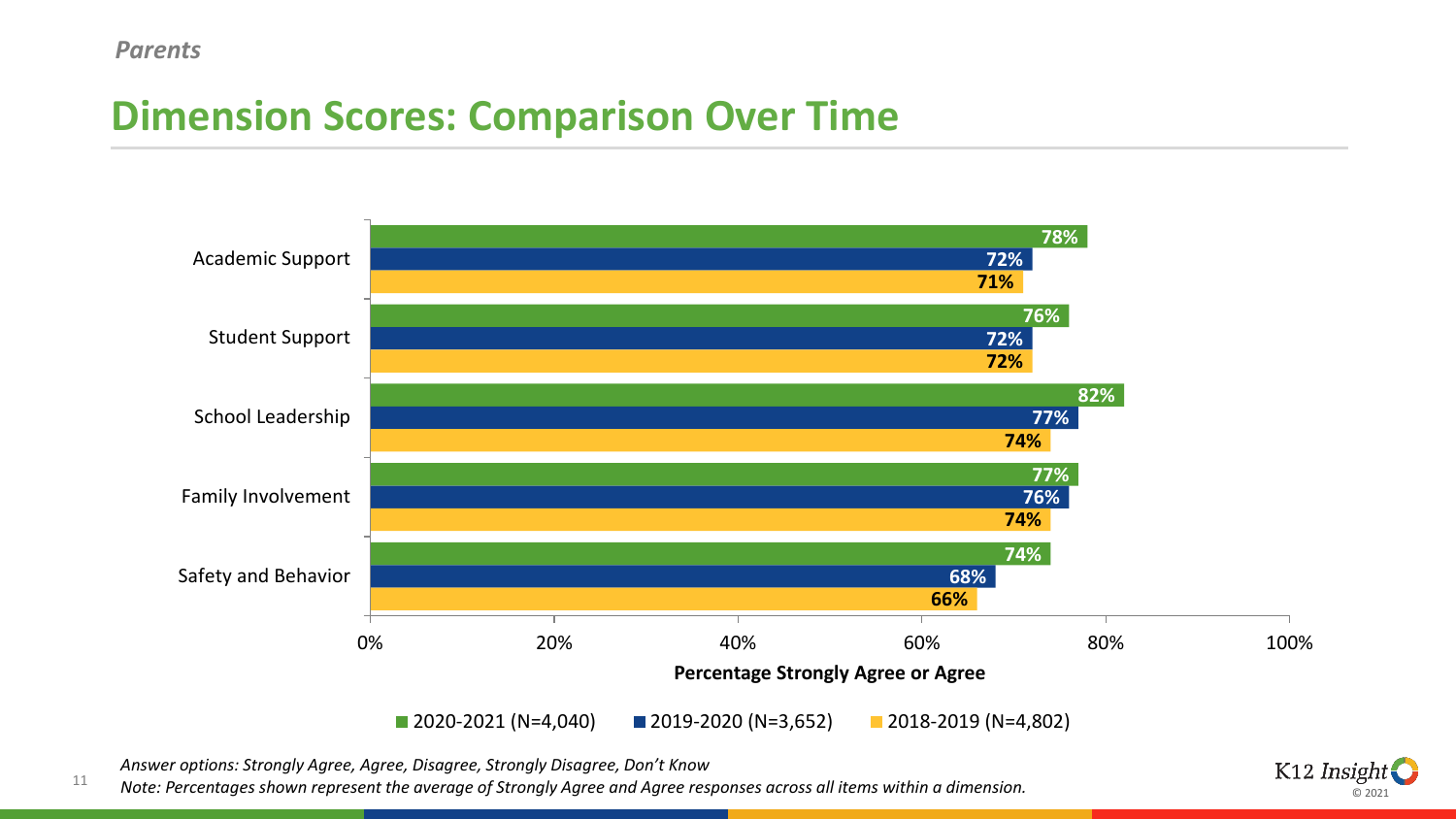*Parents*

# Dimension Scores: Comparison Over Time

| Dimension | 2020-2021 (N=4,040) | 2019-2020 (N=3,652) | 2018-2019 (N=4,802) |
| --- | --- | --- | --- |
| Academic Support | 78% | 72% | 71% |
| Student Support | 76% | 72% | 72% |
| School Leadership | 82% | 77% | 74% |
| Family Involvement | 77% | 76% | 74% |
| Safety and Behavior | 74% | 68% | 66% |

Percentage Strongly Agree or Agree

*Answer options: Strongly Agree, Agree, Disagree, Strongly Disagree, Don't Know*

*Note: Percentages shown represent the average of Strongly Agree and Agree responses across all items within a dimension.*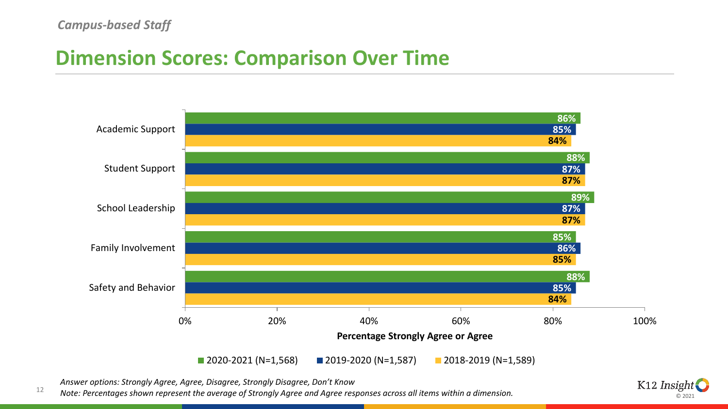*Campus-based Staff*

# Dimension Scores: Comparison Over Time

| Dimension | 2020-2021 (N=1,568) | 2019-2020 (N=1,587) | 2018-2019 (N=1,589) |
|---|---|---|---|
| Academic Support | 86% | 85% | 84% |
| Student Support | 88% | 87% | 87% |
| School Leadership | 89% | 87% | 87% |
| Family Involvement | 85% | 86% | 85% |
| Safety and Behavior | 88% | 85% | 84% |

**Percentage Strongly Agree or Agree**

*Answer options: Strongly Agree, Agree, Disagree, Strongly Disagree, Don't Know*

*Note: Percentages shown represent the average of Strongly Agree and Agree responses across all items within a dimension.*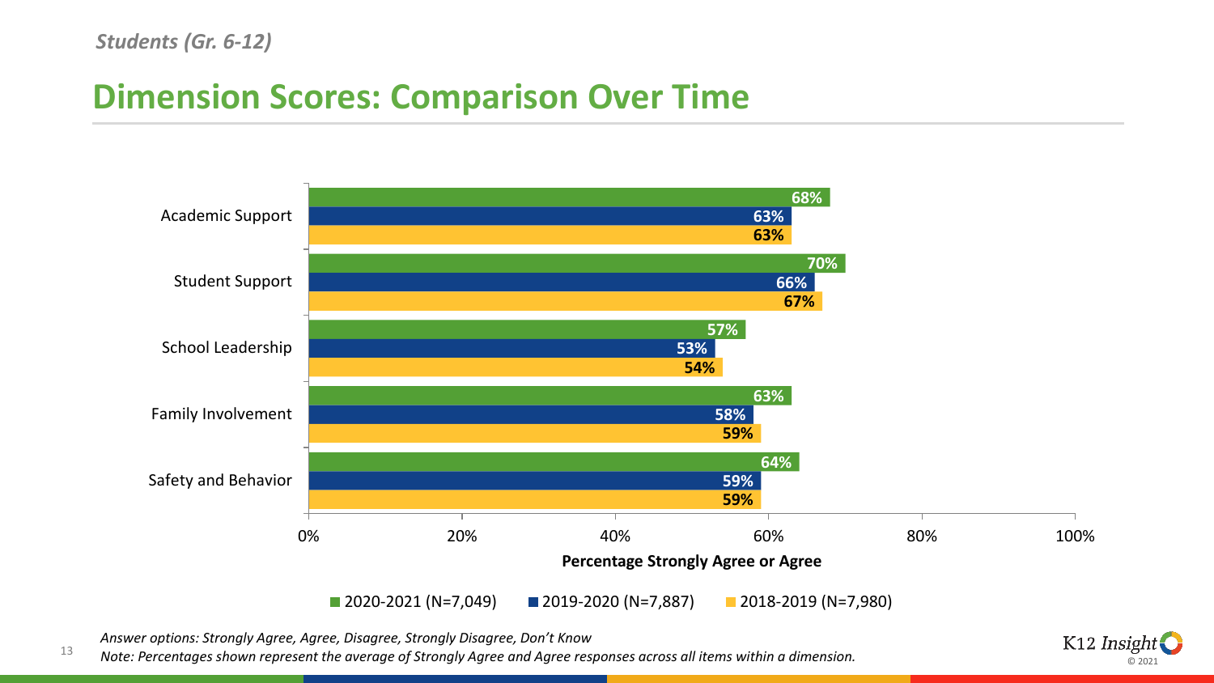*Students (Gr. 6-12)*

# Dimension Scores: Comparison Over Time

| Dimension | 2020-2021 (N=7,049) | 2019-2020 (N=7,887) | 2018-2019 (N=7,980) |
|---|---|---|---|
| Academic Support | 68% | 63% | 63% |
| Student Support | 70% | 66% | 67% |
| School Leadership | 57% | 53% | 54% |
| Family Involvement | 63% | 58% | 59% |
| Safety and Behavior | 64% | 59% | 59% |

**Percentage Strongly Agree or Agree**

*Answer options: Strongly Agree, Agree, Disagree, Strongly Disagree, Don't Know*

*Note: Percentages shown represent the average of Strongly Agree and Agree responses across all items within a dimension.*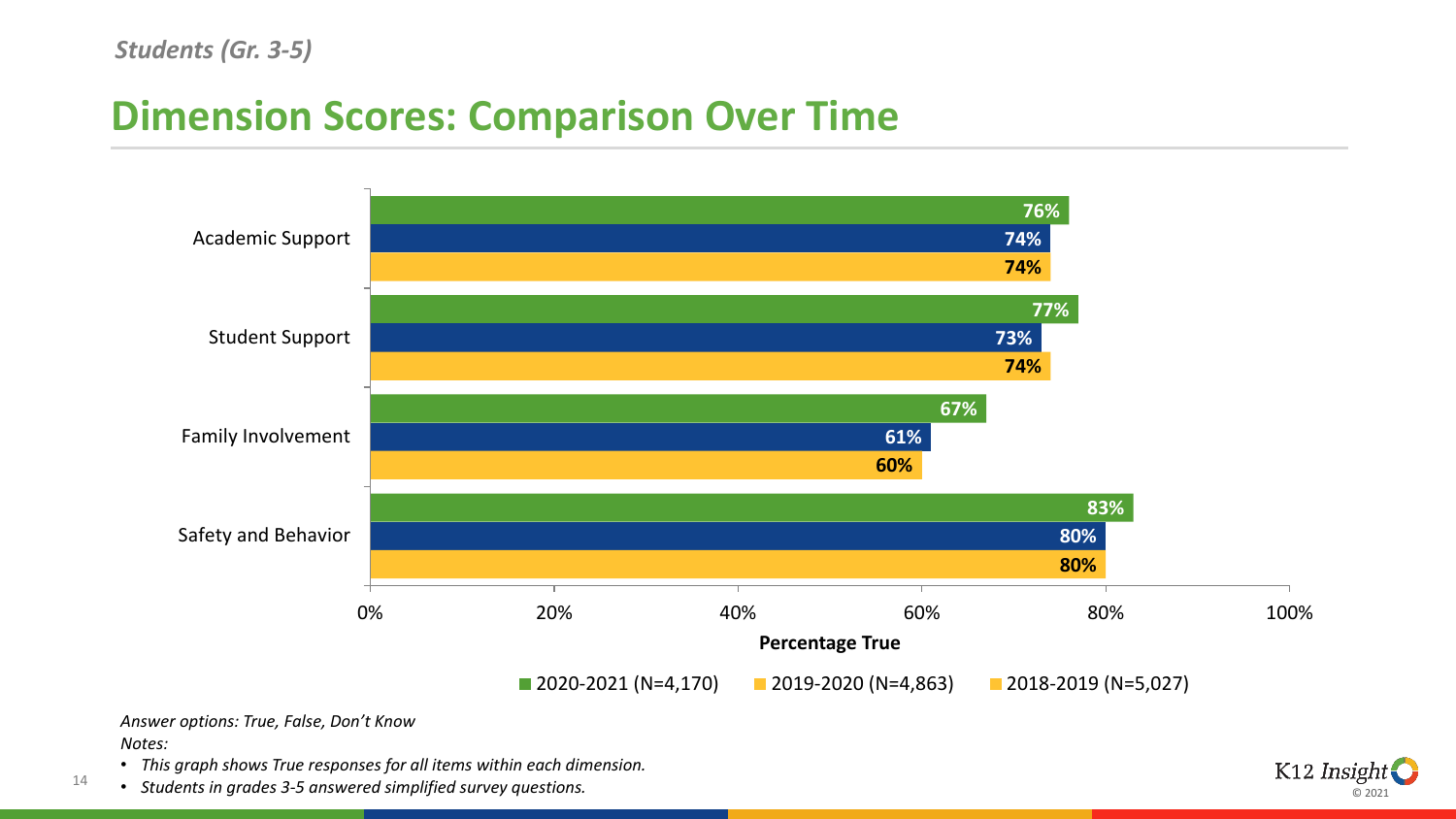*Students (Gr. 3-5)*

# Dimension Scores: Comparison Over Time

| Dimension | 2020-2021 (N=4,170) | 2019-2020 (N=4,863) | 2018-2019 (N=5,027) |
|---|---|---|---|
| Academic Support | 76% | 74% | 74% |
| Student Support | 77% | 73% | 74% |
| Family Involvement | 67% | 61% | 60% |
| Safety and Behavior | 83% | 80% | 80% |

**Percentage True**

*Answer options: True, False, Don't Know*

*Notes:*

- *This graph shows True responses for all items within each dimension.*
- *Students in grades 3-5 answered simplified survey questions.*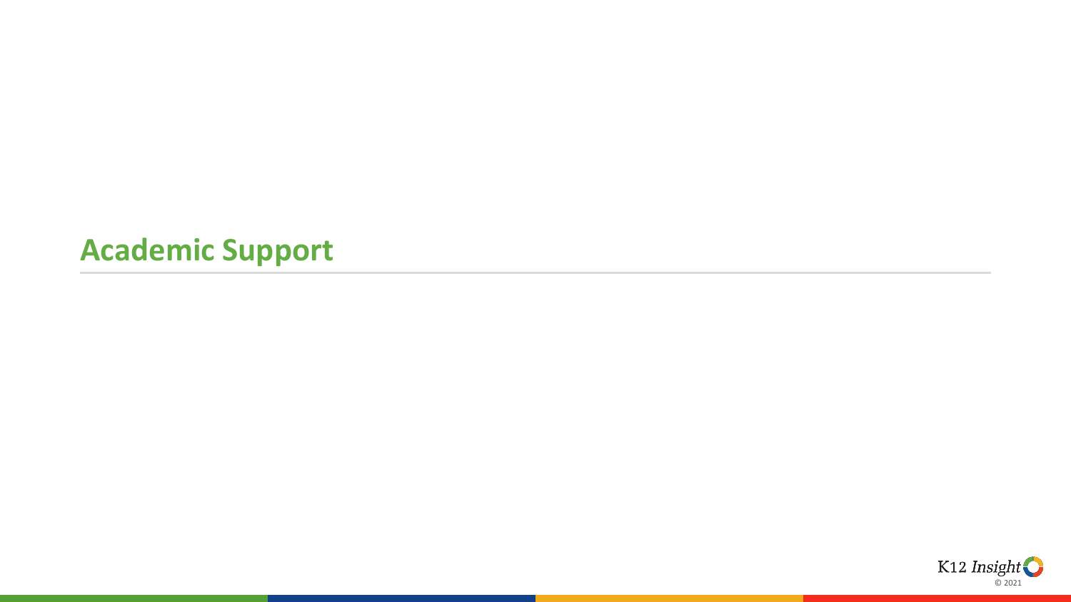# Academic Support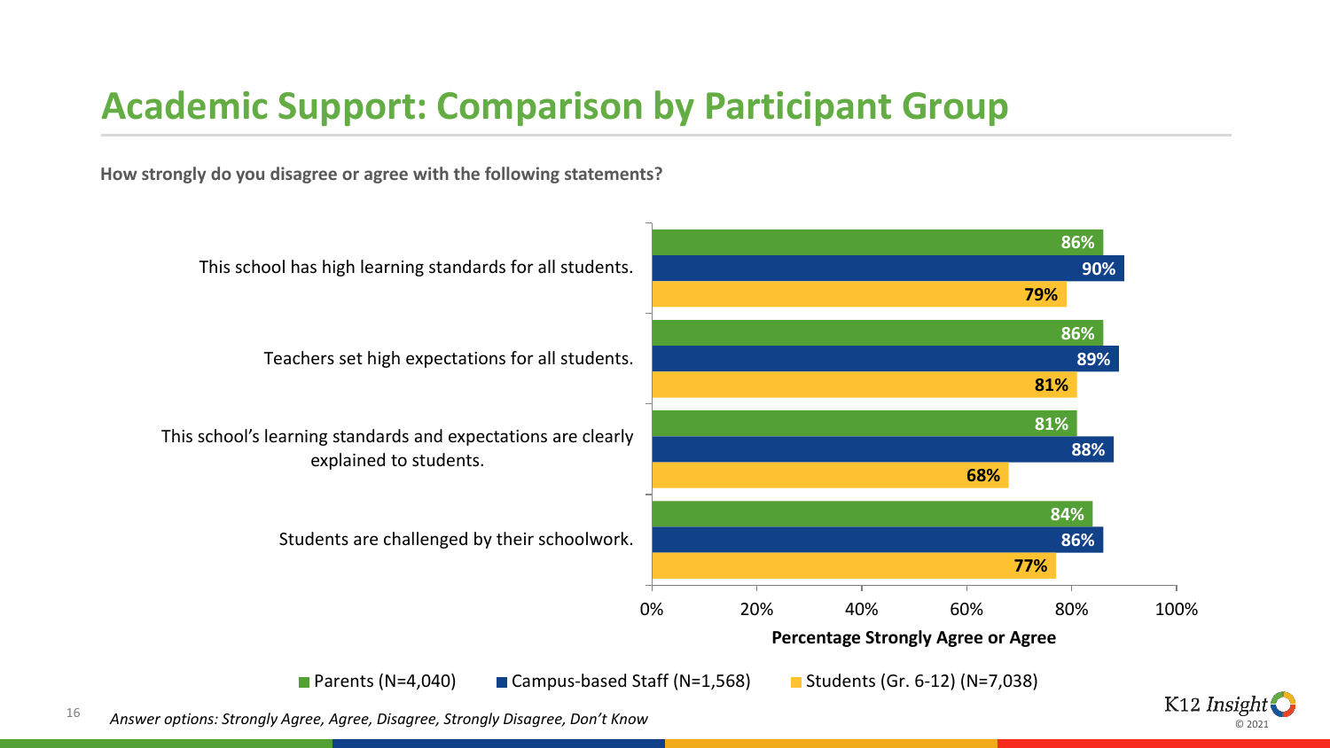# Academic Support: Comparison by Participant Group

**How strongly do you disagree or agree with the following statements?**

| Statement | Parents (N=4,040) | Campus-based Staff (N=1,568) | Students (Gr. 6-12) (N=7,038) |
|---|---|---|---|
| This school has high learning standards for all students. | 86% | 90% | 79% |
| Teachers set high expectations for all students. | 86% | 89% | 81% |
| This school's learning standards and expectations are clearly explained to students. | 81% | 88% | 68% |
| Students are challenged by their schoolwork. | 84% | 86% | 77% |

**Percentage Strongly Agree or Agree**

*Answer options: Strongly Agree, Agree, Disagree, Strongly Disagree, Don't Know*

K12 Insight © 2021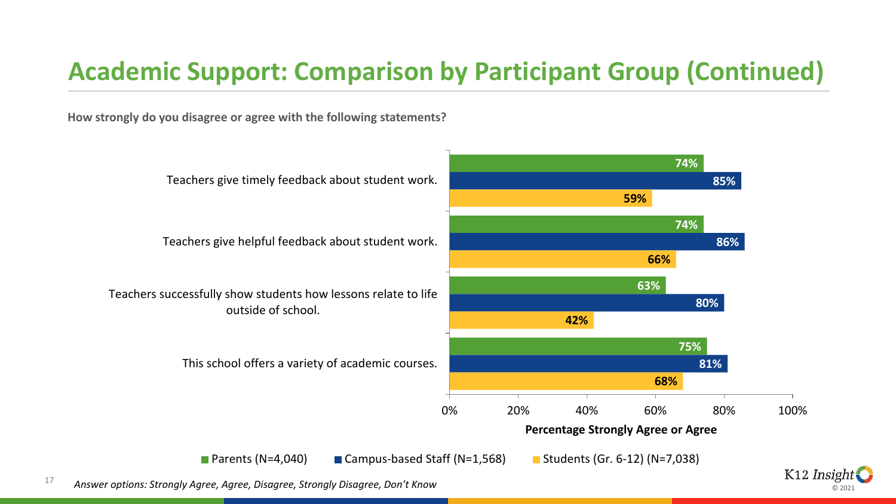# Academic Support: Comparison by Participant Group (Continued)

**How strongly do you disagree or agree with the following statements?**

| Statement | Parents (N=4,040) | Campus-based Staff (N=1,568) | Students (Gr. 6-12) (N=7,038) |
| --- | --- | --- | --- |
| Teachers give timely feedback about student work. | 74% | 85% | 59% |
| Teachers give helpful feedback about student work. | 74% | 86% | 66% |
| Teachers successfully show students how lessons relate to life outside of school. | 63% | 80% | 42% |
| This school offers a variety of academic courses. | 75% | 81% | 68% |

**Percentage Strongly Agree or Agree**

*Answer options: Strongly Agree, Agree, Disagree, Strongly Disagree, Don't Know*

K12 Insight © 2021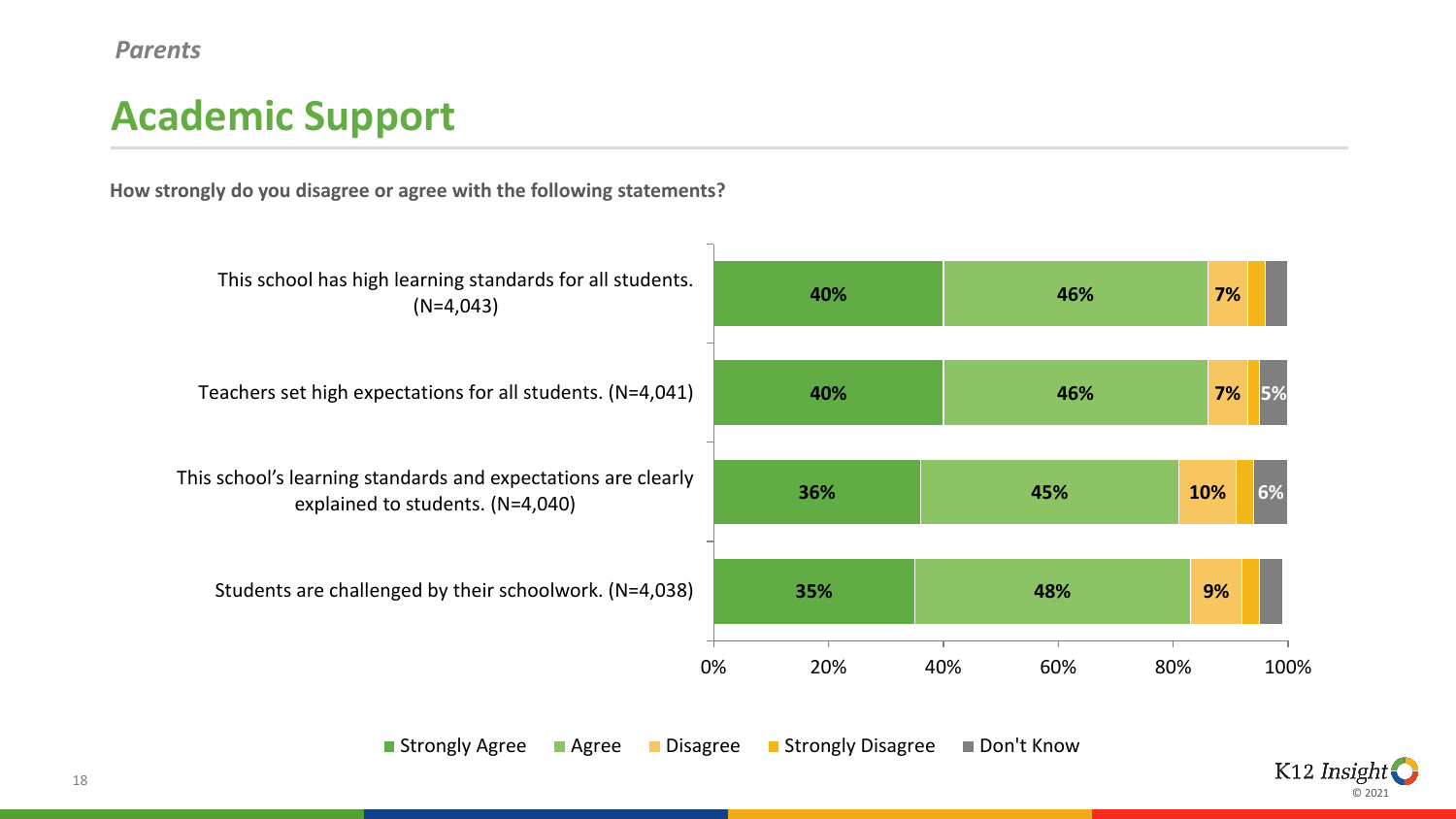*Parents*

# Academic Support

**How strongly do you disagree or agree with the following statements?**

| Statement | Strongly Agree | Agree | Disagree | Strongly Disagree | Don't Know |
|---|---|---|---|---|---|
| This school has high learning standards for all students. (N=4,043) | 40% | 46% | 7% | | |
| Teachers set high expectations for all students. (N=4,041) | 40% | 46% | 7% | | 5% |
| This school's learning standards and expectations are clearly explained to students. (N=4,040) | 36% | 45% | 10% | | 6% |
| Students are challenged by their schoolwork. (N=4,038) | 35% | 48% | 9% | | |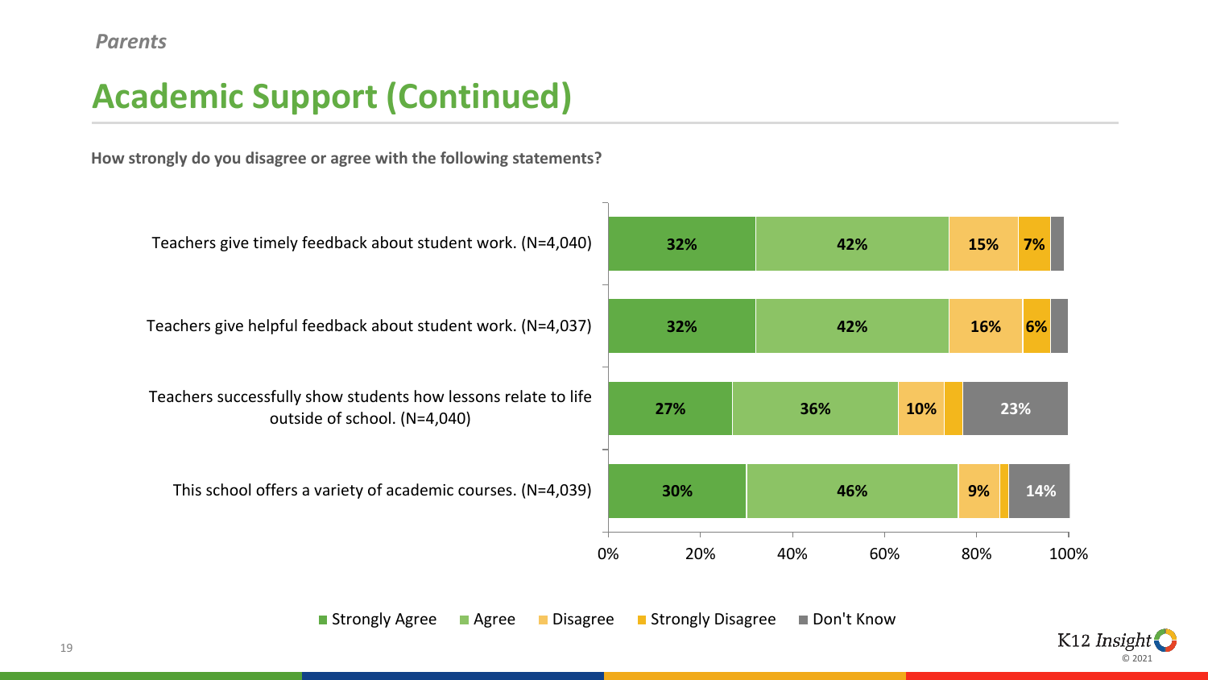*Parents*

# Academic Support (Continued)

**How strongly do you disagree or agree with the following statements?**

| Statement | Strongly Agree | Agree | Disagree | Strongly Disagree | Don't Know |
|---|---|---|---|---|---|
| Teachers give timely feedback about student work. (N=4,040) | 32% | 42% | 15% | 7% | |
| Teachers give helpful feedback about student work. (N=4,037) | 32% | 42% | 16% | 6% | |
| Teachers successfully show students how lessons relate to life outside of school. (N=4,040) | 27% | 36% | 10% | | 23% |
| This school offers a variety of academic courses. (N=4,039) | 30% | 46% | 9% | | 14% |

K12 Insight © 2021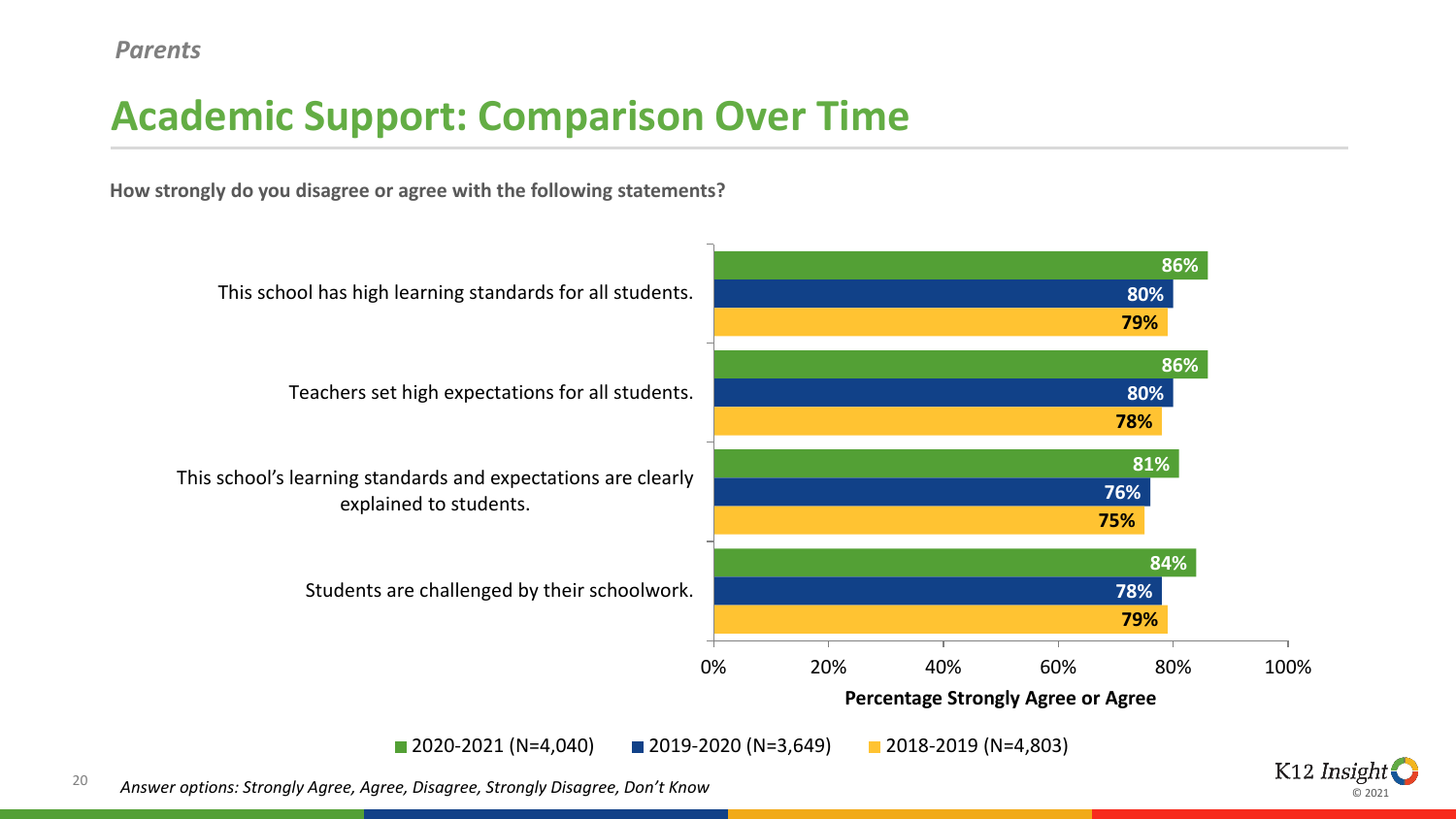*Parents*

# Academic Support: Comparison Over Time

**How strongly do you disagree or agree with the following statements?**

| Statement | 2020-2021 (N=4,040) | 2019-2020 (N=3,649) | 2018-2019 (N=4,803) |
| --- | --- | --- | --- |
| This school has high learning standards for all students. | 86% | 80% | 79% |
| Teachers set high expectations for all students. | 86% | 80% | 78% |
| This school's learning standards and expectations are clearly explained to students. | 81% | 76% | 75% |
| Students are challenged by their schoolwork. | 84% | 78% | 79% |

**Percentage Strongly Agree or Agree**

*Answer options: Strongly Agree, Agree, Disagree, Strongly Disagree, Don't Know*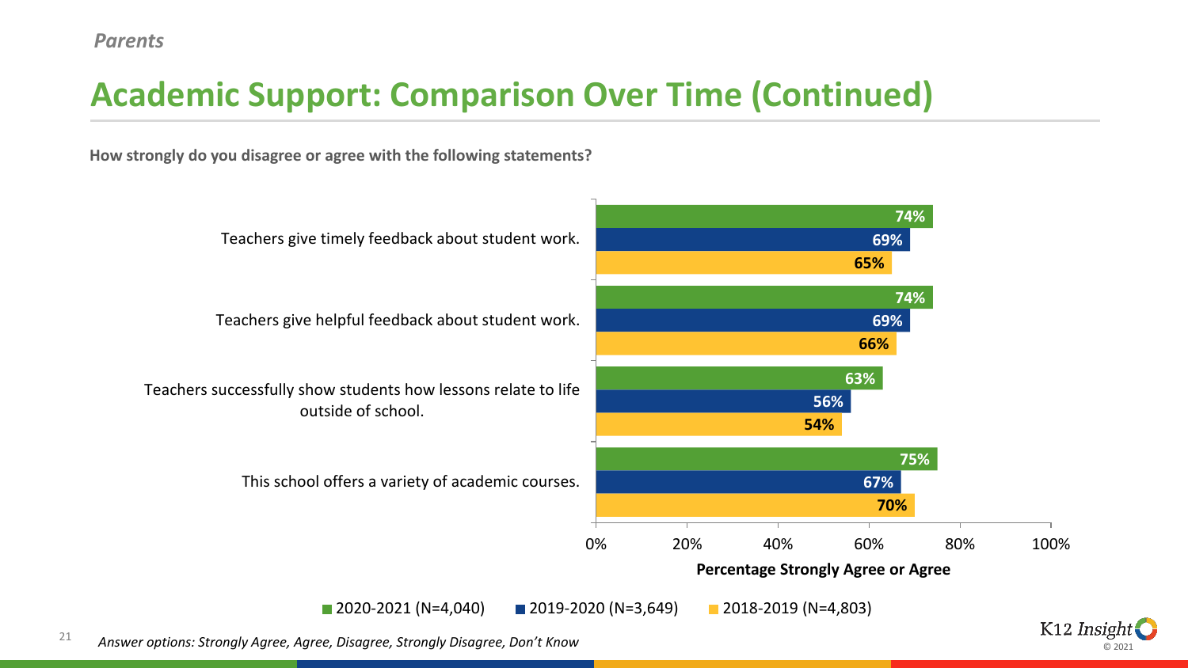*Parents*

# Academic Support: Comparison Over Time (Continued)

**How strongly do you disagree or agree with the following statements?**

| Statement | 2020-2021 (N=4,040) | 2019-2020 (N=3,649) | 2018-2019 (N=4,803) |
|---|---|---|---|
| Teachers give timely feedback about student work. | 74% | 69% | 65% |
| Teachers give helpful feedback about student work. | 74% | 69% | 66% |
| Teachers successfully show students how lessons relate to life outside of school. | 63% | 56% | 54% |
| This school offers a variety of academic courses. | 75% | 67% | 70% |

**Percentage Strongly Agree or Agree**

*Answer options: Strongly Agree, Agree, Disagree, Strongly Disagree, Don't Know*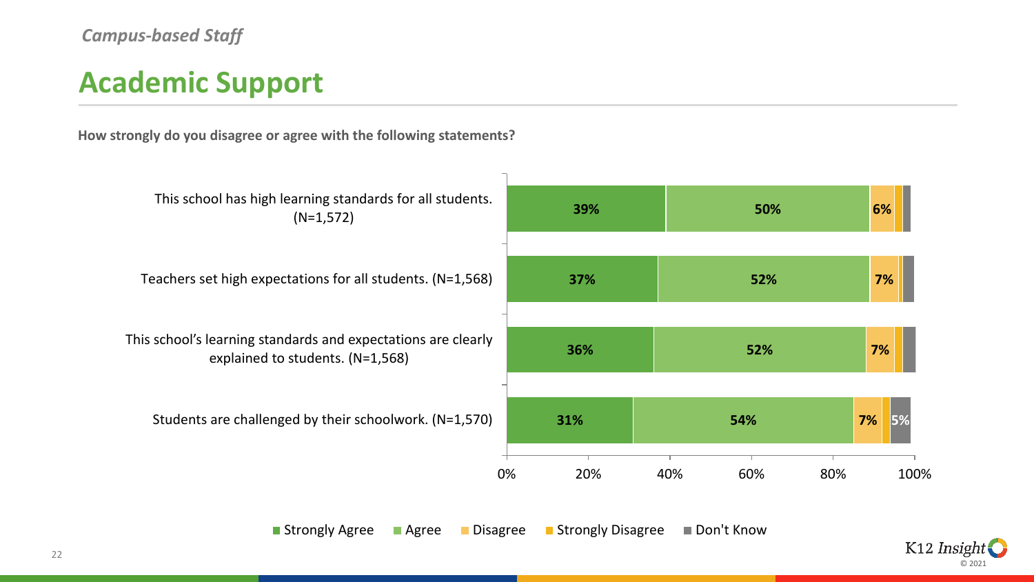*Campus-based Staff*

# Academic Support

**How strongly do you disagree or agree with the following statements?**

| Statement | Strongly Agree | Agree | Disagree | Strongly Disagree | Don't Know |
|---|---|---|---|---|---|
| This school has high learning standards for all students. (N=1,572) | 39% | 50% | 6% | | |
| Teachers set high expectations for all students. (N=1,568) | 37% | 52% | 7% | | |
| This school's learning standards and expectations are clearly explained to students. (N=1,568) | 36% | 52% | 7% | | |
| Students are challenged by their schoolwork. (N=1,570) | 31% | 54% | 7% | | 5% |

0% 20% 40% 60% 80% 100%

■ Strongly Agree ■ Agree ■ Disagree ■ Strongly Disagree ■ Don't Know

K12 Insight © 2021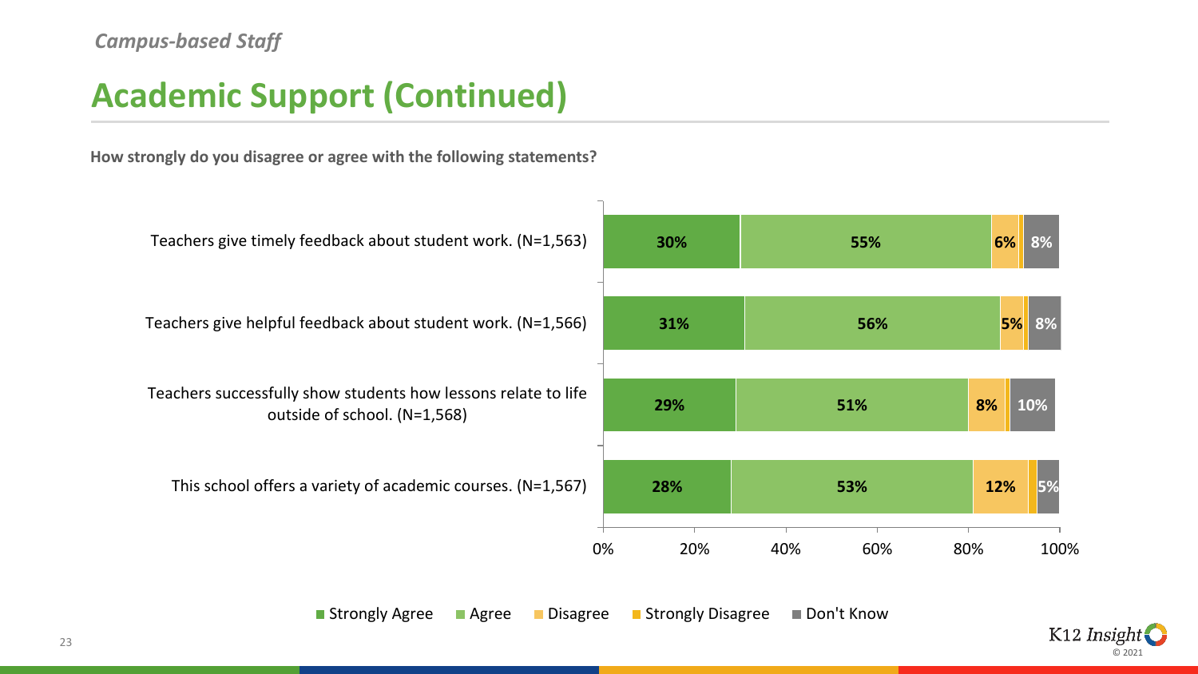*Campus-based Staff*

# Academic Support (Continued)

**How strongly do you disagree or agree with the following statements?**

| Statement | Strongly Agree | Agree | Disagree | Strongly Disagree | Don't Know |
|---|---|---|---|---|---|
| Teachers give timely feedback about student work. (N=1,563) | 30% | 55% | 6% | | 8% |
| Teachers give helpful feedback about student work. (N=1,566) | 31% | 56% | 5% | | 8% |
| Teachers successfully show students how lessons relate to life outside of school. (N=1,568) | 29% | 51% | 8% | | 10% |
| This school offers a variety of academic courses. (N=1,567) | 28% | 53% | 12% | | 5% |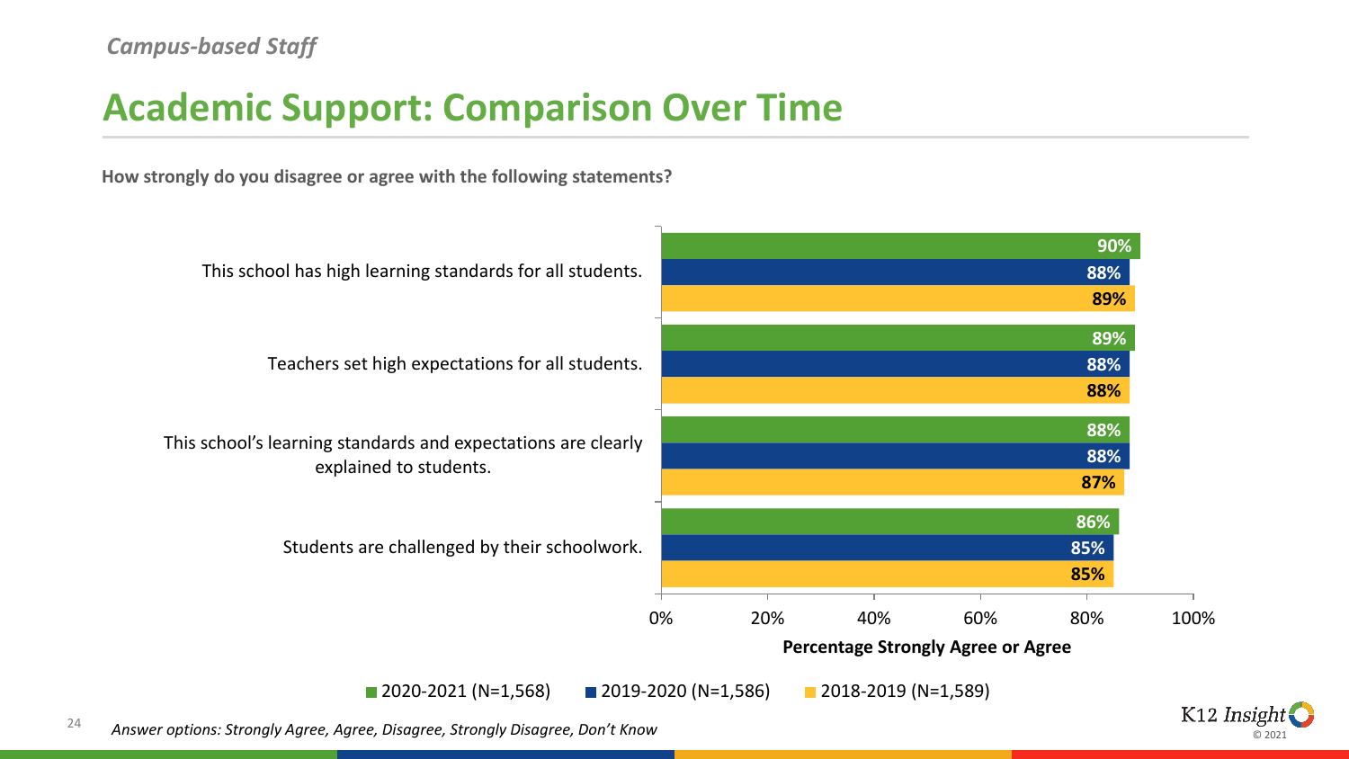*Campus-based Staff*

# Academic Support: Comparison Over Time

**How strongly do you disagree or agree with the following statements?**

| Statement | 2020-2021 (N=1,568) | 2019-2020 (N=1,586) | 2018-2019 (N=1,589) |
|---|---|---|---|
| This school has high learning standards for all students. | 90% | 88% | 89% |
| Teachers set high expectations for all students. | 89% | 88% | 88% |
| This school's learning standards and expectations are clearly explained to students. | 88% | 88% | 87% |
| Students are challenged by their schoolwork. | 86% | 85% | 85% |

Percentage Strongly Agree or Agree

*Answer options: Strongly Agree, Agree, Disagree, Strongly Disagree, Don't Know*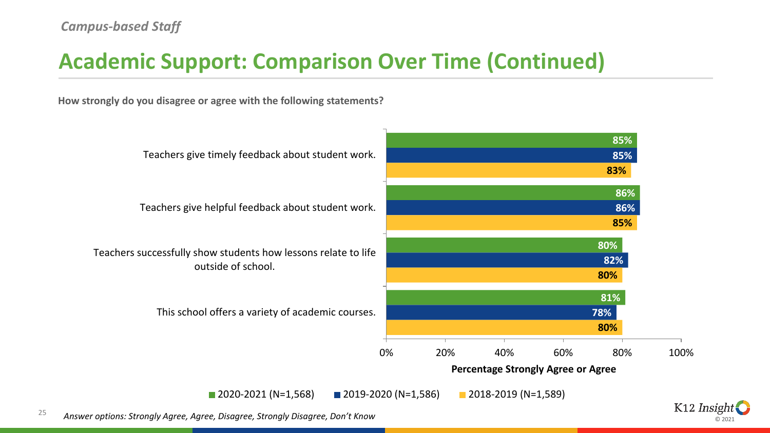*Campus-based Staff*

# Academic Support: Comparison Over Time (Continued)

**How strongly do you disagree or agree with the following statements?**

| Statement | 2020-2021 (N=1,568) | 2019-2020 (N=1,586) | 2018-2019 (N=1,589) |
| --- | --- | --- | --- |
| Teachers give timely feedback about student work. | 85% | 85% | 83% |
| Teachers give helpful feedback about student work. | 86% | 86% | 85% |
| Teachers successfully show students how lessons relate to life outside of school. | 80% | 82% | 80% |
| This school offers a variety of academic courses. | 81% | 78% | 80% |

**Percentage Strongly Agree or Agree**

*Answer options: Strongly Agree, Agree, Disagree, Strongly Disagree, Don't Know*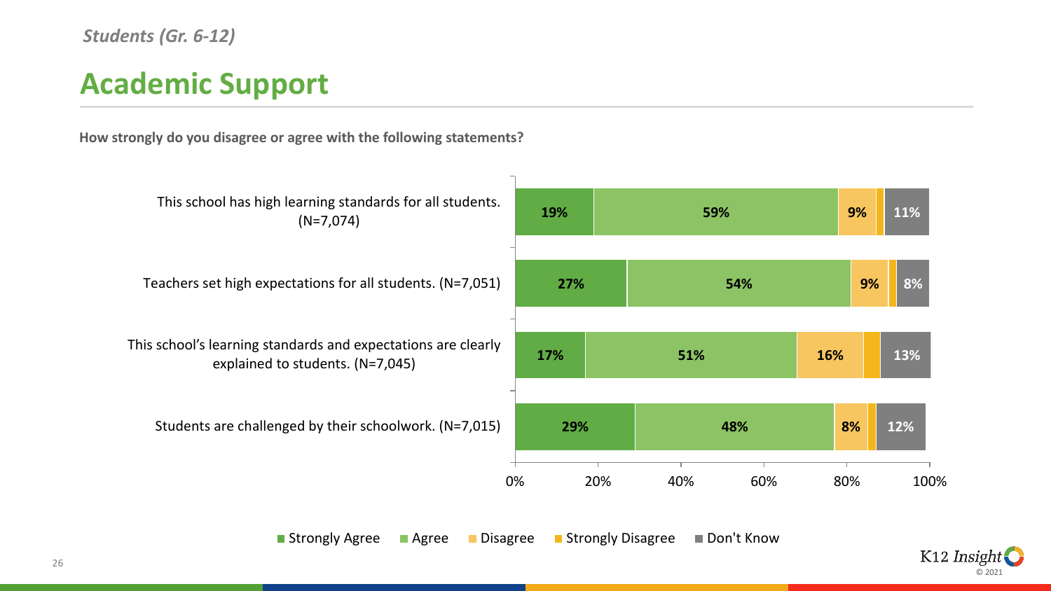*Students (Gr. 6-12)*

## Academic Support

**How strongly do you disagree or agree with the following statements?**

| Statement | Strongly Agree | Agree | Disagree | Strongly Disagree | Don't Know |
|---|---|---|---|---|---|
| This school has high learning standards for all students. (N=7,074) | 19% | 59% | 9% | | 11% |
| Teachers set high expectations for all students. (N=7,051) | 27% | 54% | 9% | | 8% |
| This school's learning standards and expectations are clearly explained to students. (N=7,045) | 17% | 51% | 16% | | 13% |
| Students are challenged by their schoolwork. (N=7,015) | 29% | 48% | 8% | | 12% |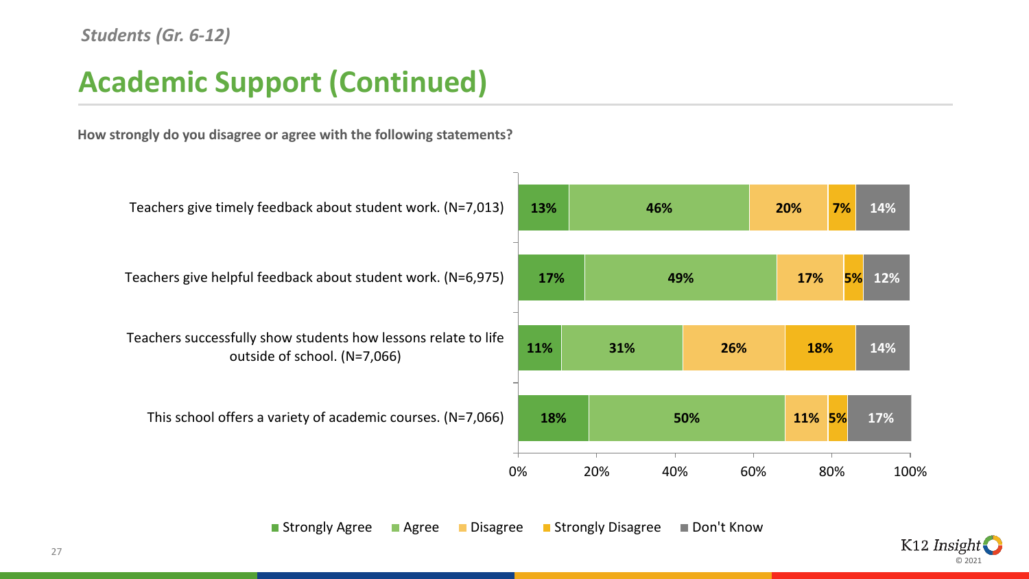*Students (Gr. 6-12)*

# Academic Support (Continued)

**How strongly do you disagree or agree with the following statements?**

| Statement | Strongly Agree | Agree | Disagree | Strongly Disagree | Don't Know |
|---|---|---|---|---|---|
| Teachers give timely feedback about student work. (N=7,013) | 13% | 46% | 20% | 7% | 14% |
| Teachers give helpful feedback about student work. (N=6,975) | 17% | 49% | 17% | 5% | 12% |
| Teachers successfully show students how lessons relate to life outside of school. (N=7,066) | 11% | 31% | 26% | 18% | 14% |
| This school offers a variety of academic courses. (N=7,066) | 18% | 50% | 11% | 5% | 17% |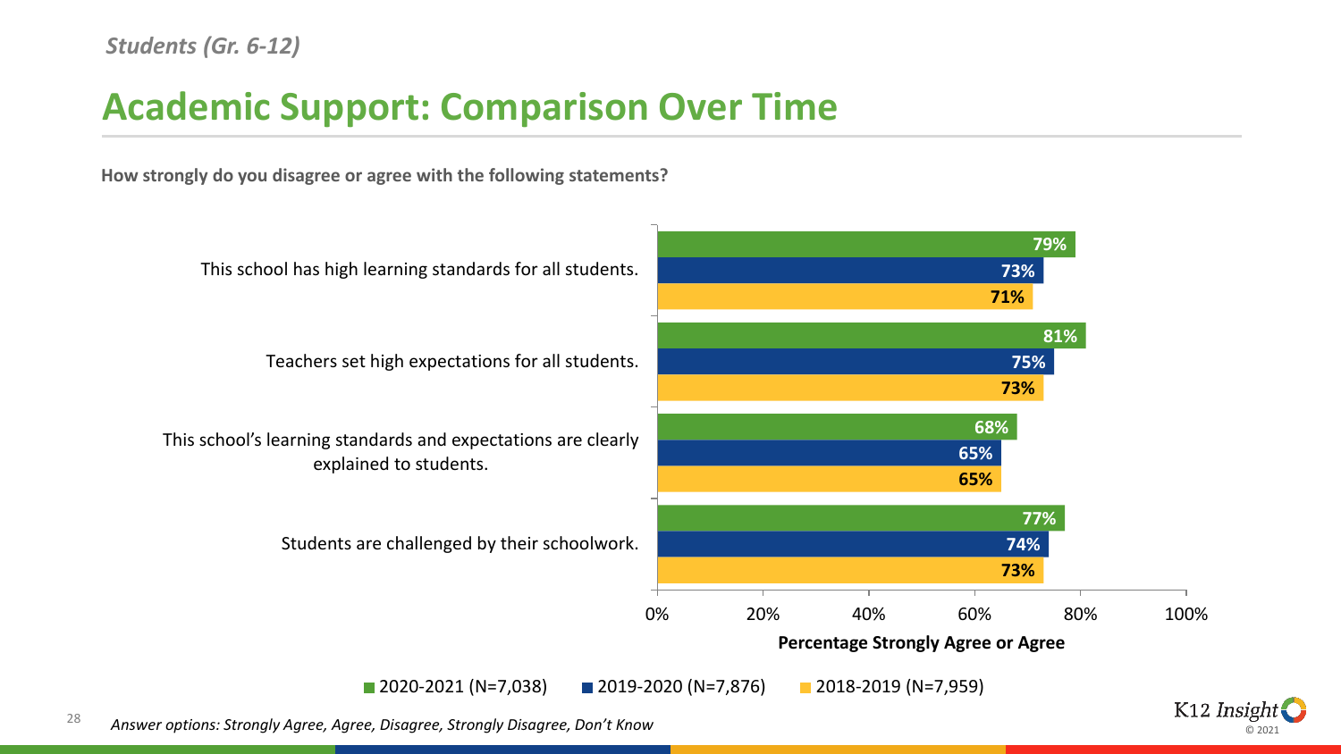*Students (Gr. 6-12)*

# Academic Support: Comparison Over Time

**How strongly do you disagree or agree with the following statements?**

| Statement | 2020-2021 (N=7,038) | 2019-2020 (N=7,876) | 2018-2019 (N=7,959) |
| --- | --- | --- | --- |
| This school has high learning standards for all students. | 79% | 73% | 71% |
| Teachers set high expectations for all students. | 81% | 75% | 73% |
| This school's learning standards and expectations are clearly explained to students. | 68% | 65% | 65% |
| Students are challenged by their schoolwork. | 77% | 74% | 73% |

**Percentage Strongly Agree or Agree**

*Answer options: Strongly Agree, Agree, Disagree, Strongly Disagree, Don't Know*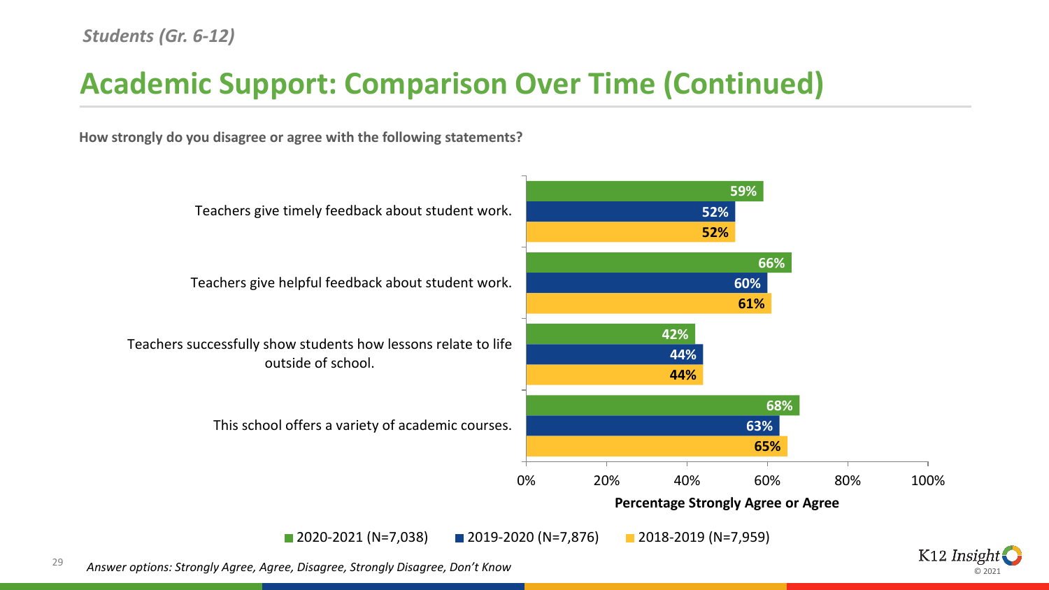*Students (Gr. 6-12)*

# Academic Support: Comparison Over Time (Continued)

**How strongly do you disagree or agree with the following statements?**

| Statement | 2020-2021 (N=7,038) | 2019-2020 (N=7,876) | 2018-2019 (N=7,959) |
|---|---|---|---|
| Teachers give timely feedback about student work. | 59% | 52% | 52% |
| Teachers give helpful feedback about student work. | 66% | 60% | 61% |
| Teachers successfully show students how lessons relate to life outside of school. | 42% | 44% | 44% |
| This school offers a variety of academic courses. | 68% | 63% | 65% |

**Percentage Strongly Agree or Agree**

*Answer options: Strongly Agree, Agree, Disagree, Strongly Disagree, Don't Know*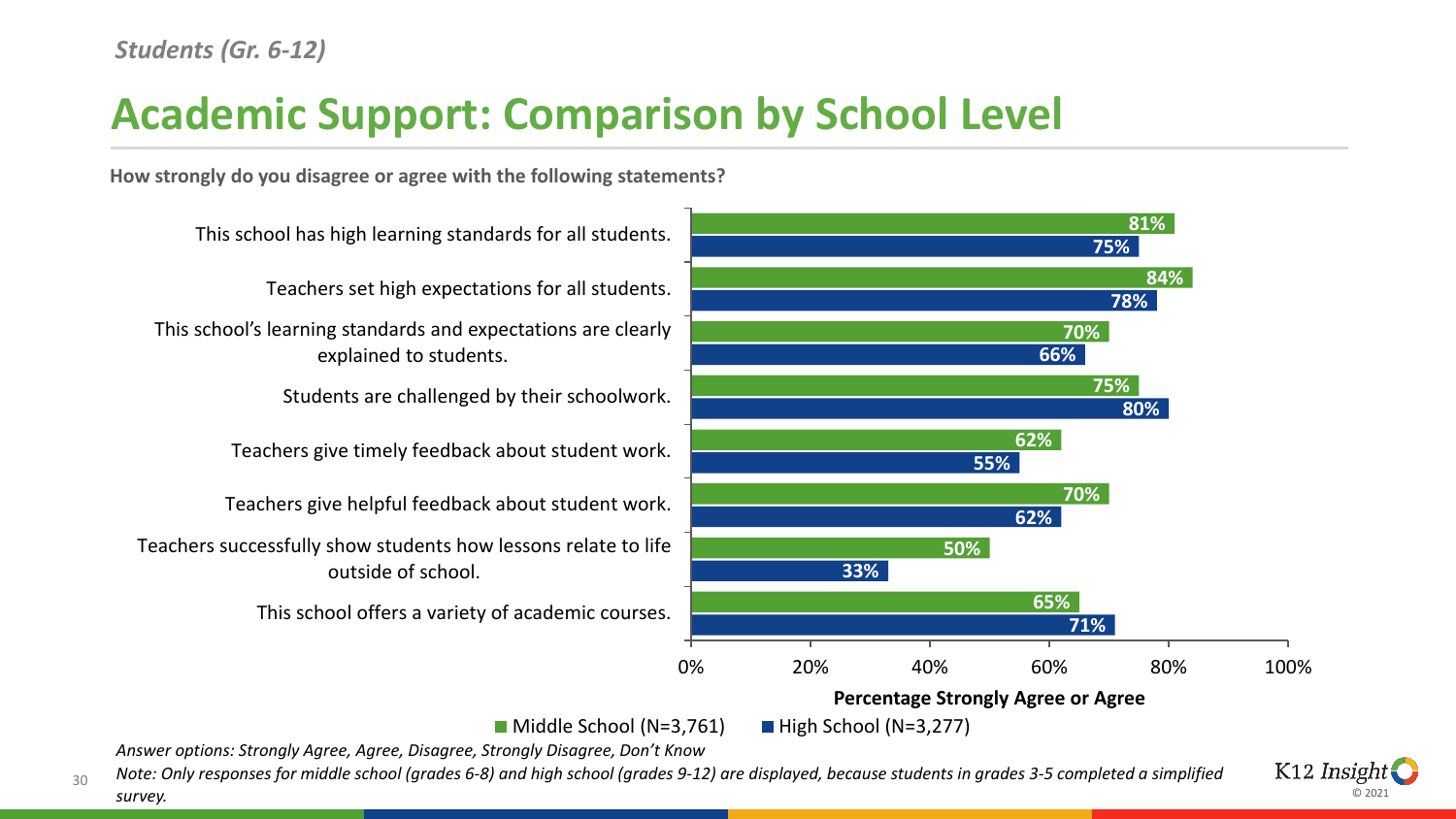*Students (Gr. 6-12)*

# Academic Support: Comparison by School Level

**How strongly do you disagree or agree with the following statements?**

| Statement | Middle School (N=3,761) | High School (N=3,277) |
|---|---|---|
| This school has high learning standards for all students. | 81% | 75% |
| Teachers set high expectations for all students. | 84% | 78% |
| This school's learning standards and expectations are clearly explained to students. | 70% | 66% |
| Students are challenged by their schoolwork. | 75% | 80% |
| Teachers give timely feedback about student work. | 62% | 55% |
| Teachers give helpful feedback about student work. | 70% | 62% |
| Teachers successfully show students how lessons relate to life outside of school. | 50% | 33% |
| This school offers a variety of academic courses. | 65% | 71% |

**Percentage Strongly Agree or Agree**

*Answer options: Strongly Agree, Agree, Disagree, Strongly Disagree, Don't Know*

*Note: Only responses for middle school (grades 6-8) and high school (grades 9-12) are displayed, because students in grades 3-5 completed a simplified survey.*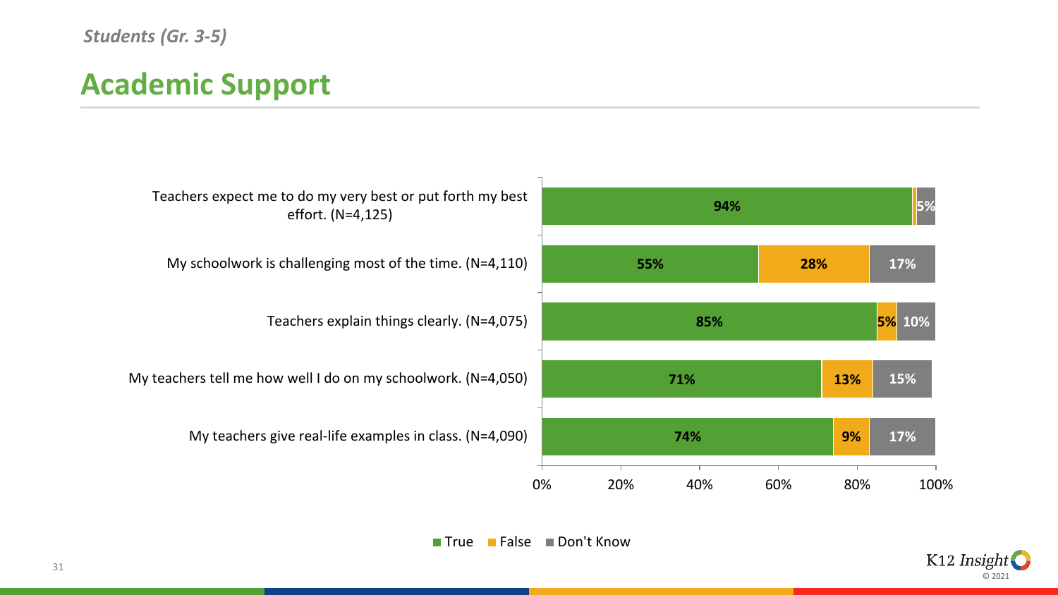*Students (Gr. 3-5)*

# Academic Support

| Statement | True | False | Don't Know |
| --- | --- | --- | --- |
| Teachers expect me to do my very best or put forth my best effort. (N=4,125) | 94% | | 5% |
| My schoolwork is challenging most of the time. (N=4,110) | 55% | 28% | 17% |
| Teachers explain things clearly. (N=4,075) | 85% | 5% | 10% |
| My teachers tell me how well I do on my schoolwork. (N=4,050) | 71% | 13% | 15% |
| My teachers give real-life examples in class. (N=4,090) | 74% | 9% | 17% |

K12 Insight © 2021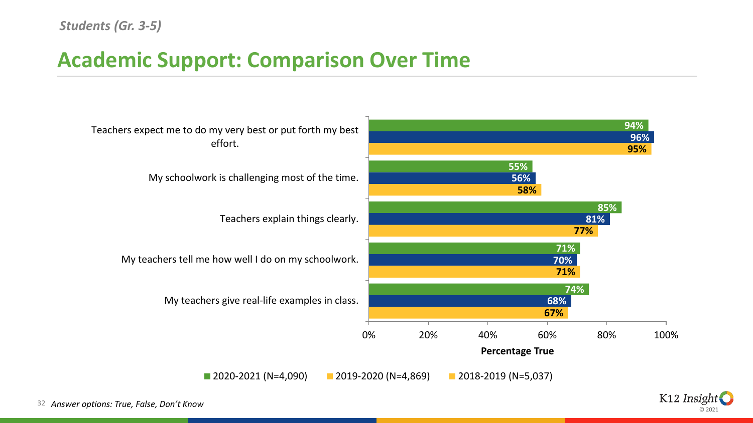*Students (Gr. 3-5)*

# Academic Support: Comparison Over Time

| Statement | 2020-2021 (N=4,090) | 2019-2020 (N=4,869) | 2018-2019 (N=5,037) |
|---|---|---|---|
| Teachers expect me to do my very best or put forth my best effort. | 94% | 96% | 95% |
| My schoolwork is challenging most of the time. | 55% | 56% | 58% |
| Teachers explain things clearly. | 85% | 81% | 77% |
| My teachers tell me how well I do on my schoolwork. | 71% | 70% | 71% |
| My teachers give real-life examples in class. | 74% | 68% | 67% |

Percentage True

*Answer options: True, False, Don't Know*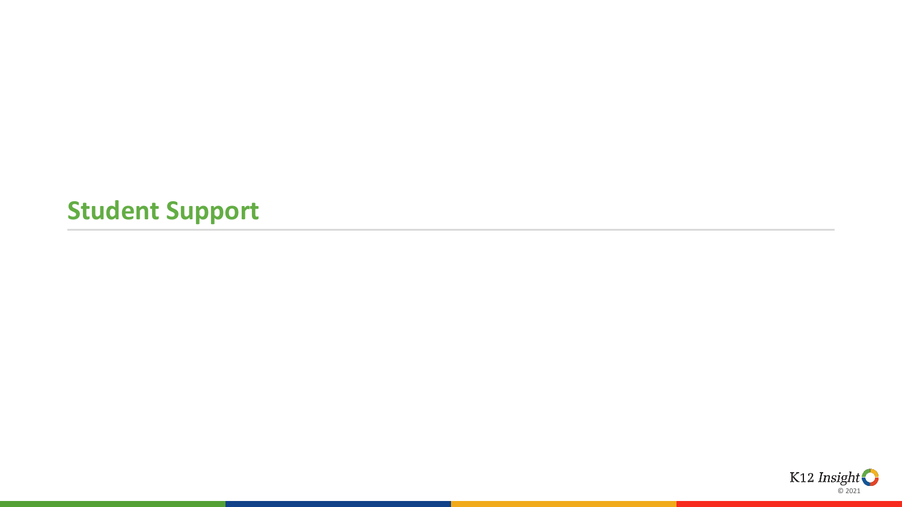# Student Support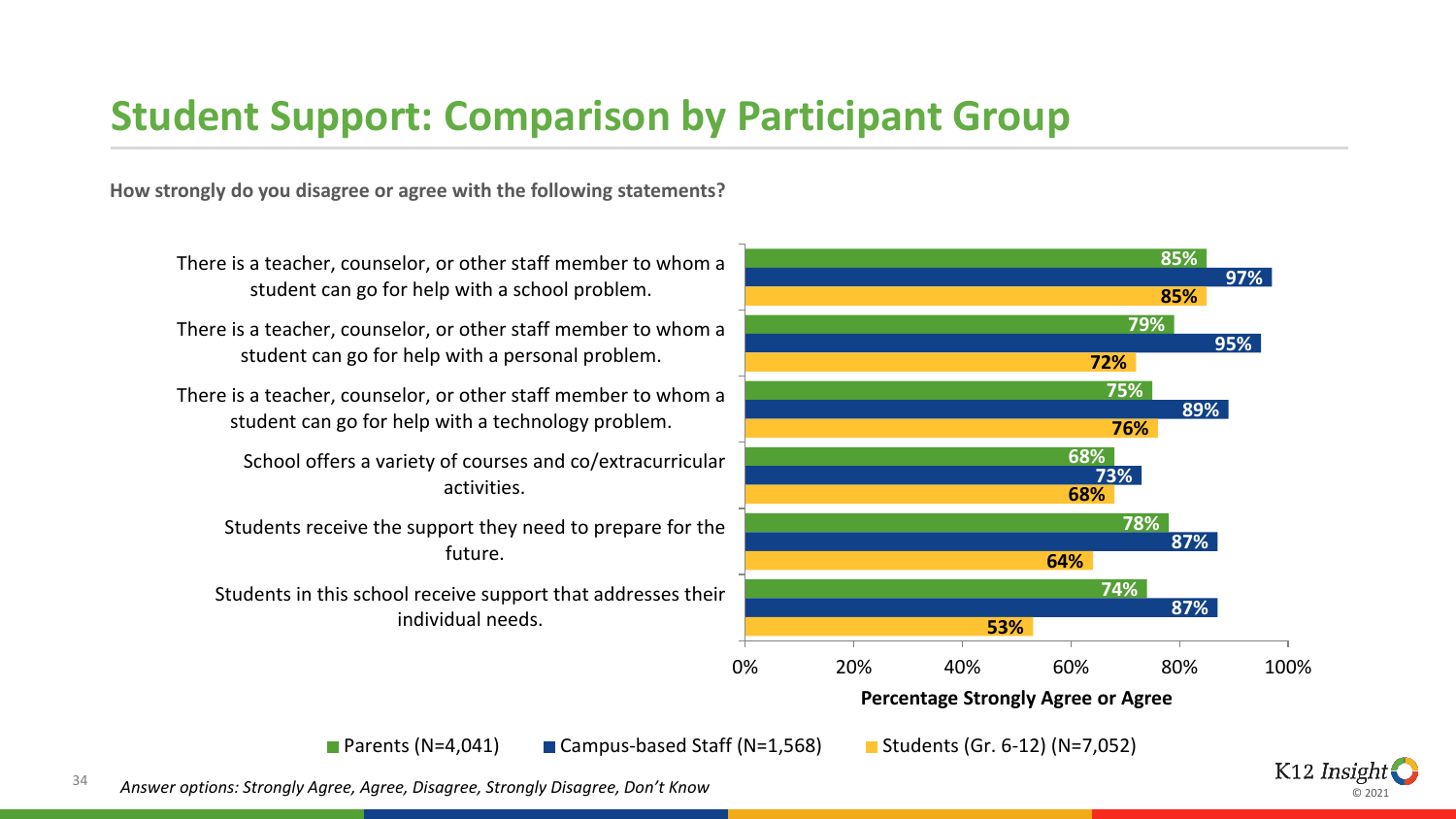# Student Support: Comparison by Participant Group

**How strongly do you disagree or agree with the following statements?**

| Statement | Parents (N=4,041) | Campus-based Staff (N=1,568) | Students (Gr. 6-12) (N=7,052) |
|---|---|---|---|
| There is a teacher, counselor, or other staff member to whom a student can go for help with a school problem. | 85% | 97% | 85% |
| There is a teacher, counselor, or other staff member to whom a student can go for help with a personal problem. | 79% | 95% | 72% |
| There is a teacher, counselor, or other staff member to whom a student can go for help with a technology problem. | 75% | 89% | 76% |
| School offers a variety of courses and co/extracurricular activities. | 68% | 73% | 68% |
| Students receive the support they need to prepare for the future. | 78% | 87% | 64% |
| Students in this school receive support that addresses their individual needs. | 74% | 87% | 53% |

**Percentage Strongly Agree or Agree**

*Answer options: Strongly Agree, Agree, Disagree, Strongly Disagree, Don't Know*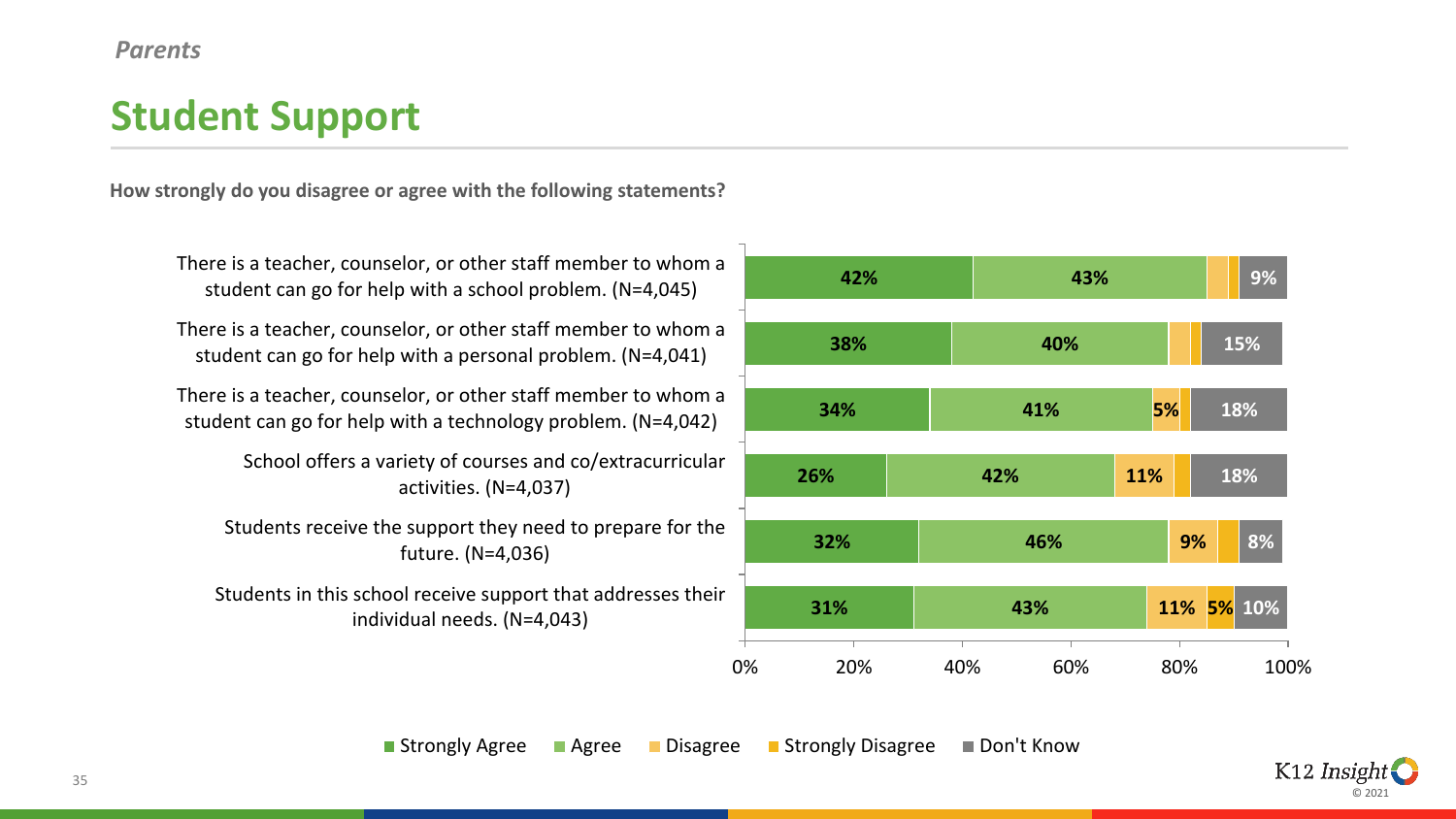*Parents*

# Student Support

**How strongly do you disagree or agree with the following statements?**

| Statement | Strongly Agree | Agree | Disagree | Strongly Disagree | Don't Know |
|---|---|---|---|---|---|
| There is a teacher, counselor, or other staff member to whom a student can go for help with a school problem. (N=4,045) | 42% | 43% | | | 9% |
| There is a teacher, counselor, or other staff member to whom a student can go for help with a personal problem. (N=4,041) | 38% | 40% | | | 15% |
| There is a teacher, counselor, or other staff member to whom a student can go for help with a technology problem. (N=4,042) | 34% | 41% | 5% | | 18% |
| School offers a variety of courses and co/extracurricular activities. (N=4,037) | 26% | 42% | 11% | | 18% |
| Students receive the support they need to prepare for the future. (N=4,036) | 32% | 46% | 9% | | 8% |
| Students in this school receive support that addresses their individual needs. (N=4,043) | 31% | 43% | 11% | 5% | 10% |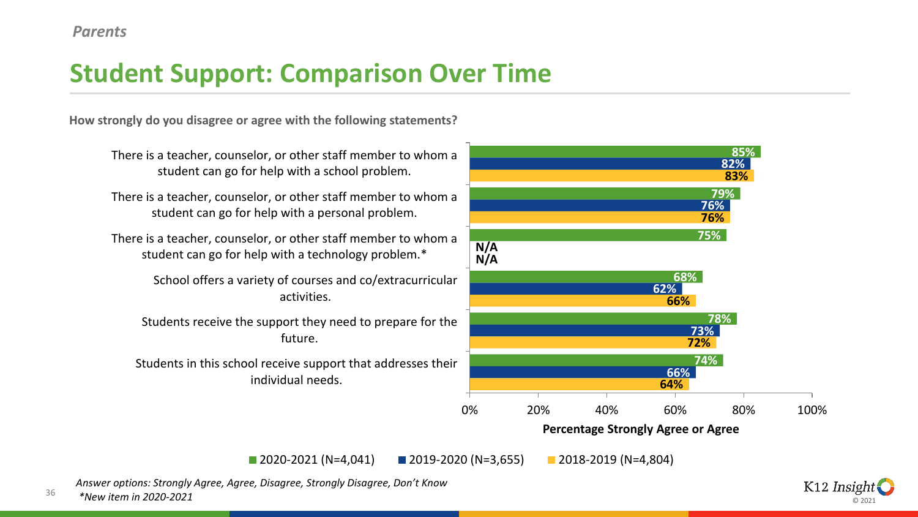*Parents*

# Student Support: Comparison Over Time

**How strongly do you disagree or agree with the following statements?**

| Statement | 2020-2021 (N=4,041) | 2019-2020 (N=3,655) | 2018-2019 (N=4,804) |
|---|---|---|---|
| There is a teacher, counselor, or other staff member to whom a student can go for help with a school problem. | 85% | 82% | 83% |
| There is a teacher, counselor, or other staff member to whom a student can go for help with a personal problem. | 79% | 76% | 76% |
| There is a teacher, counselor, or other staff member to whom a student can go for help with a technology problem.* | 75% | N/A | N/A |
| School offers a variety of courses and co/extracurricular activities. | 68% | 62% | 66% |
| Students receive the support they need to prepare for the future. | 78% | 73% | 72% |
| Students in this school receive support that addresses their individual needs. | 74% | 66% | 64% |

**Percentage Strongly Agree or Agree**

*Answer options: Strongly Agree, Agree, Disagree, Strongly Disagree, Don't Know*

**New item in 2020-2021*

K12 Insight © 2021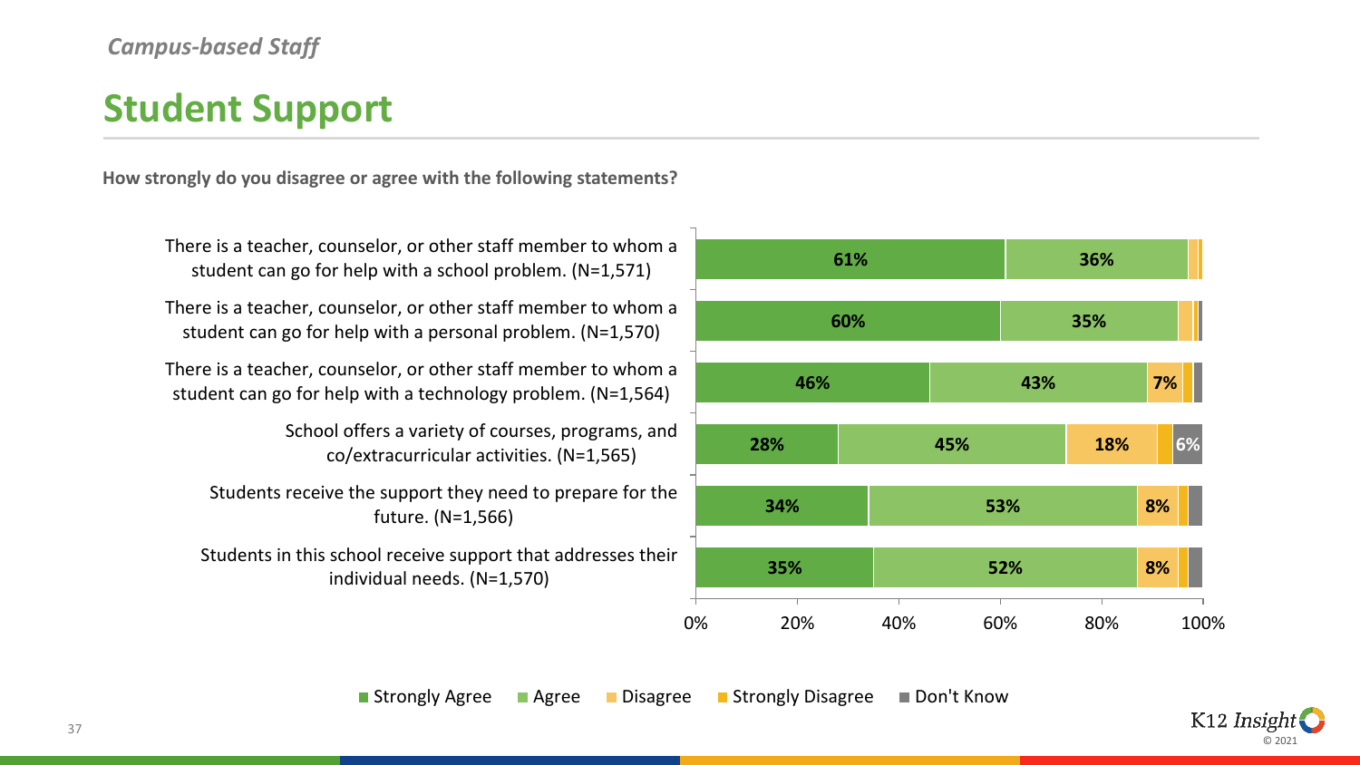*Campus-based Staff*

# Student Support

**How strongly do you disagree or agree with the following statements?**

| Statement | Strongly Agree | Agree | Disagree | Strongly Disagree | Don't Know |
|---|---|---|---|---|---|
| There is a teacher, counselor, or other staff member to whom a student can go for help with a school problem. (N=1,571) | 61% | 36% | | | |
| There is a teacher, counselor, or other staff member to whom a student can go for help with a personal problem. (N=1,570) | 60% | 35% | | | |
| There is a teacher, counselor, or other staff member to whom a student can go for help with a technology problem. (N=1,564) | 46% | 43% | 7% | | |
| School offers a variety of courses, programs, and co/extracurricular activities. (N=1,565) | 28% | 45% | 18% | | 6% |
| Students receive the support they need to prepare for the future. (N=1,566) | 34% | 53% | 8% | | |
| Students in this school receive support that addresses their individual needs. (N=1,570) | 35% | 52% | 8% | | |

■ Strongly Agree ■ Agree ■ Disagree ■ Strongly Disagree ■ Don't Know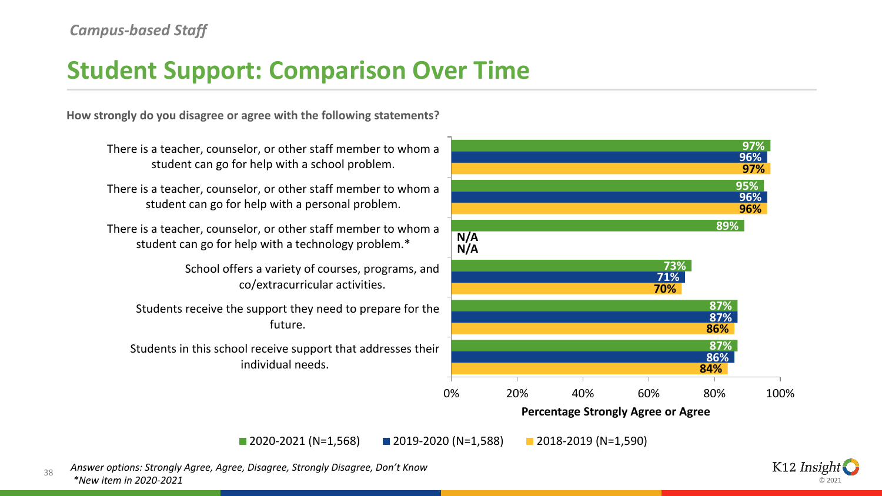*Campus-based Staff*

# Student Support: Comparison Over Time

**How strongly do you disagree or agree with the following statements?**

| Statement | 2020-2021 (N=1,568) | 2019-2020 (N=1,588) | 2018-2019 (N=1,590) |
|---|---|---|---|
| There is a teacher, counselor, or other staff member to whom a student can go for help with a school problem. | 97% | 96% | 97% |
| There is a teacher, counselor, or other staff member to whom a student can go for help with a personal problem. | 95% | 96% | 96% |
| There is a teacher, counselor, or other staff member to whom a student can go for help with a technology problem.* | 89% | N/A | N/A |
| School offers a variety of courses, programs, and co/extracurricular activities. | 73% | 71% | 70% |
| Students receive the support they need to prepare for the future. | 87% | 87% | 86% |
| Students in this school receive support that addresses their individual needs. | 87% | 86% | 84% |

**Percentage Strongly Agree or Agree**

*Answer options: Strongly Agree, Agree, Disagree, Strongly Disagree, Don't Know*
*\*New item in 2020-2021*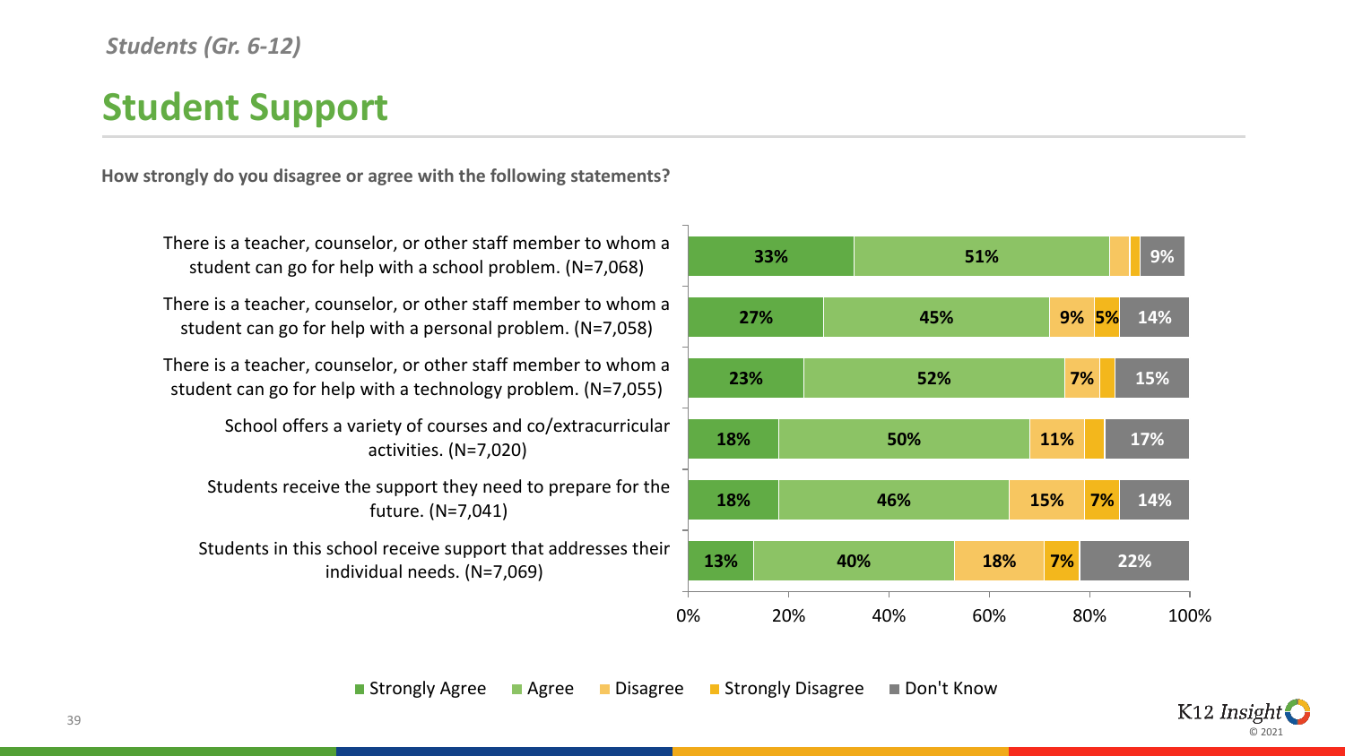*Students (Gr. 6-12)*

# Student Support

**How strongly do you disagree or agree with the following statements?**

| Statement | Strongly Agree | Agree | Disagree | Strongly Disagree | Don't Know |
|---|---|---|---|---|---|
| There is a teacher, counselor, or other staff member to whom a student can go for help with a school problem. (N=7,068) | 33% | 51% | | | 9% |
| There is a teacher, counselor, or other staff member to whom a student can go for help with a personal problem. (N=7,058) | 27% | 45% | 9% | 5% | 14% |
| There is a teacher, counselor, or other staff member to whom a student can go for help with a technology problem. (N=7,055) | 23% | 52% | 7% | | 15% |
| School offers a variety of courses and co/extracurricular activities. (N=7,020) | 18% | 50% | 11% | | 17% |
| Students receive the support they need to prepare for the future. (N=7,041) | 18% | 46% | 15% | 7% | 14% |
| Students in this school receive support that addresses their individual needs. (N=7,069) | 13% | 40% | 18% | 7% | 22% |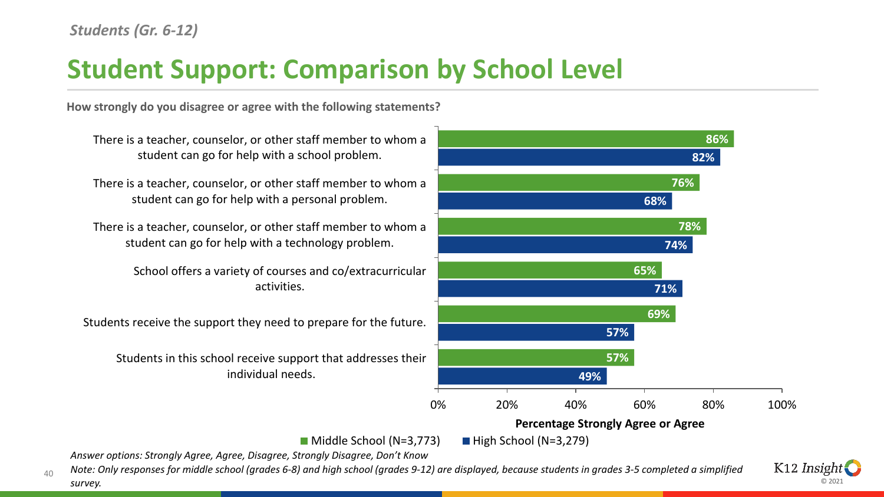*Students (Gr. 6-12)*

# Student Support: Comparison by School Level

**How strongly do you disagree or agree with the following statements?**

| Statement | Middle School (N=3,773) | High School (N=3,279) |
|---|---|---|
| There is a teacher, counselor, or other staff member to whom a student can go for help with a school problem. | 86% | 82% |
| There is a teacher, counselor, or other staff member to whom a student can go for help with a personal problem. | 76% | 68% |
| There is a teacher, counselor, or other staff member to whom a student can go for help with a technology problem. | 78% | 74% |
| School offers a variety of courses and co/extracurricular activities. | 65% | 71% |
| Students receive the support they need to prepare for the future. | 69% | 57% |
| Students in this school receive support that addresses their individual needs. | 57% | 49% |

**Percentage Strongly Agree or Agree**

*Answer options: Strongly Agree, Agree, Disagree, Strongly Disagree, Don't Know*

*Note: Only responses for middle school (grades 6-8) and high school (grades 9-12) are displayed, because students in grades 3-5 completed a simplified survey.*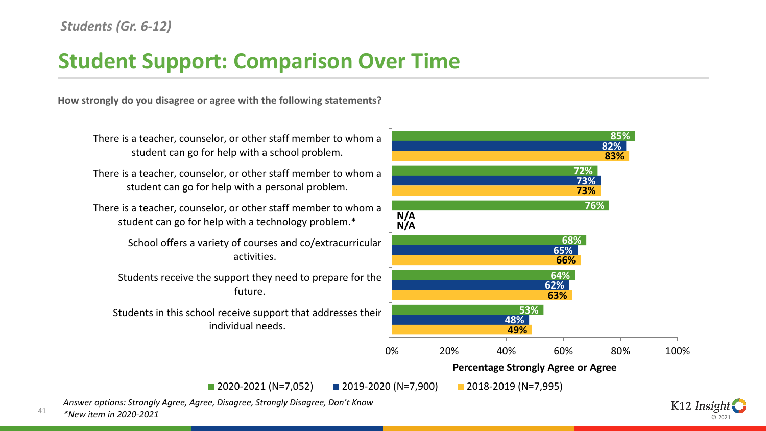*Students (Gr. 6-12)*

# Student Support: Comparison Over Time

**How strongly do you disagree or agree with the following statements?**

| Statement | 2020-2021 (N=7,052) | 2019-2020 (N=7,900) | 2018-2019 (N=7,995) |
|---|---|---|---|
| There is a teacher, counselor, or other staff member to whom a student can go for help with a school problem. | 85% | 82% | 83% |
| There is a teacher, counselor, or other staff member to whom a student can go for help with a personal problem. | 72% | 73% | 73% |
| There is a teacher, counselor, or other staff member to whom a student can go for help with a technology problem.* | 76% | N/A | N/A |
| School offers a variety of courses and co/extracurricular activities. | 68% | 65% | 66% |
| Students receive the support they need to prepare for the future. | 64% | 62% | 63% |
| Students in this school receive support that addresses their individual needs. | 53% | 48% | 49% |

**Percentage Strongly Agree or Agree**

*Answer options: Strongly Agree, Agree, Disagree, Strongly Disagree, Don't Know*
*\*New item in 2020-2021*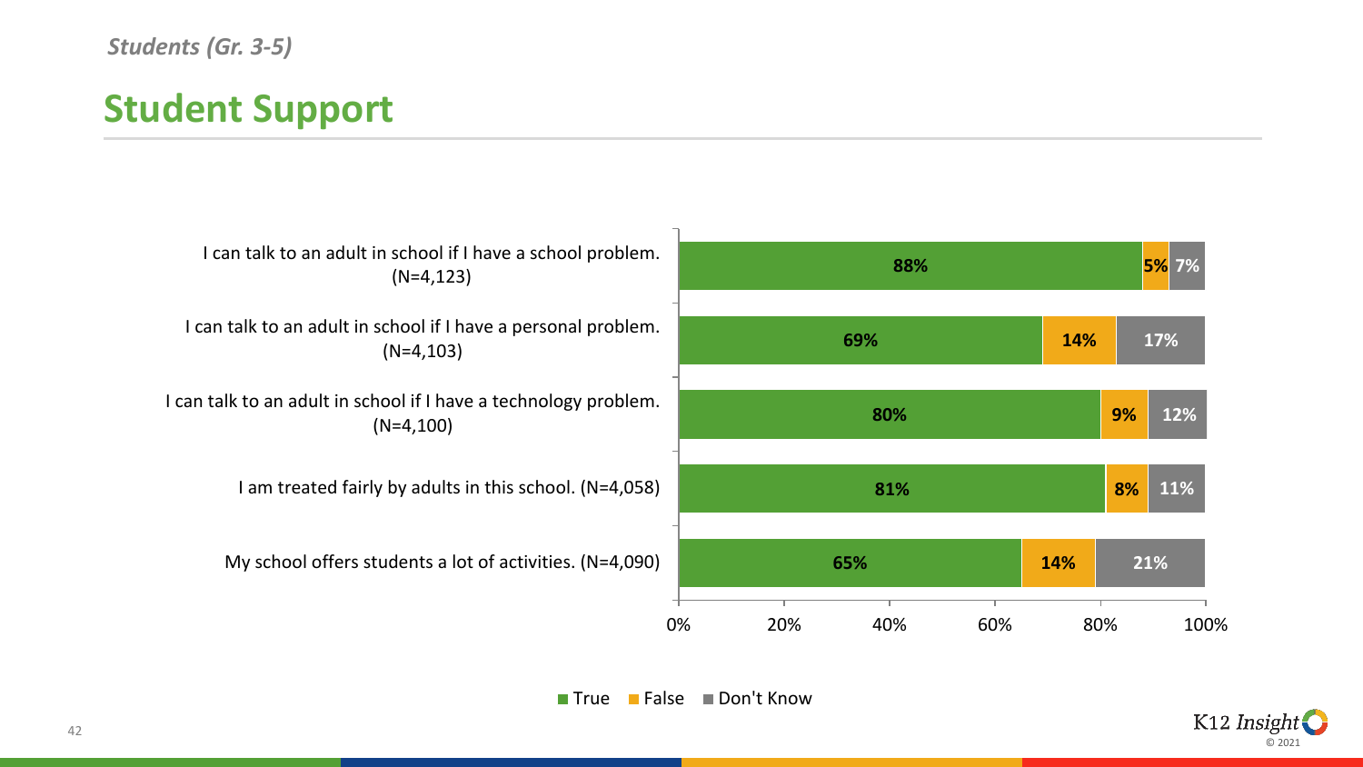*Students (Gr. 3-5)*

# Student Support

| Statement | True | False | Don't Know |
| --- | --- | --- | --- |
| I can talk to an adult in school if I have a school problem. (N=4,123) | 88% | 5% | 7% |
| I can talk to an adult in school if I have a personal problem. (N=4,103) | 69% | 14% | 17% |
| I can talk to an adult in school if I have a technology problem. (N=4,100) | 80% | 9% | 12% |
| I am treated fairly by adults in this school. (N=4,058) | 81% | 8% | 11% |
| My school offers students a lot of activities. (N=4,090) | 65% | 14% | 21% |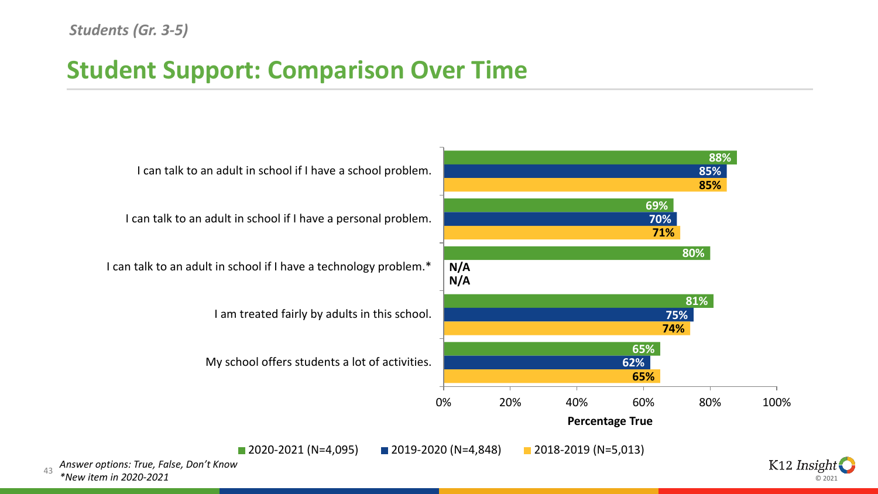*Students (Gr. 3-5)*

## Student Support: Comparison Over Time

| Item | 2020-2021 (N=4,095) | 2019-2020 (N=4,848) | 2018-2019 (N=5,013) |
| --- | --- | --- | --- |
| I can talk to an adult in school if I have a school problem. | 88% | 85% | 85% |
| I can talk to an adult in school if I have a personal problem. | 69% | 70% | 71% |
| I can talk to an adult in school if I have a technology problem.* | 80% | N/A | N/A |
| I am treated fairly by adults in this school. | 81% | 75% | 74% |
| My school offers students a lot of activities. | 65% | 62% | 65% |

Percentage True

*Answer options: True, False, Don't Know*

**New item in 2020-2021*

K12 Insight © 2021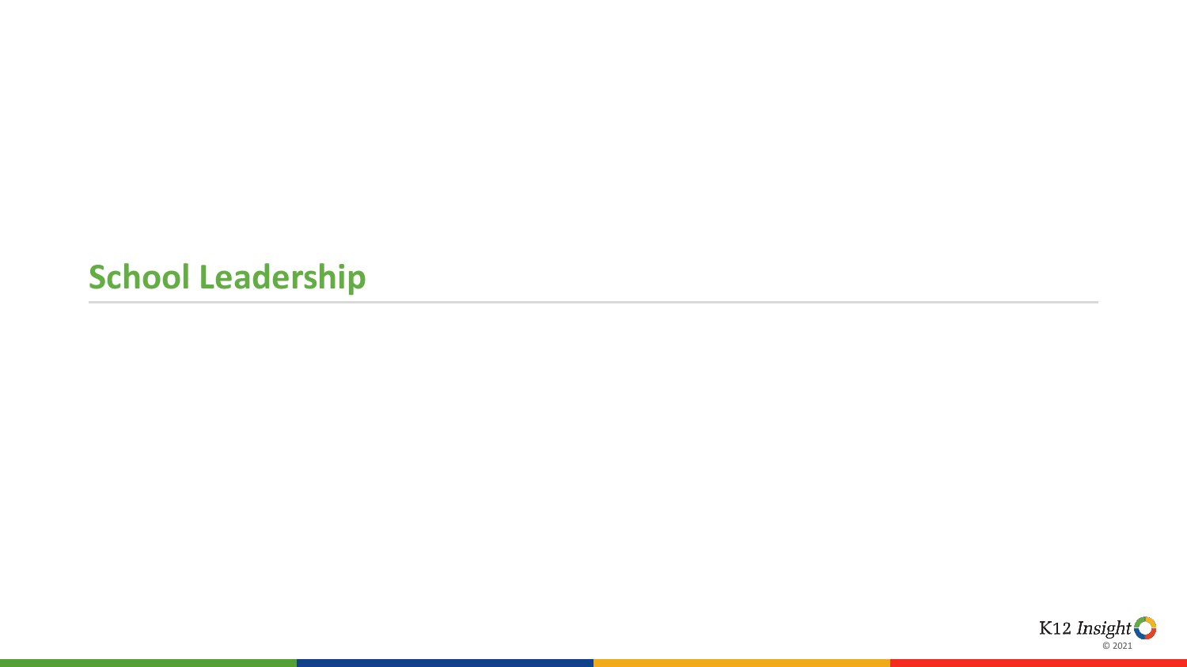# School Leadership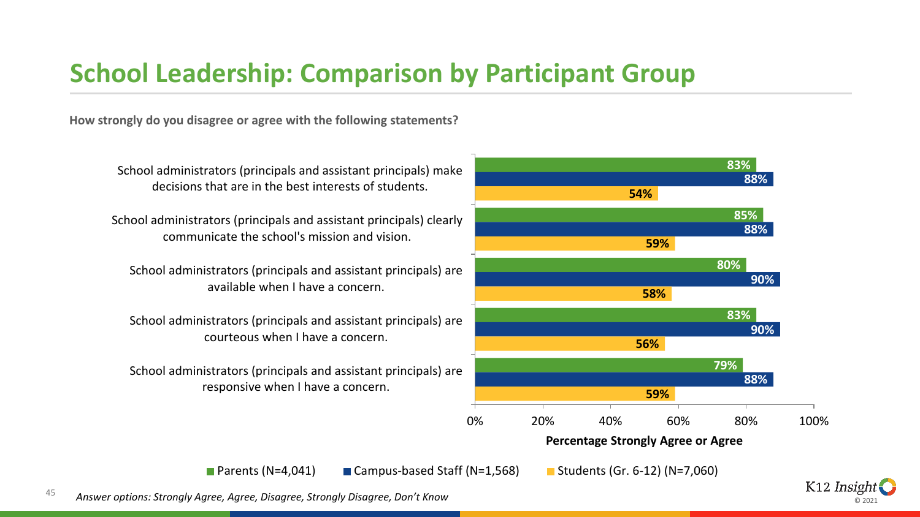# School Leadership: Comparison by Participant Group

**How strongly do you disagree or agree with the following statements?**

| Statement | Parents (N=4,041) | Campus-based Staff (N=1,568) | Students (Gr. 6-12) (N=7,060) |
| --- | --- | --- | --- |
| School administrators (principals and assistant principals) make decisions that are in the best interests of students. | 83% | 88% | 54% |
| School administrators (principals and assistant principals) clearly communicate the school's mission and vision. | 85% | 88% | 59% |
| School administrators (principals and assistant principals) are available when I have a concern. | 80% | 90% | 58% |
| School administrators (principals and assistant principals) are courteous when I have a concern. | 83% | 90% | 56% |
| School administrators (principals and assistant principals) are responsive when I have a concern. | 79% | 88% | 59% |

Percentage Strongly Agree or Agree

*Answer options: Strongly Agree, Agree, Disagree, Strongly Disagree, Don't Know*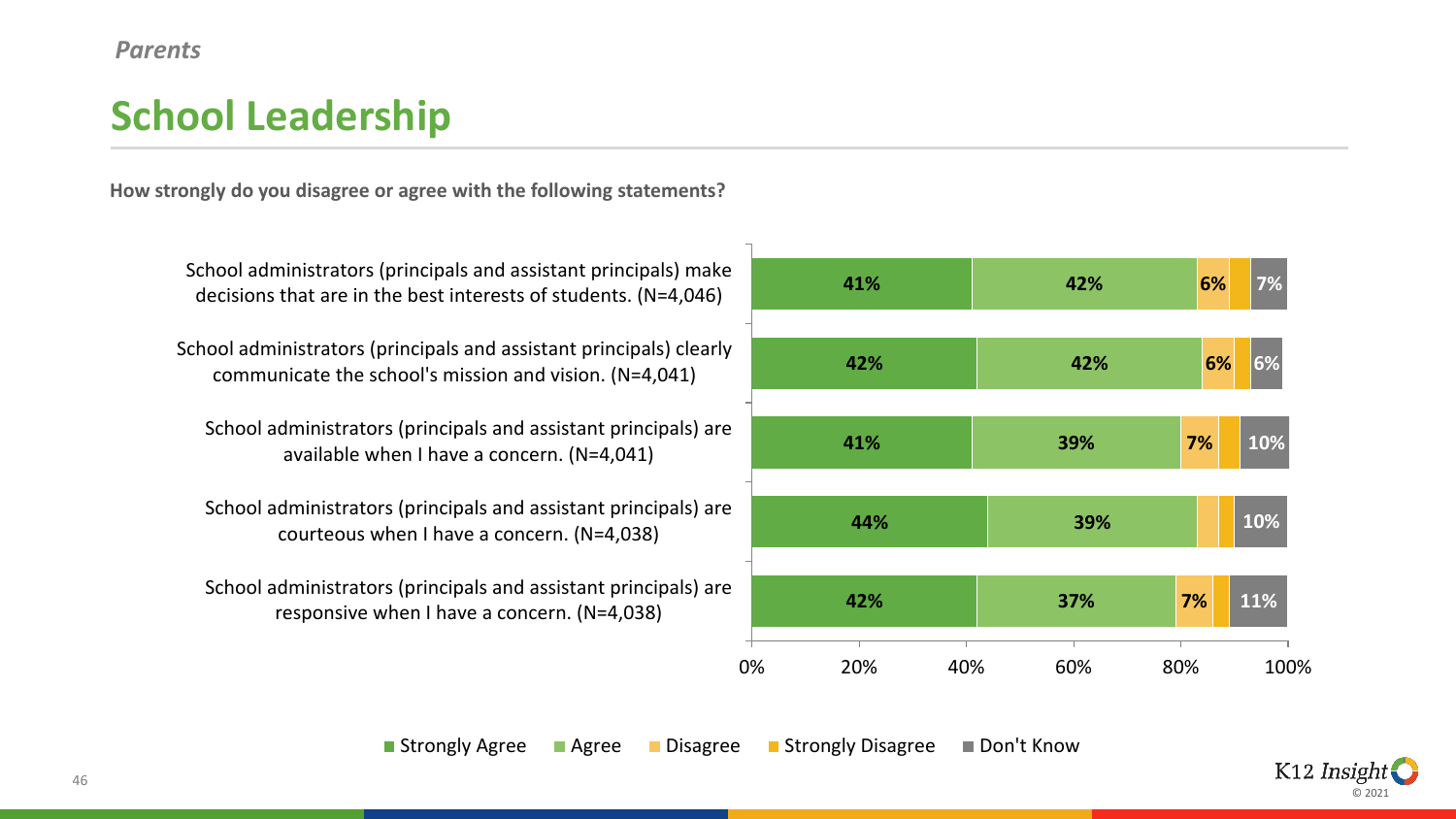*Parents*

# School Leadership

**How strongly do you disagree or agree with the following statements?**

| Statement | Strongly Agree | Agree | Disagree | Strongly Disagree | Don't Know |
| --- | --- | --- | --- | --- | --- |
| School administrators (principals and assistant principals) make decisions that are in the best interests of students. (N=4,046) | 41% | 42% | 6% | | 7% |
| School administrators (principals and assistant principals) clearly communicate the school's mission and vision. (N=4,041) | 42% | 42% | 6% | | 6% |
| School administrators (principals and assistant principals) are available when I have a concern. (N=4,041) | 41% | 39% | 7% | | 10% |
| School administrators (principals and assistant principals) are courteous when I have a concern. (N=4,038) | 44% | 39% | | | 10% |
| School administrators (principals and assistant principals) are responsive when I have a concern. (N=4,038) | 42% | 37% | 7% | | 11% |

■ Strongly Agree ■ Agree ■ Disagree ■ Strongly Disagree ■ Don't Know

K12 Insight © 2021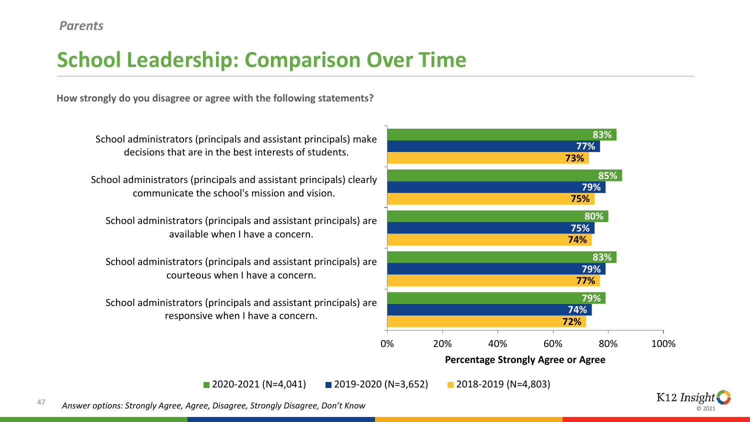*Parents*

# School Leadership: Comparison Over Time

**How strongly do you disagree or agree with the following statements?**

| Statement | 2020-2021 (N=4,041) | 2019-2020 (N=3,652) | 2018-2019 (N=4,803) |
| --- | --- | --- | --- |
| School administrators (principals and assistant principals) make decisions that are in the best interests of students. | 83% | 77% | 73% |
| School administrators (principals and assistant principals) clearly communicate the school's mission and vision. | 85% | 79% | 75% |
| School administrators (principals and assistant principals) are available when I have a concern. | 80% | 75% | 74% |
| School administrators (principals and assistant principals) are courteous when I have a concern. | 83% | 79% | 77% |
| School administrators (principals and assistant principals) are responsive when I have a concern. | 79% | 74% | 72% |

**Percentage Strongly Agree or Agree**

*Answer options: Strongly Agree, Agree, Disagree, Strongly Disagree, Don't Know*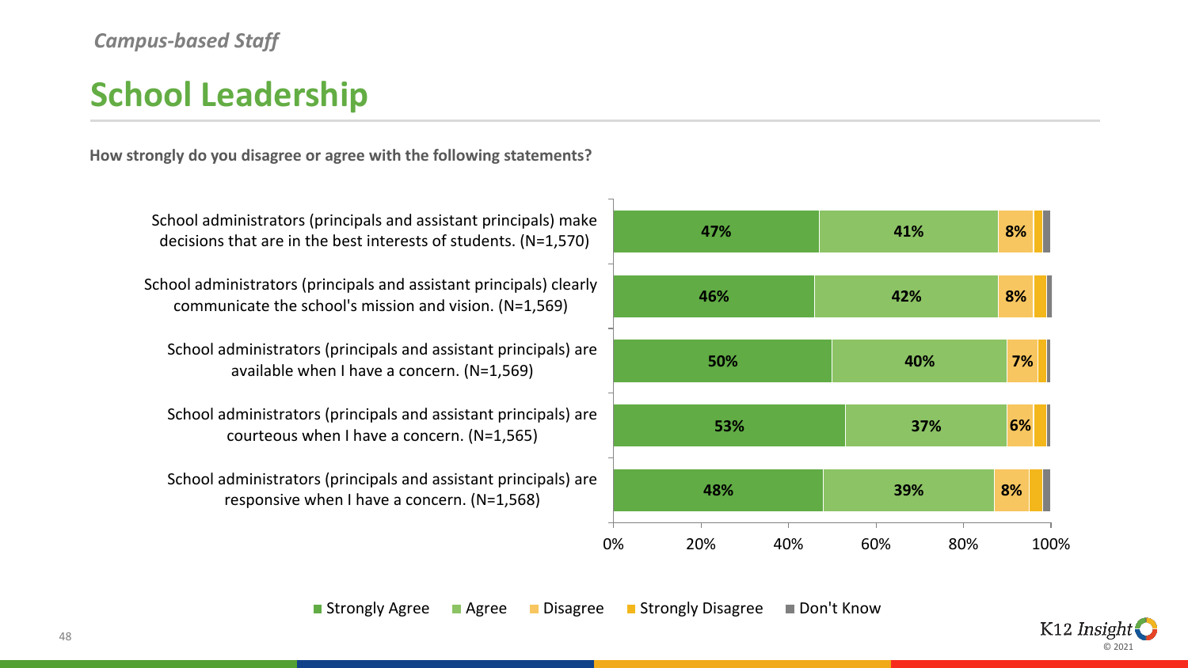*Campus-based Staff*

# School Leadership

**How strongly do you disagree or agree with the following statements?**

| Statement | Strongly Agree | Agree | Disagree | Strongly Disagree | Don't Know |
|---|---|---|---|---|---|
| School administrators (principals and assistant principals) make decisions that are in the best interests of students. (N=1,570) | 47% | 41% | 8% | | |
| School administrators (principals and assistant principals) clearly communicate the school's mission and vision. (N=1,569) | 46% | 42% | 8% | | |
| School administrators (principals and assistant principals) are available when I have a concern. (N=1,569) | 50% | 40% | 7% | | |
| School administrators (principals and assistant principals) are courteous when I have a concern. (N=1,565) | 53% | 37% | 6% | | |
| School administrators (principals and assistant principals) are responsive when I have a concern. (N=1,568) | 48% | 39% | 8% | | |

K12 Insight © 2021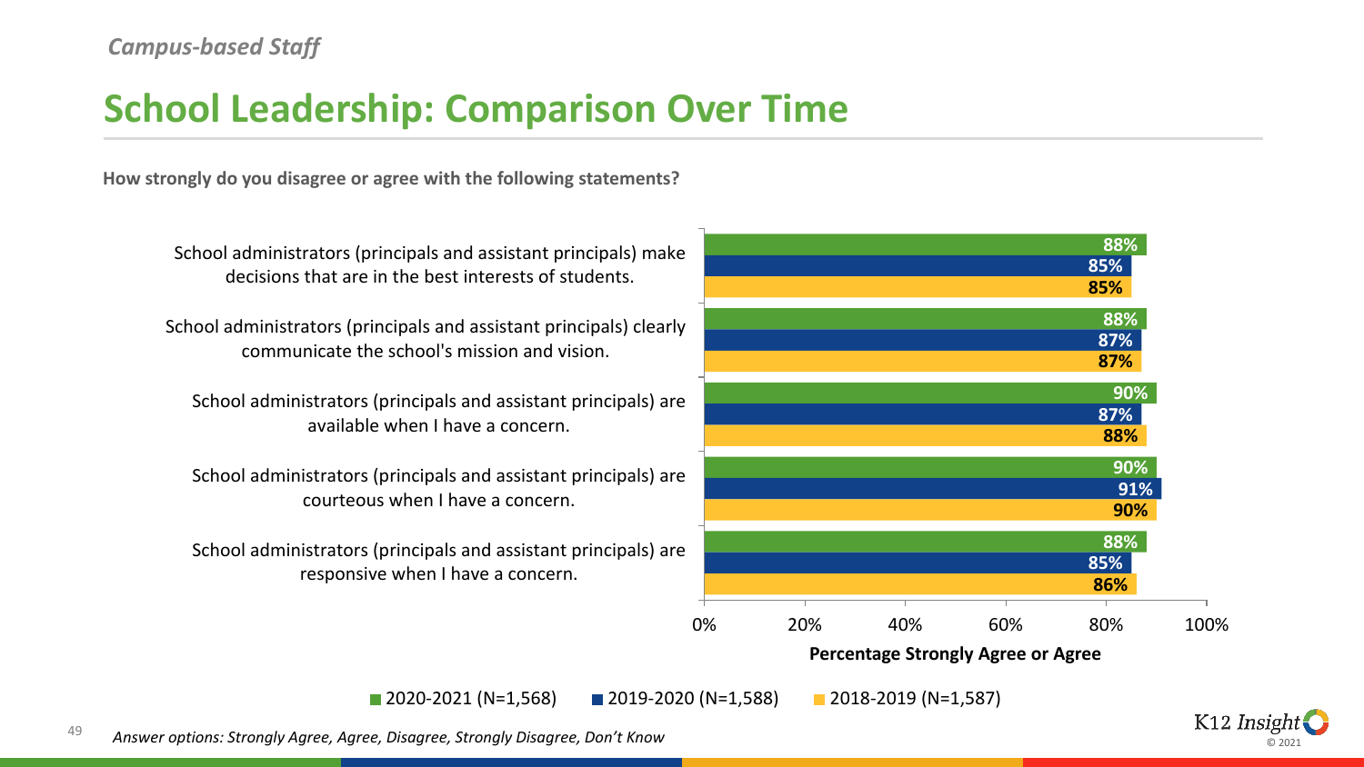*Campus-based Staff*

# School Leadership: Comparison Over Time

**How strongly do you disagree or agree with the following statements?**

| Statement | 2020-2021 (N=1,568) | 2019-2020 (N=1,588) | 2018-2019 (N=1,587) |
| --- | --- | --- | --- |
| School administrators (principals and assistant principals) make decisions that are in the best interests of students. | 88% | 85% | 85% |
| School administrators (principals and assistant principals) clearly communicate the school's mission and vision. | 88% | 87% | 87% |
| School administrators (principals and assistant principals) are available when I have a concern. | 90% | 87% | 88% |
| School administrators (principals and assistant principals) are courteous when I have a concern. | 90% | 91% | 90% |
| School administrators (principals and assistant principals) are responsive when I have a concern. | 88% | 85% | 86% |

**Percentage Strongly Agree or Agree**

*Answer options: Strongly Agree, Agree, Disagree, Strongly Disagree, Don't Know*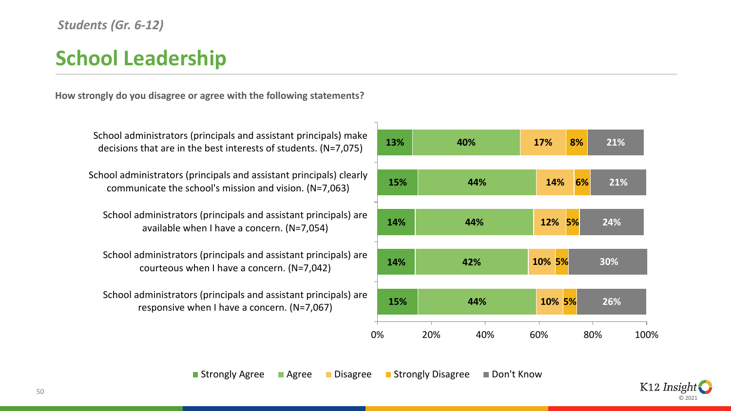*Students (Gr. 6-12)*

# School Leadership

**How strongly do you disagree or agree with the following statements?**

| Statement | Strongly Agree | Agree | Disagree | Strongly Disagree | Don't Know |
|---|---|---|---|---|---|
| School administrators (principals and assistant principals) make decisions that are in the best interests of students. (N=7,075) | 13% | 40% | 17% | 8% | 21% |
| School administrators (principals and assistant principals) clearly communicate the school's mission and vision. (N=7,063) | 15% | 44% | 14% | 6% | 21% |
| School administrators (principals and assistant principals) are available when I have a concern. (N=7,054) | 14% | 44% | 12% | 5% | 24% |
| School administrators (principals and assistant principals) are courteous when I have a concern. (N=7,042) | 14% | 42% | 10% | 5% | 30% |
| School administrators (principals and assistant principals) are responsive when I have a concern. (N=7,067) | 15% | 44% | 10% | 5% | 26% |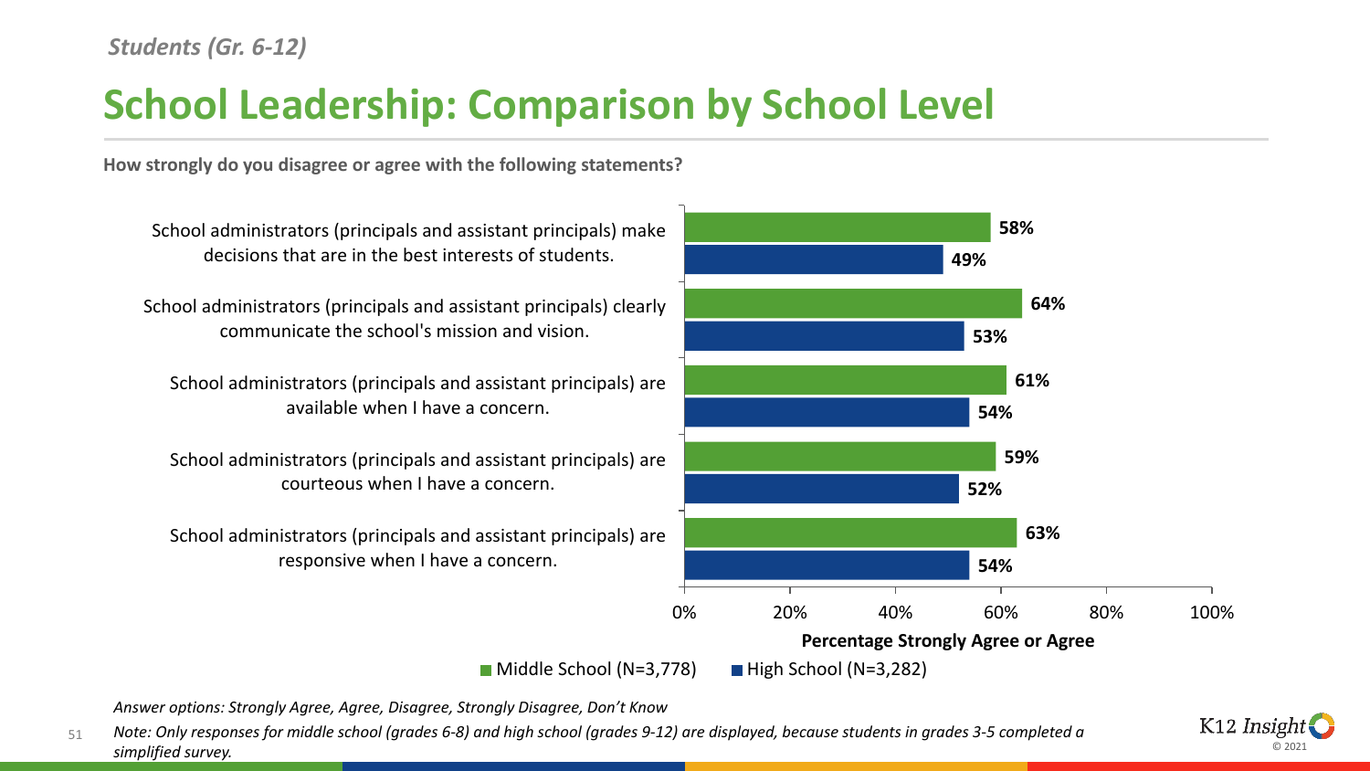*Students (Gr. 6-12)*

# School Leadership: Comparison by School Level

**How strongly do you disagree or agree with the following statements?**

| Statement | Middle School (N=3,778) | High School (N=3,282) |
| --- | --- | --- |
| School administrators (principals and assistant principals) make decisions that are in the best interests of students. | 58% | 49% |
| School administrators (principals and assistant principals) clearly communicate the school's mission and vision. | 64% | 53% |
| School administrators (principals and assistant principals) are available when I have a concern. | 61% | 54% |
| School administrators (principals and assistant principals) are courteous when I have a concern. | 59% | 52% |
| School administrators (principals and assistant principals) are responsive when I have a concern. | 63% | 54% |

**Percentage Strongly Agree or Agree**

*Answer options: Strongly Agree, Agree, Disagree, Strongly Disagree, Don't Know*

*Note: Only responses for middle school (grades 6-8) and high school (grades 9-12) are displayed, because students in grades 3-5 completed a simplified survey.*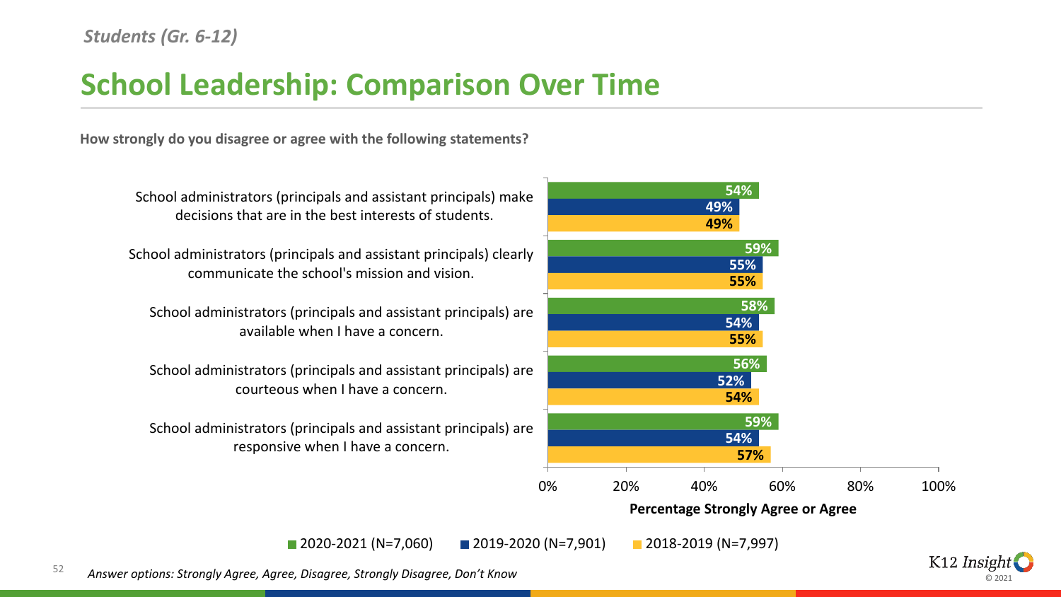*Students (Gr. 6-12)*

# School Leadership: Comparison Over Time

**How strongly do you disagree or agree with the following statements?**

| Statement | 2020-2021 (N=7,060) | 2019-2020 (N=7,901) | 2018-2019 (N=7,997) |
| --- | --- | --- | --- |
| School administrators (principals and assistant principals) make decisions that are in the best interests of students. | 54% | 49% | 49% |
| School administrators (principals and assistant principals) clearly communicate the school's mission and vision. | 59% | 55% | 55% |
| School administrators (principals and assistant principals) are available when I have a concern. | 58% | 54% | 55% |
| School administrators (principals and assistant principals) are courteous when I have a concern. | 56% | 52% | 54% |
| School administrators (principals and assistant principals) are responsive when I have a concern. | 59% | 54% | 57% |

Percentage Strongly Agree or Agree

*Answer options: Strongly Agree, Agree, Disagree, Strongly Disagree, Don't Know*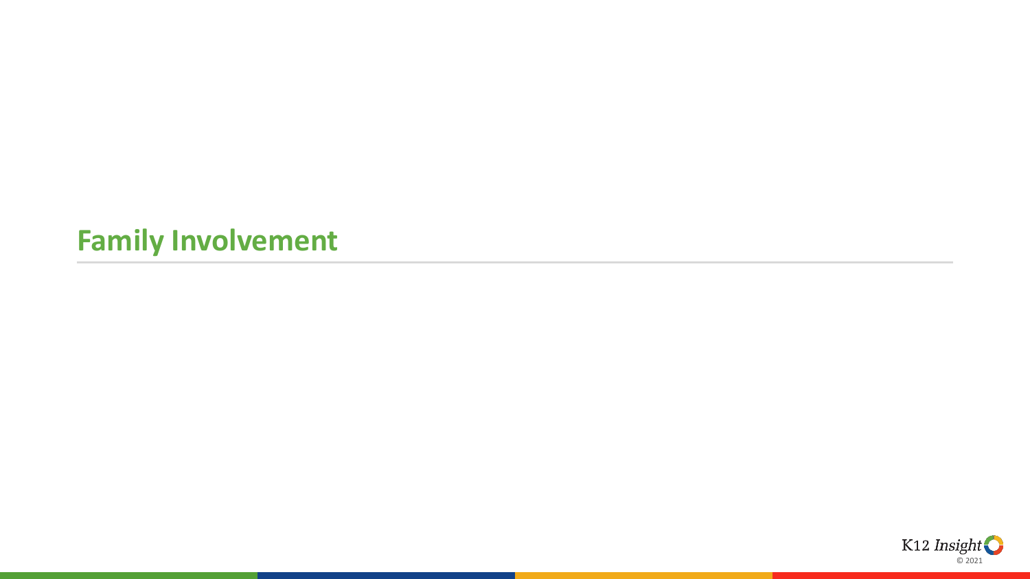# Family Involvement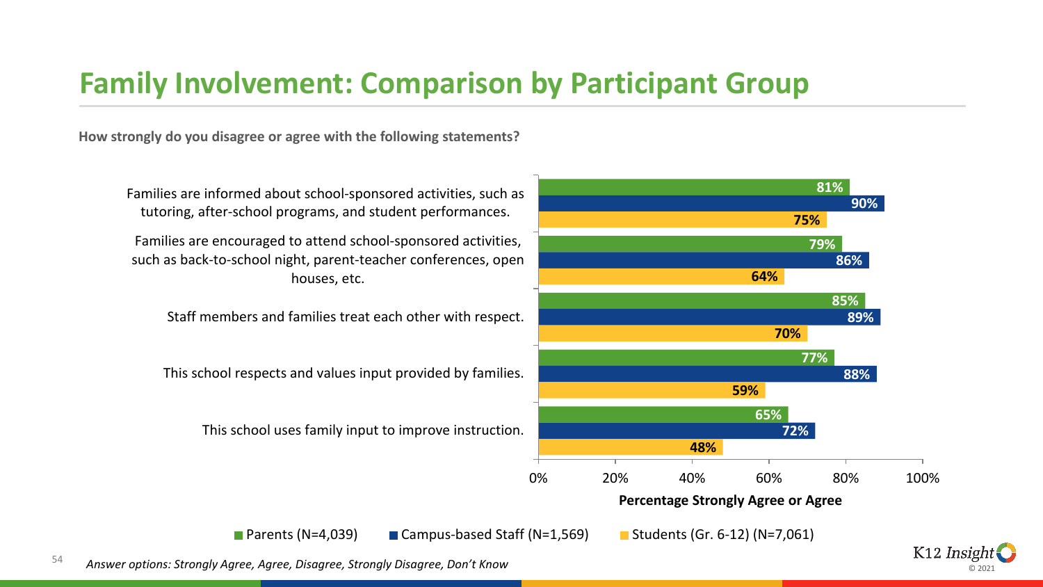# Family Involvement: Comparison by Participant Group

**How strongly do you disagree or agree with the following statements?**

| Statement | Parents (N=4,039) | Campus-based Staff (N=1,569) | Students (Gr. 6-12) (N=7,061) |
| --- | --- | --- | --- |
| Families are informed about school-sponsored activities, such as tutoring, after-school programs, and student performances. | 81% | 90% | 75% |
| Families are encouraged to attend school-sponsored activities, such as back-to-school night, parent-teacher conferences, open houses, etc. | 79% | 86% | 64% |
| Staff members and families treat each other with respect. | 85% | 89% | 70% |
| This school respects and values input provided by families. | 77% | 88% | 59% |
| This school uses family input to improve instruction. | 65% | 72% | 48% |

**Percentage Strongly Agree or Agree**

*Answer options: Strongly Agree, Agree, Disagree, Strongly Disagree, Don't Know*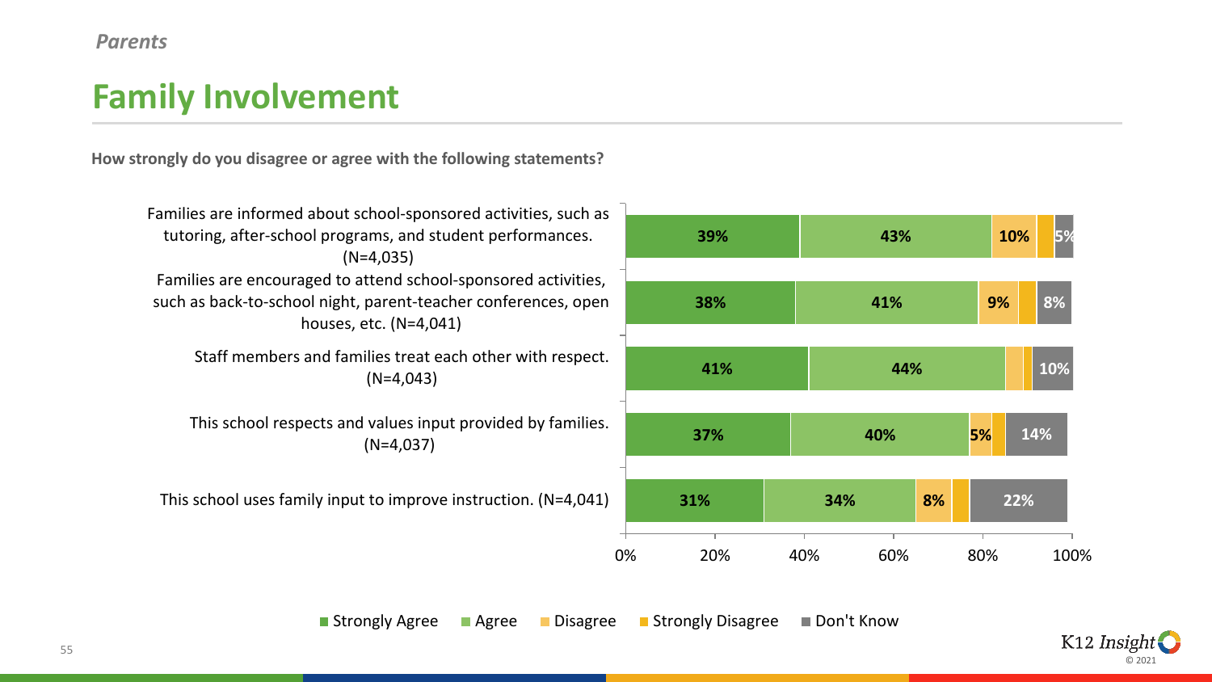*Parents*

# Family Involvement

**How strongly do you disagree or agree with the following statements?**

| Statement | Strongly Agree | Agree | Disagree | Strongly Disagree | Don't Know |
|---|---|---|---|---|---|
| Families are informed about school-sponsored activities, such as tutoring, after-school programs, and student performances. (N=4,035) | 39% | 43% | 10% | | 5% |
| Families are encouraged to attend school-sponsored activities, such as back-to-school night, parent-teacher conferences, open houses, etc. (N=4,041) | 38% | 41% | 9% | | 8% |
| Staff members and families treat each other with respect. (N=4,043) | 41% | 44% | | | 10% |
| This school respects and values input provided by families. (N=4,037) | 37% | 40% | 5% | | 14% |
| This school uses family input to improve instruction. (N=4,041) | 31% | 34% | 8% | | 22% |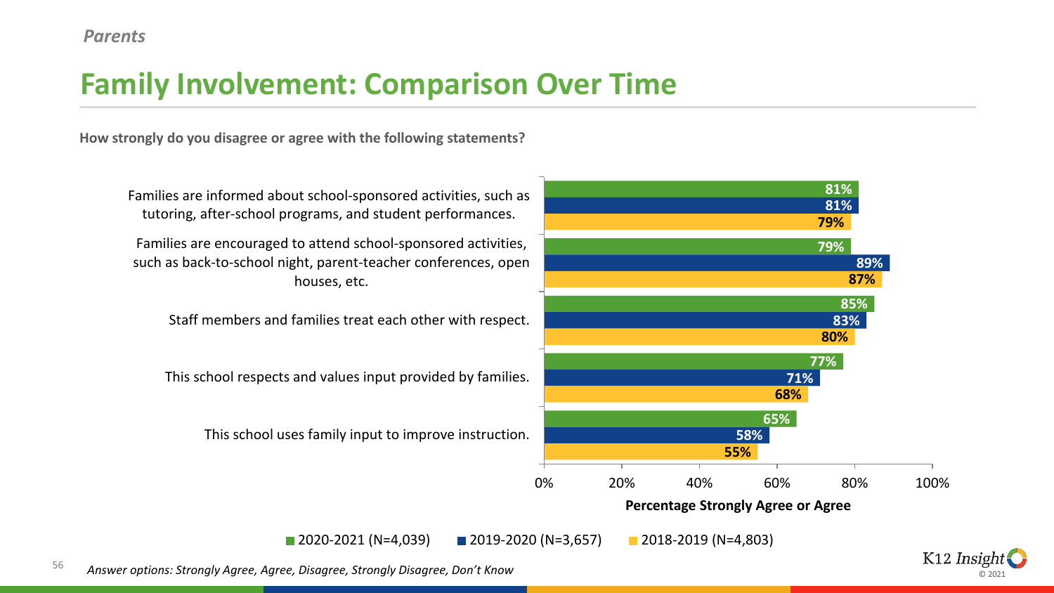*Parents*

# Family Involvement: Comparison Over Time

**How strongly do you disagree or agree with the following statements?**

| Statement | 2020-2021 (N=4,039) | 2019-2020 (N=3,657) | 2018-2019 (N=4,803) |
|---|---|---|---|
| Families are informed about school-sponsored activities, such as tutoring, after-school programs, and student performances. | 81% | 81% | 79% |
| Families are encouraged to attend school-sponsored activities, such as back-to-school night, parent-teacher conferences, open houses, etc. | 79% | 89% | 87% |
| Staff members and families treat each other with respect. | 85% | 83% | 80% |
| This school respects and values input provided by families. | 77% | 71% | 68% |
| This school uses family input to improve instruction. | 65% | 58% | 55% |

**Percentage Strongly Agree or Agree**

*Answer options: Strongly Agree, Agree, Disagree, Strongly Disagree, Don't Know*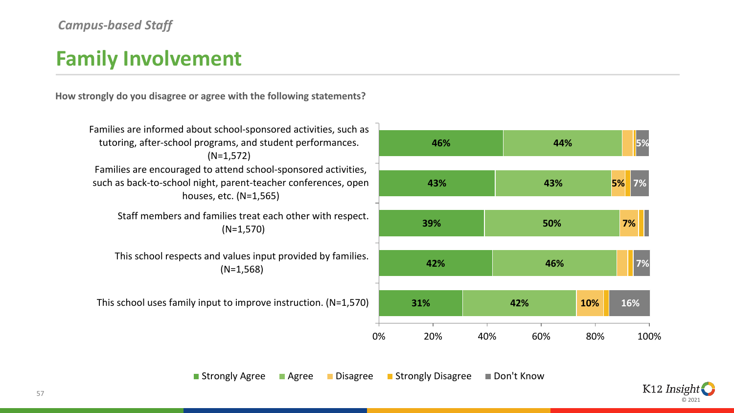*Campus-based Staff*

# Family Involvement

**How strongly do you disagree or agree with the following statements?**

| Statement | Strongly Agree | Agree | Disagree | Strongly Disagree | Don't Know |
|---|---|---|---|---|---|
| Families are informed about school-sponsored activities, such as tutoring, after-school programs, and student performances. (N=1,572) | 46% | 44% | | | 5% |
| Families are encouraged to attend school-sponsored activities, such as back-to-school night, parent-teacher conferences, open houses, etc. (N=1,565) | 43% | 43% | 5% | | 7% |
| Staff members and families treat each other with respect. (N=1,570) | 39% | 50% | 7% | | |
| This school respects and values input provided by families. (N=1,568) | 42% | 46% | | | 7% |
| This school uses family input to improve instruction. (N=1,570) | 31% | 42% | 10% | | 16% |

K12 Insight © 2021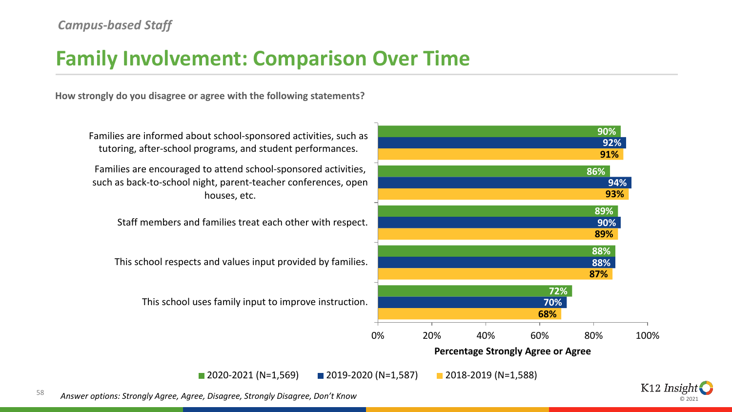*Campus-based Staff*

# Family Involvement: Comparison Over Time

**How strongly do you disagree or agree with the following statements?**

| Statement | 2020-2021 (N=1,569) | 2019-2020 (N=1,587) | 2018-2019 (N=1,588) |
|---|---|---|---|
| Families are informed about school-sponsored activities, such as tutoring, after-school programs, and student performances. | 90% | 92% | 91% |
| Families are encouraged to attend school-sponsored activities, such as back-to-school night, parent-teacher conferences, open houses, etc. | 86% | 94% | 93% |
| Staff members and families treat each other with respect. | 89% | 90% | 89% |
| This school respects and values input provided by families. | 88% | 88% | 87% |
| This school uses family input to improve instruction. | 72% | 70% | 68% |

**Percentage Strongly Agree or Agree**

*Answer options: Strongly Agree, Agree, Disagree, Strongly Disagree, Don't Know*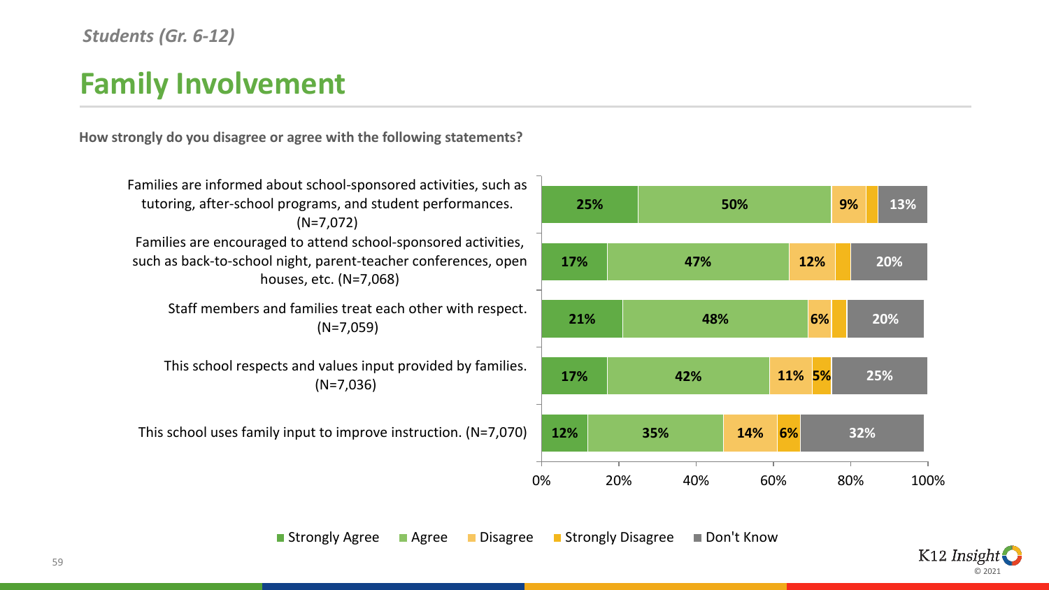*Students (Gr. 6-12)*

# Family Involvement

**How strongly do you disagree or agree with the following statements?**

| Statement | Strongly Agree | Agree | Disagree | Strongly Disagree | Don't Know |
|---|---|---|---|---|---|
| Families are informed about school-sponsored activities, such as tutoring, after-school programs, and student performances. (N=7,072) | 25% | 50% | 9% | | 13% |
| Families are encouraged to attend school-sponsored activities, such as back-to-school night, parent-teacher conferences, open houses, etc. (N=7,068) | 17% | 47% | 12% | | 20% |
| Staff members and families treat each other with respect. (N=7,059) | 21% | 48% | 6% | | 20% |
| This school respects and values input provided by families. (N=7,036) | 17% | 42% | 11% | 5% | 25% |
| This school uses family input to improve instruction. (N=7,070) | 12% | 35% | 14% | 6% | 32% |

K12 Insight © 2021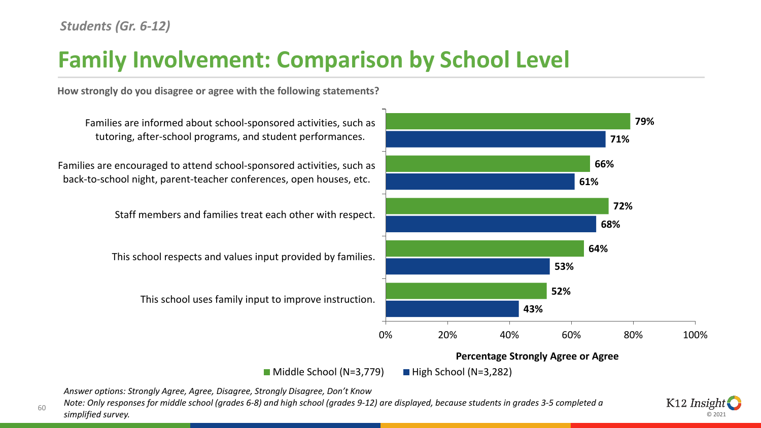*Students (Gr. 6-12)*

# Family Involvement: Comparison by School Level

**How strongly do you disagree or agree with the following statements?**

| Statement | Middle School (N=3,779) | High School (N=3,282) |
|---|---|---|
| Families are informed about school-sponsored activities, such as tutoring, after-school programs, and student performances. | 79% | 71% |
| Families are encouraged to attend school-sponsored activities, such as back-to-school night, parent-teacher conferences, open houses, etc. | 66% | 61% |
| Staff members and families treat each other with respect. | 72% | 68% |
| This school respects and values input provided by families. | 64% | 53% |
| This school uses family input to improve instruction. | 52% | 43% |

**Percentage Strongly Agree or Agree**

*Answer options: Strongly Agree, Agree, Disagree, Strongly Disagree, Don't Know*

*Note: Only responses for middle school (grades 6-8) and high school (grades 9-12) are displayed, because students in grades 3-5 completed a simplified survey.*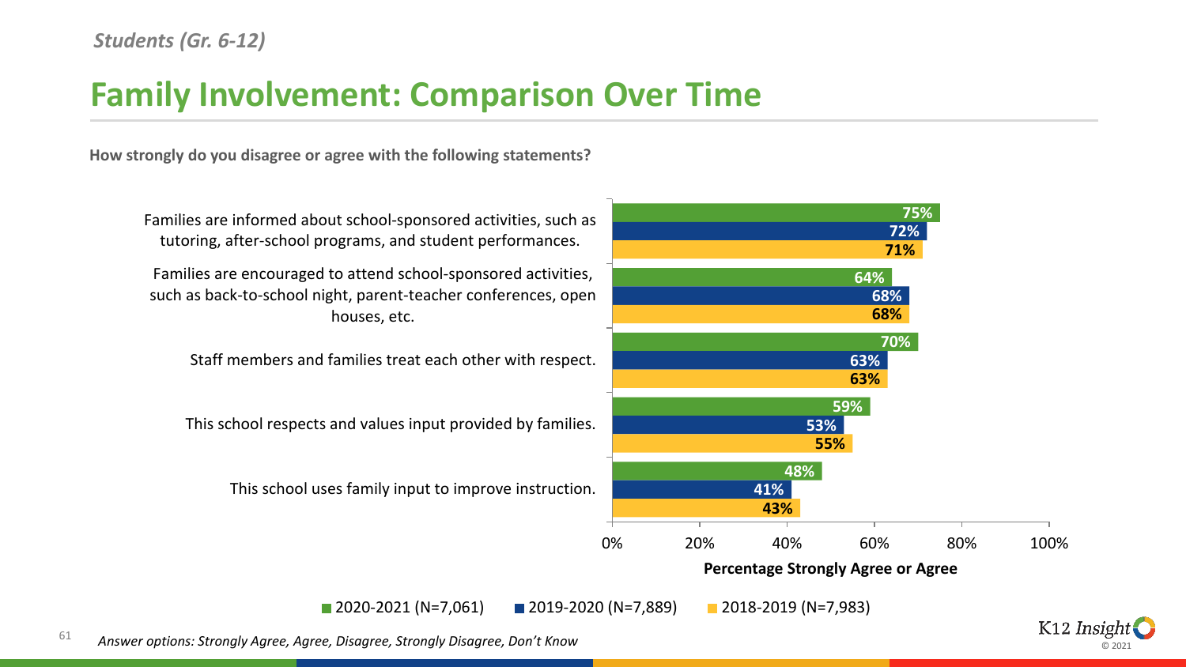*Students (Gr. 6-12)*

# Family Involvement: Comparison Over Time

**How strongly do you disagree or agree with the following statements?**

| Statement | 2020-2021 (N=7,061) | 2019-2020 (N=7,889) | 2018-2019 (N=7,983) |
|---|---|---|---|
| Families are informed about school-sponsored activities, such as tutoring, after-school programs, and student performances. | 75% | 72% | 71% |
| Families are encouraged to attend school-sponsored activities, such as back-to-school night, parent-teacher conferences, open houses, etc. | 64% | 68% | 68% |
| Staff members and families treat each other with respect. | 70% | 63% | 63% |
| This school respects and values input provided by families. | 59% | 53% | 55% |
| This school uses family input to improve instruction. | 48% | 41% | 43% |

**Percentage Strongly Agree or Agree**

*Answer options: Strongly Agree, Agree, Disagree, Strongly Disagree, Don't Know*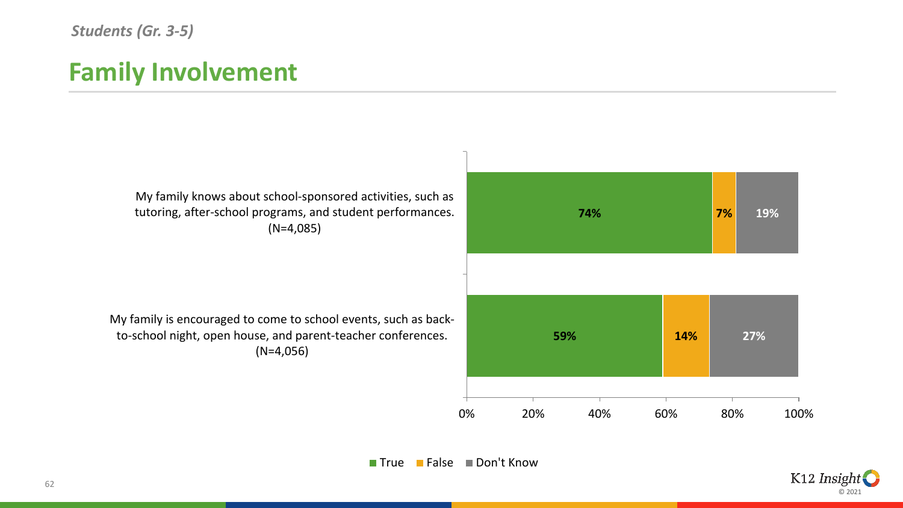*Students (Gr. 3-5)*

# Family Involvement

| Statement | True | False | Don't Know |
| --- | --- | --- | --- |
| My family knows about school-sponsored activities, such as tutoring, after-school programs, and student performances. (N=4,085) | 74% | 7% | 19% |
| My family is encouraged to come to school events, such as back-to-school night, open house, and parent-teacher conferences. (N=4,056) | 59% | 14% | 27% |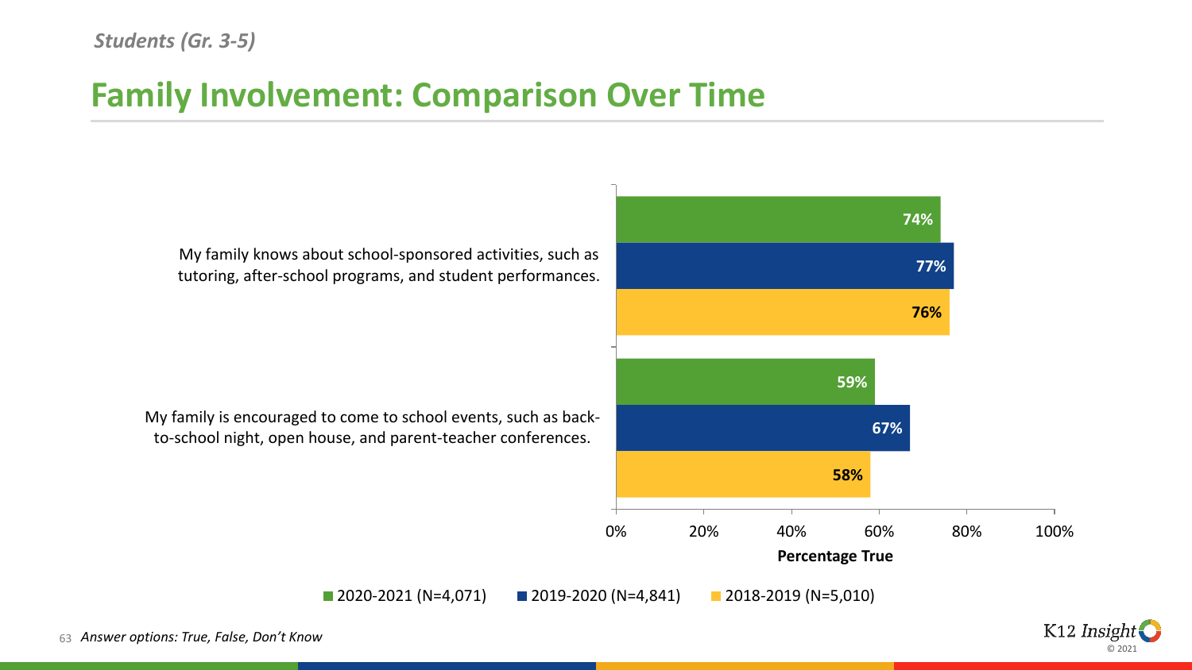*Students (Gr. 3-5)*

# Family Involvement: Comparison Over Time

| Statement | 2020-2021 (N=4,071) | 2019-2020 (N=4,841) | 2018-2019 (N=5,010) |
| --- | --- | --- | --- |
| My family knows about school-sponsored activities, such as tutoring, after-school programs, and student performances. | 74% | 77% | 76% |
| My family is encouraged to come to school events, such as back-to-school night, open house, and parent-teacher conferences. | 59% | 67% | 58% |

Percentage True

*Answer options: True, False, Don't Know*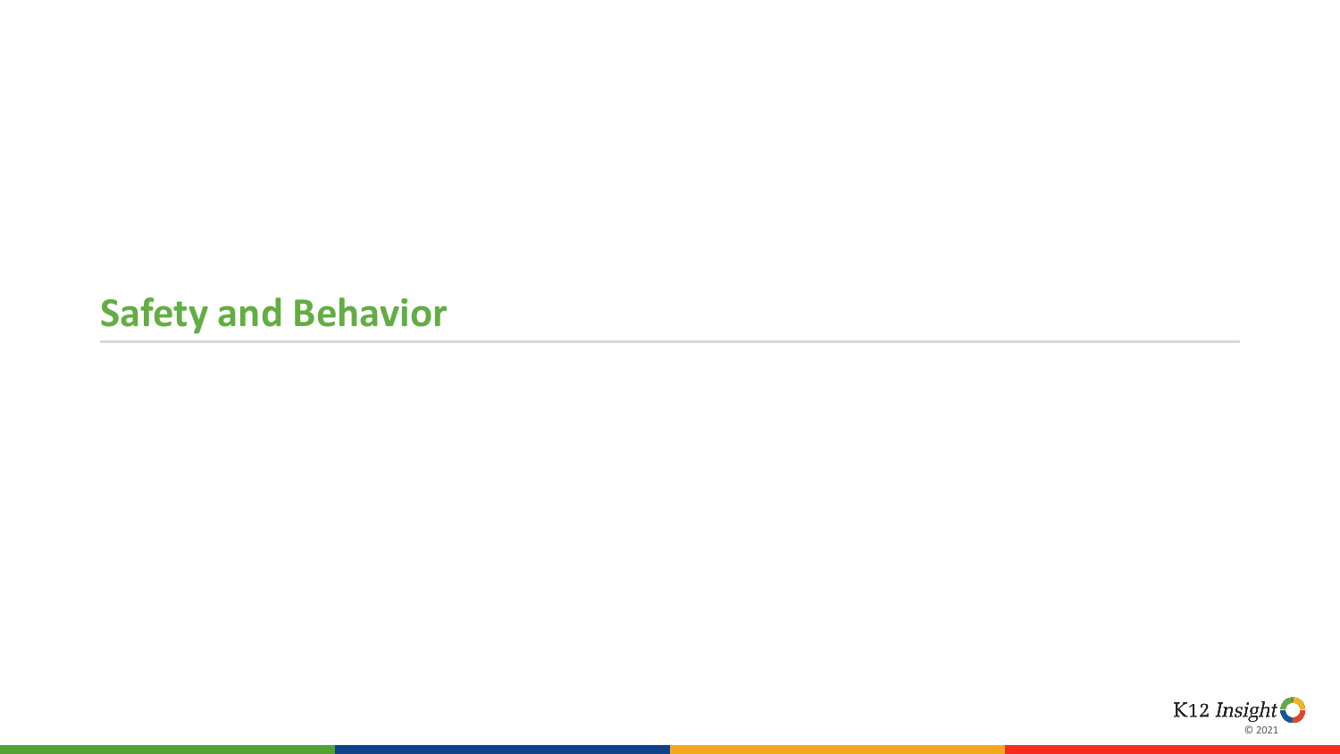# Safety and Behavior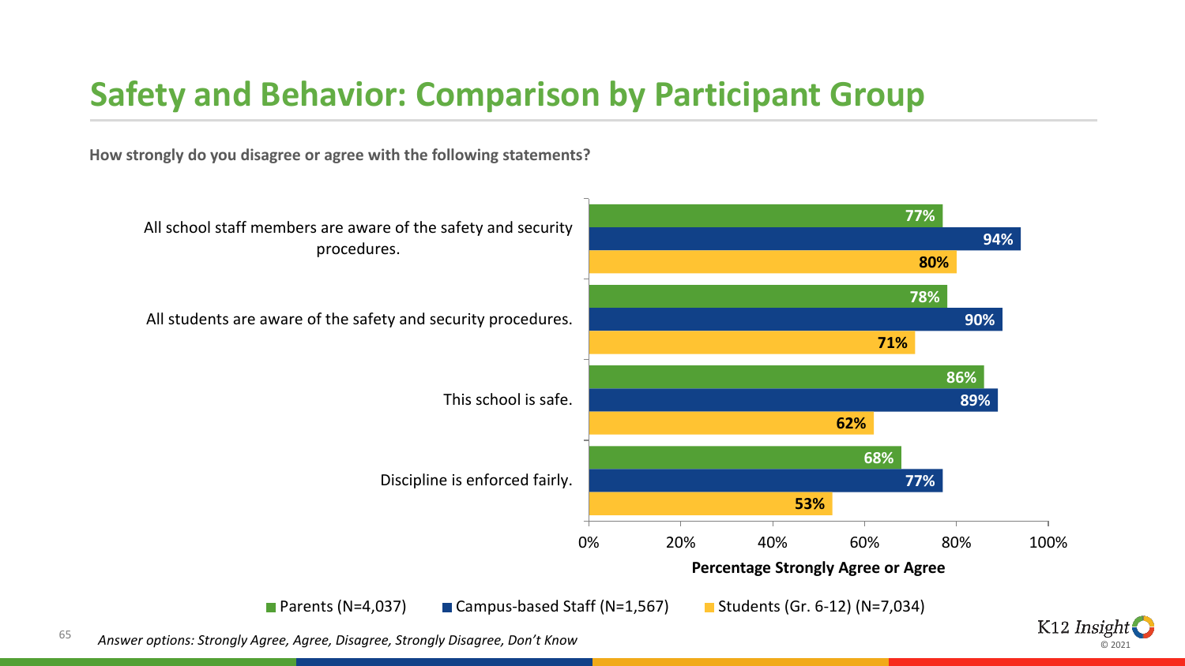# Safety and Behavior: Comparison by Participant Group

**How strongly do you disagree or agree with the following statements?**

| Statement | Parents (N=4,037) | Campus-based Staff (N=1,567) | Students (Gr. 6-12) (N=7,034) |
| --- | --- | --- | --- |
| All school staff members are aware of the safety and security procedures. | 77% | 94% | 80% |
| All students are aware of the safety and security procedures. | 78% | 90% | 71% |
| This school is safe. | 86% | 89% | 62% |
| Discipline is enforced fairly. | 68% | 77% | 53% |

**Percentage Strongly Agree or Agree**

*Answer options: Strongly Agree, Agree, Disagree, Strongly Disagree, Don't Know*

K12 Insight © 2021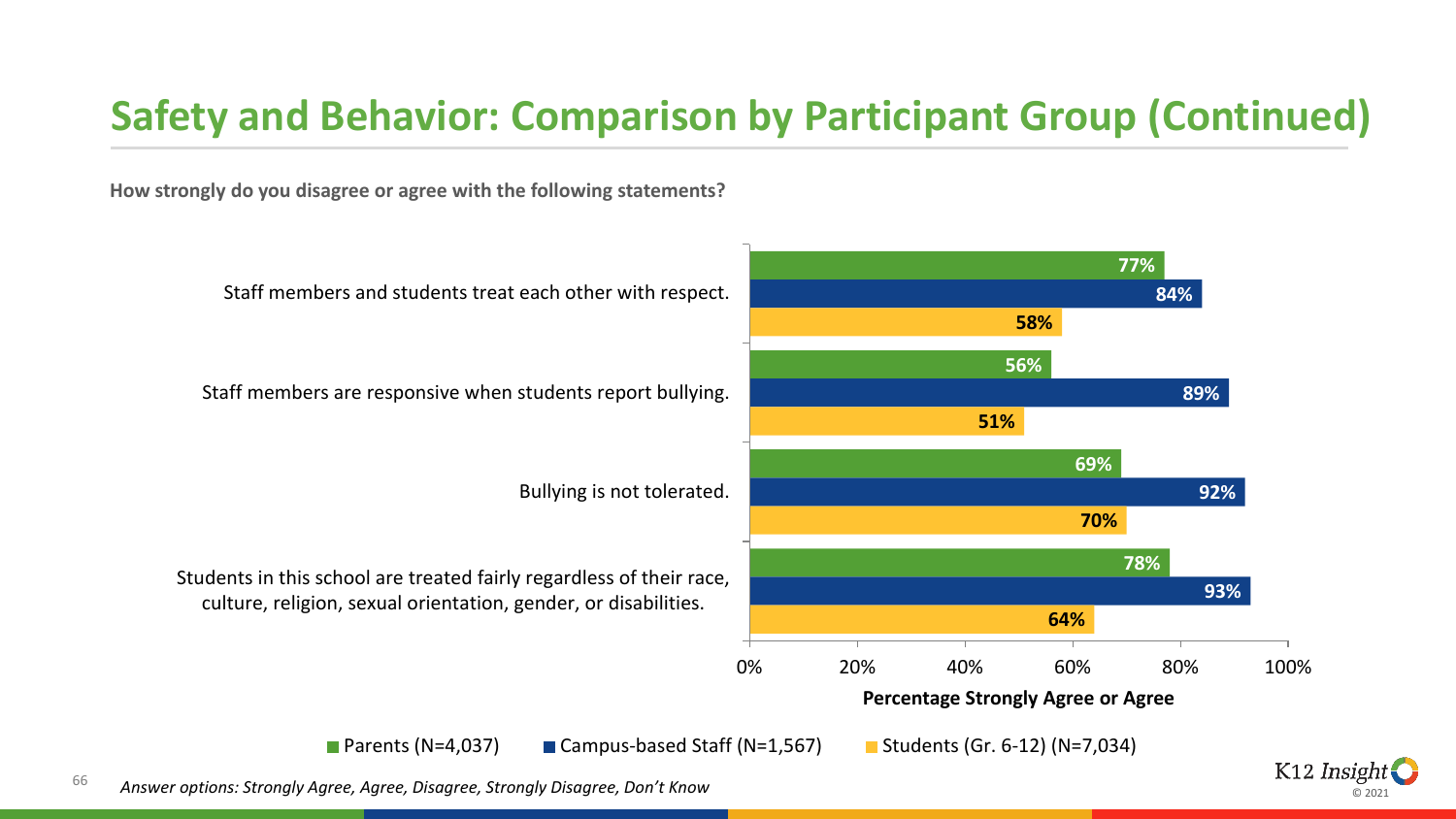# Safety and Behavior: Comparison by Participant Group (Continued)

**How strongly do you disagree or agree with the following statements?**

| Statement | Parents (N=4,037) | Campus-based Staff (N=1,567) | Students (Gr. 6-12) (N=7,034) |
|---|---|---|---|
| Staff members and students treat each other with respect. | 77% | 84% | 58% |
| Staff members are responsive when students report bullying. | 56% | 89% | 51% |
| Bullying is not tolerated. | 69% | 92% | 70% |
| Students in this school are treated fairly regardless of their race, culture, religion, sexual orientation, gender, or disabilities. | 78% | 93% | 64% |

Percentage Strongly Agree or Agree

*Answer options: Strongly Agree, Agree, Disagree, Strongly Disagree, Don't Know*

K12 Insight © 2021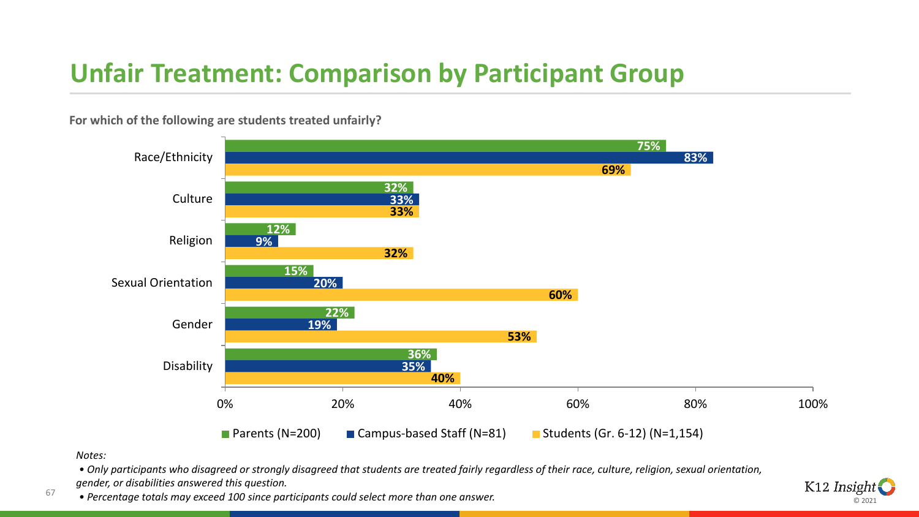# Unfair Treatment: Comparison by Participant Group

**For which of the following are students treated unfairly?**

| | Parents (N=200) | Campus-based Staff (N=81) | Students (Gr. 6-12) (N=1,154) |
|---|---|---|---|
| Race/Ethnicity | 75% | 83% | 69% |
| Culture | 32% | 33% | 33% |
| Religion | 12% | 9% | 32% |
| Sexual Orientation | 15% | 20% | 60% |
| Gender | 22% | 19% | 53% |
| Disability | 36% | 35% | 40% |

*Notes:*

- *Only participants who disagreed or strongly disagreed that students are treated fairly regardless of their race, culture, religion, sexual orientation, gender, or disabilities answered this question.*
- *Percentage totals may exceed 100 since participants could select more than one answer.*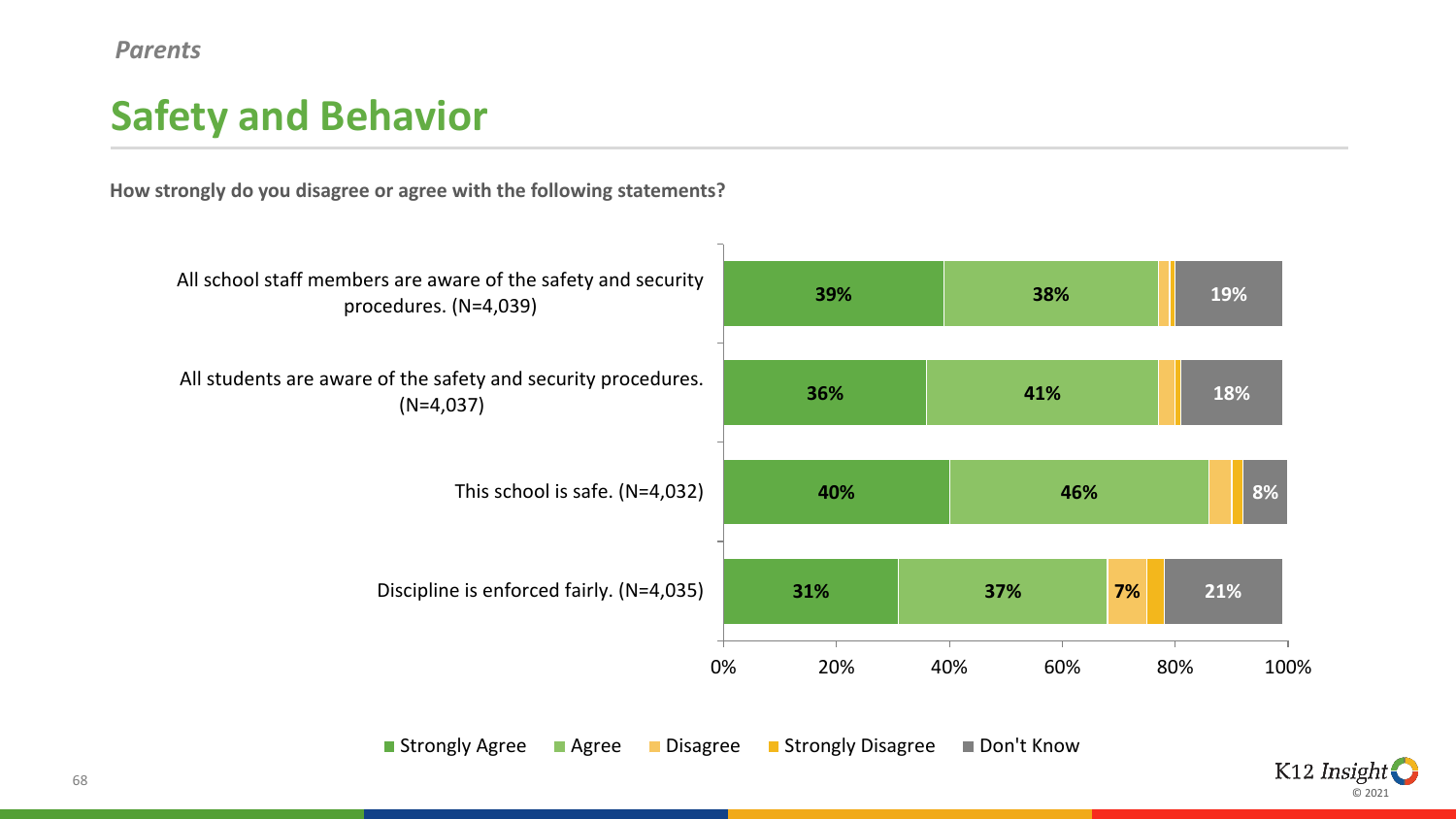*Parents*

# Safety and Behavior

**How strongly do you disagree or agree with the following statements?**

| Statement | Strongly Agree | Agree | Disagree | Strongly Disagree | Don't Know |
|---|---|---|---|---|---|
| All school staff members are aware of the safety and security procedures. (N=4,039) | 39% | 38% | | | 19% |
| All students are aware of the safety and security procedures. (N=4,037) | 36% | 41% | | | 18% |
| This school is safe. (N=4,032) | 40% | 46% | | | 8% |
| Discipline is enforced fairly. (N=4,035) | 31% | 37% | 7% | | 21% |

© 2021 K12 Insight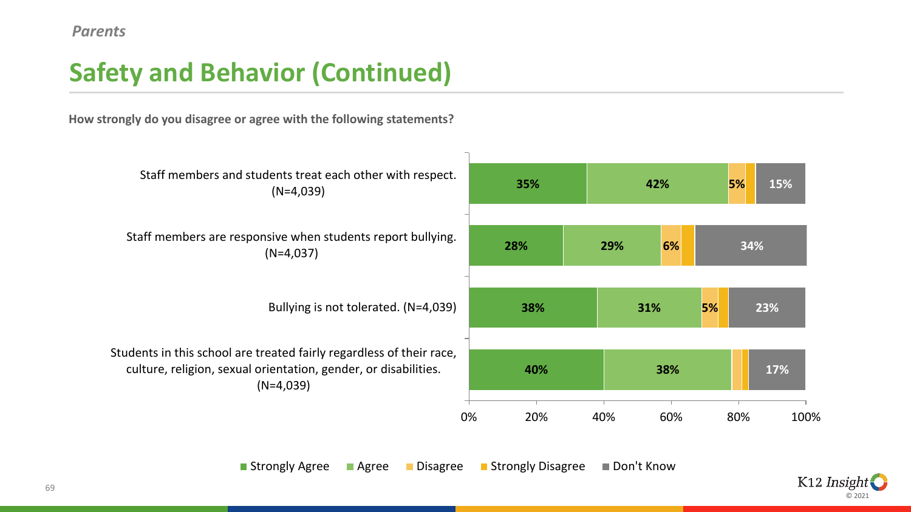*Parents*

# Safety and Behavior (Continued)

**How strongly do you disagree or agree with the following statements?**

| Statement | Strongly Agree | Agree | Disagree | Strongly Disagree | Don't Know |
|---|---|---|---|---|---|
| Staff members and students treat each other with respect. (N=4,039) | 35% | 42% | 5% | | 15% |
| Staff members are responsive when students report bullying. (N=4,037) | 28% | 29% | 6% | | 34% |
| Bullying is not tolerated. (N=4,039) | 38% | 31% | 5% | | 23% |
| Students in this school are treated fairly regardless of their race, culture, religion, sexual orientation, gender, or disabilities. (N=4,039) | 40% | 38% | | | 17% |

K12 Insight © 2021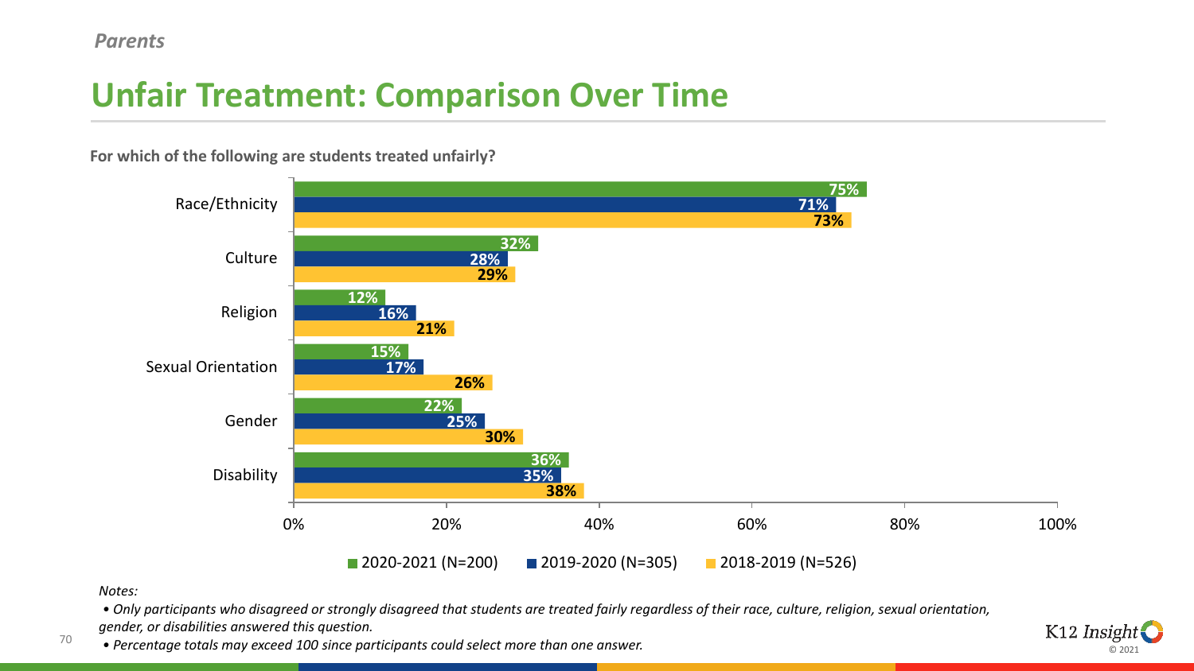*Parents*

# Unfair Treatment: Comparison Over Time

**For which of the following are students treated unfairly?**

| | 2020-2021 (N=200) | 2019-2020 (N=305) | 2018-2019 (N=526) |
|---|---|---|---|
| Race/Ethnicity | 75% | 71% | 73% |
| Culture | 32% | 28% | 29% |
| Religion | 12% | 16% | 21% |
| Sexual Orientation | 15% | 17% | 26% |
| Gender | 22% | 25% | 30% |
| Disability | 36% | 35% | 38% |

*Notes:*

- *Only participants who disagreed or strongly disagreed that students are treated fairly regardless of their race, culture, religion, sexual orientation, gender, or disabilities answered this question.*
- *Percentage totals may exceed 100 since participants could select more than one answer.*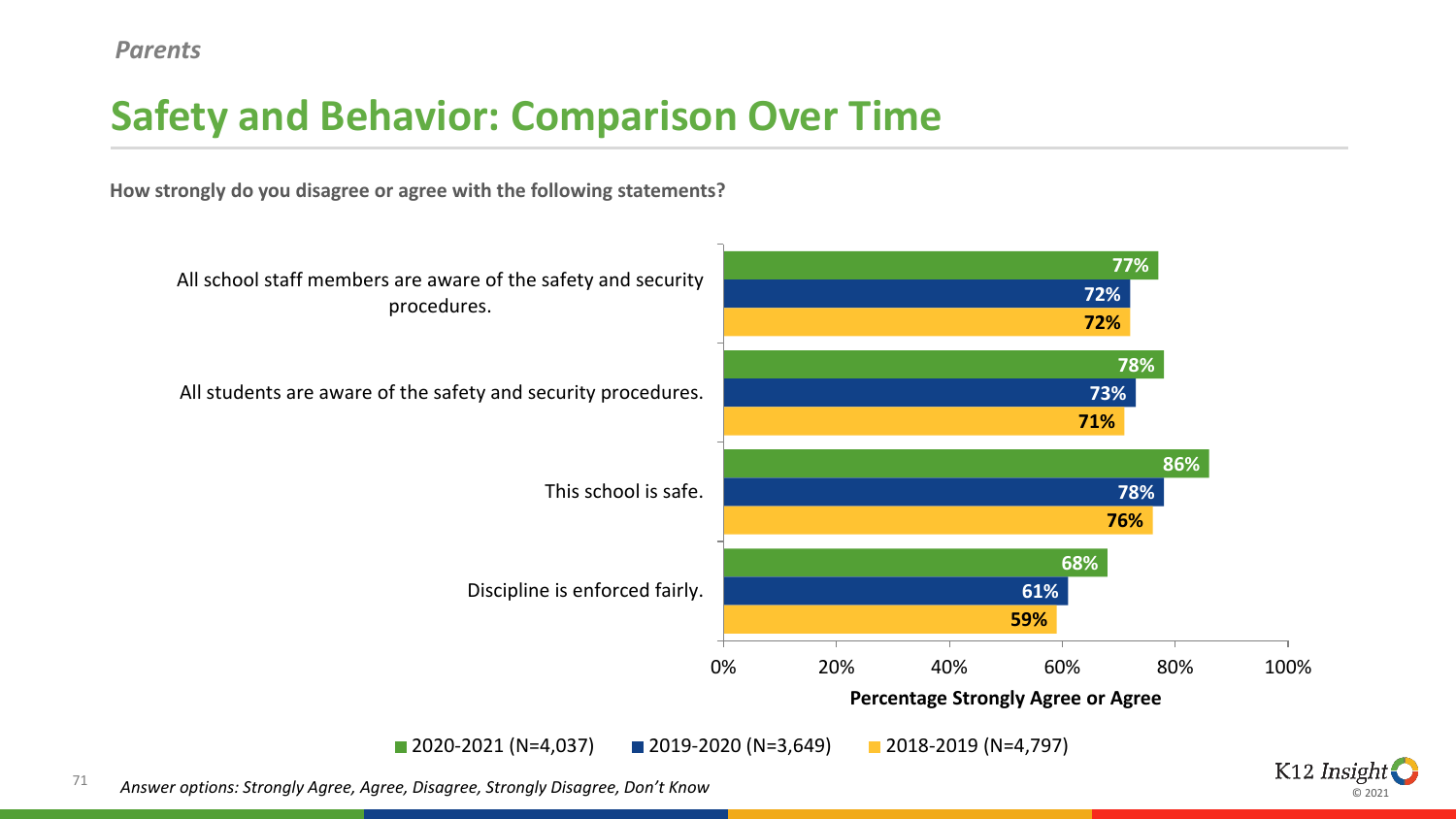*Parents*

# Safety and Behavior: Comparison Over Time

**How strongly do you disagree or agree with the following statements?**

| Statement | 2020-2021 (N=4,037) | 2019-2020 (N=3,649) | 2018-2019 (N=4,797) |
|---|---|---|---|
| All school staff members are aware of the safety and security procedures. | 77% | 72% | 72% |
| All students are aware of the safety and security procedures. | 78% | 73% | 71% |
| This school is safe. | 86% | 78% | 76% |
| Discipline is enforced fairly. | 68% | 61% | 59% |

**Percentage Strongly Agree or Agree**

*Answer options: Strongly Agree, Agree, Disagree, Strongly Disagree, Don't Know*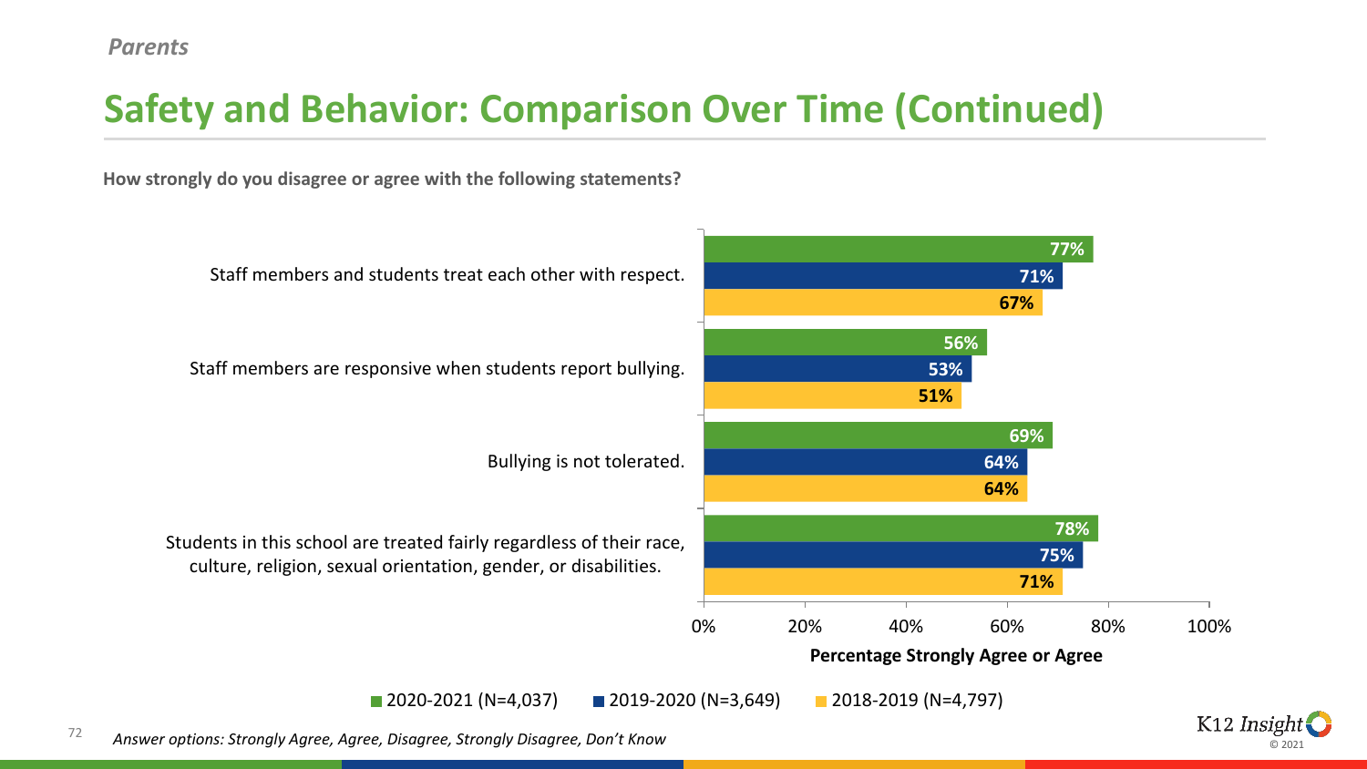*Parents*

# Safety and Behavior: Comparison Over Time (Continued)

**How strongly do you disagree or agree with the following statements?**

| Statement | 2020-2021 (N=4,037) | 2019-2020 (N=3,649) | 2018-2019 (N=4,797) |
|---|---|---|---|
| Staff members and students treat each other with respect. | 77% | 71% | 67% |
| Staff members are responsive when students report bullying. | 56% | 53% | 51% |
| Bullying is not tolerated. | 69% | 64% | 64% |
| Students in this school are treated fairly regardless of their race, culture, religion, sexual orientation, gender, or disabilities. | 78% | 75% | 71% |

**Percentage Strongly Agree or Agree**

*Answer options: Strongly Agree, Agree, Disagree, Strongly Disagree, Don't Know*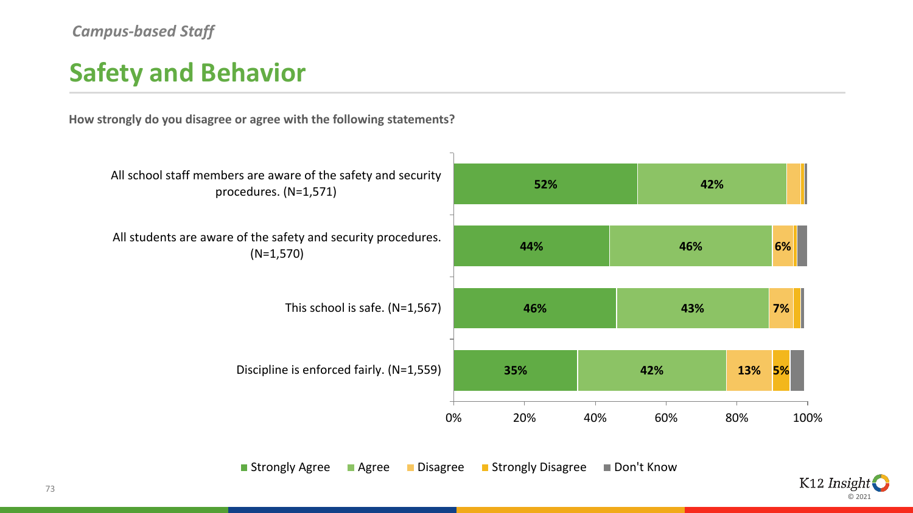*Campus-based Staff*

# Safety and Behavior

**How strongly do you disagree or agree with the following statements?**

| Statement | Strongly Agree | Agree | Disagree | Strongly Disagree | Don't Know |
|---|---|---|---|---|---|
| All school staff members are aware of the safety and security procedures. (N=1,571) | 52% | 42% | | | |
| All students are aware of the safety and security procedures. (N=1,570) | 44% | 46% | 6% | | |
| This school is safe. (N=1,567) | 46% | 43% | 7% | | |
| Discipline is enforced fairly. (N=1,559) | 35% | 42% | 13% | 5% | |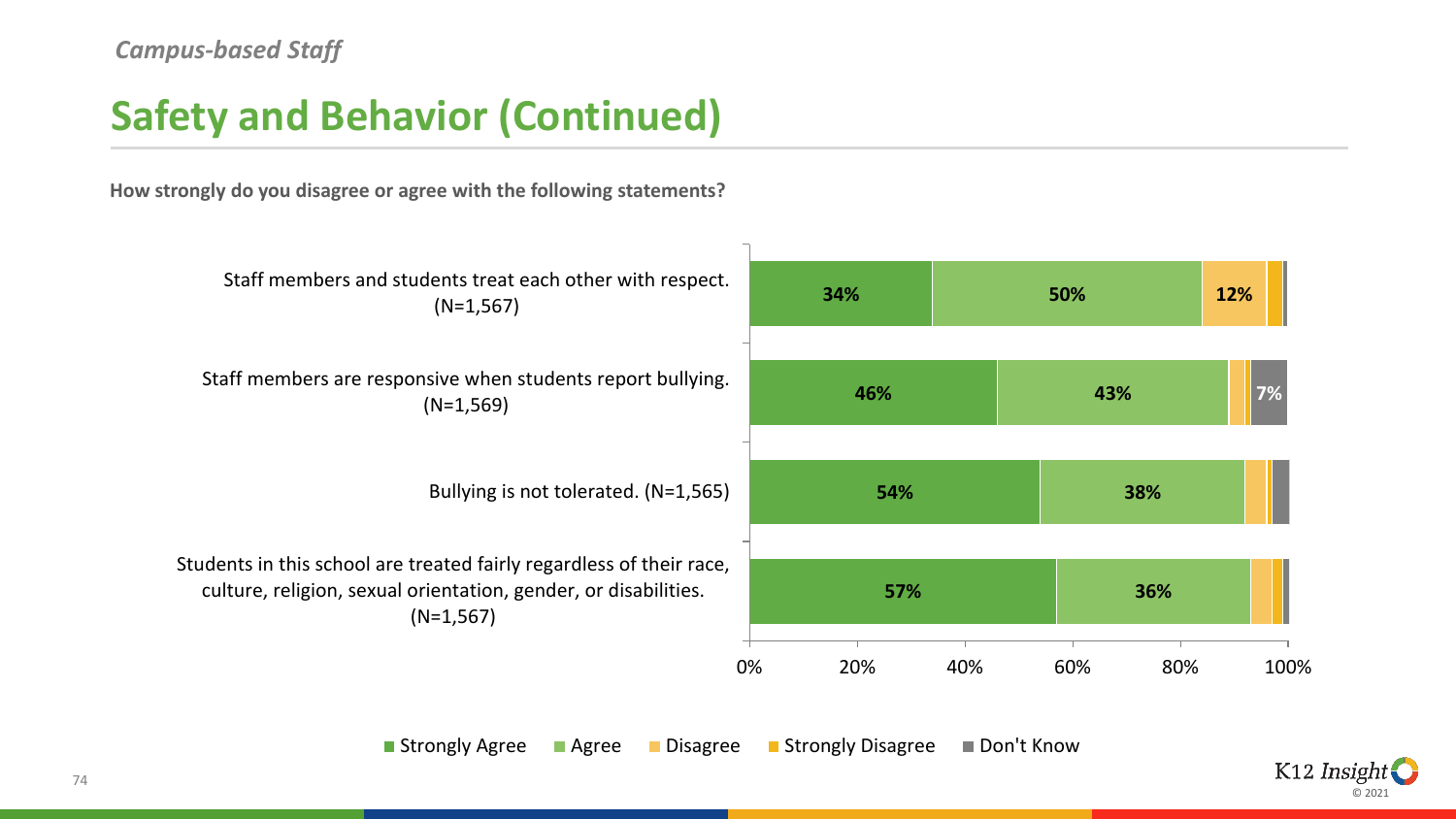*Campus-based Staff*

# Safety and Behavior (Continued)

**How strongly do you disagree or agree with the following statements?**

| Statement | Strongly Agree | Agree | Disagree | Strongly Disagree | Don't Know |
|---|---|---|---|---|---|
| Staff members and students treat each other with respect. (N=1,567) | 34% | 50% | 12% | | |
| Staff members are responsive when students report bullying. (N=1,569) | 46% | 43% | | | 7% |
| Bullying is not tolerated. (N=1,565) | 54% | 38% | | | |
| Students in this school are treated fairly regardless of their race, culture, religion, sexual orientation, gender, or disabilities. (N=1,567) | 57% | 36% | | | |

K12 Insight © 2021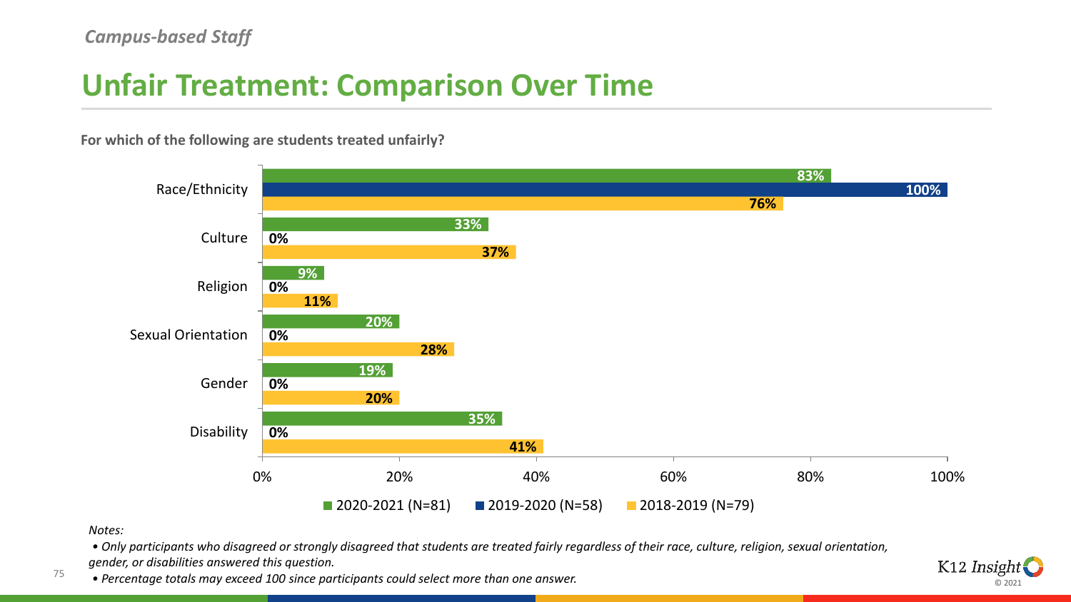*Campus-based Staff*

# Unfair Treatment: Comparison Over Time

**For which of the following are students treated unfairly?**

| | 2020-2021 (N=81) | 2019-2020 (N=58) | 2018-2019 (N=79) |
|---|---|---|---|
| Race/Ethnicity | 83% | 100% | 76% |
| Culture | 33% | 0% | 37% |
| Religion | 9% | 0% | 11% |
| Sexual Orientation | 20% | 0% | 28% |
| Gender | 19% | 0% | 20% |
| Disability | 35% | 0% | 41% |

*Notes:*

- *Only participants who disagreed or strongly disagreed that students are treated fairly regardless of their race, culture, religion, sexual orientation, gender, or disabilities answered this question.*
- *Percentage totals may exceed 100 since participants could select more than one answer.*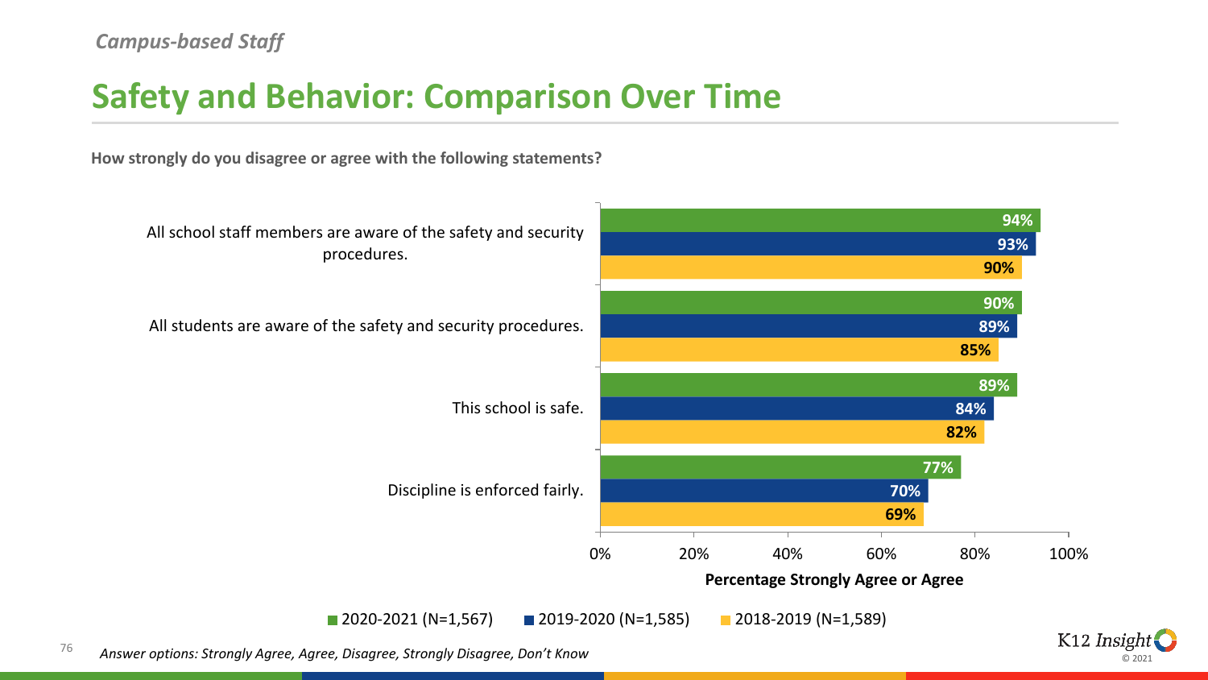*Campus-based Staff*

# Safety and Behavior: Comparison Over Time

**How strongly do you disagree or agree with the following statements?**

| Statement | 2020-2021 (N=1,567) | 2019-2020 (N=1,585) | 2018-2019 (N=1,589) |
|---|---|---|---|
| All school staff members are aware of the safety and security procedures. | 94% | 93% | 90% |
| All students are aware of the safety and security procedures. | 90% | 89% | 85% |
| This school is safe. | 89% | 84% | 82% |
| Discipline is enforced fairly. | 77% | 70% | 69% |

**Percentage Strongly Agree or Agree**

*Answer options: Strongly Agree, Agree, Disagree, Strongly Disagree, Don't Know*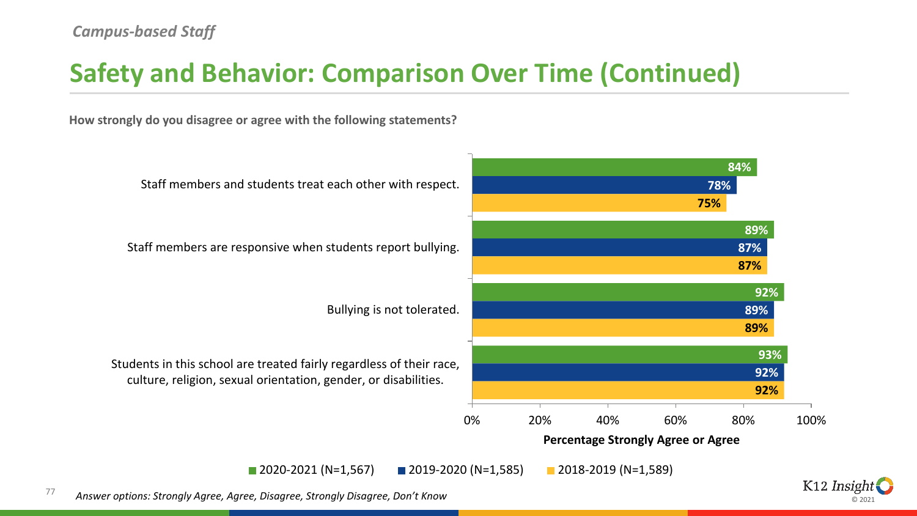*Campus-based Staff*

# Safety and Behavior: Comparison Over Time (Continued)

**How strongly do you disagree or agree with the following statements?**

| Statement | 2020-2021 (N=1,567) | 2019-2020 (N=1,585) | 2018-2019 (N=1,589) |
| --- | --- | --- | --- |
| Staff members and students treat each other with respect. | 84% | 78% | 75% |
| Staff members are responsive when students report bullying. | 89% | 87% | 87% |
| Bullying is not tolerated. | 92% | 89% | 89% |
| Students in this school are treated fairly regardless of their race, culture, religion, sexual orientation, gender, or disabilities. | 93% | 92% | 92% |

**Percentage Strongly Agree or Agree**

*Answer options: Strongly Agree, Agree, Disagree, Strongly Disagree, Don't Know*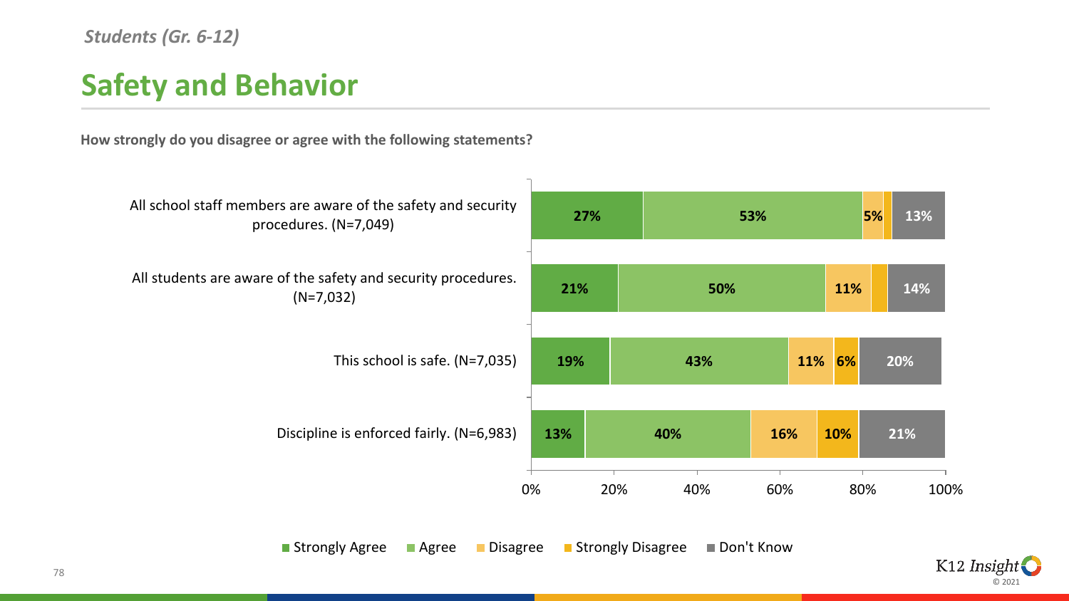*Students (Gr. 6-12)*

# Safety and Behavior

**How strongly do you disagree or agree with the following statements?**

| Statement | Strongly Agree | Agree | Disagree | Strongly Disagree | Don't Know |
|---|---|---|---|---|---|
| All school staff members are aware of the safety and security procedures. (N=7,049) | 27% | 53% | 5% | | 13% |
| All students are aware of the safety and security procedures. (N=7,032) | 21% | 50% | 11% | | 14% |
| This school is safe. (N=7,035) | 19% | 43% | 11% | 6% | 20% |
| Discipline is enforced fairly. (N=6,983) | 13% | 40% | 16% | 10% | 21% |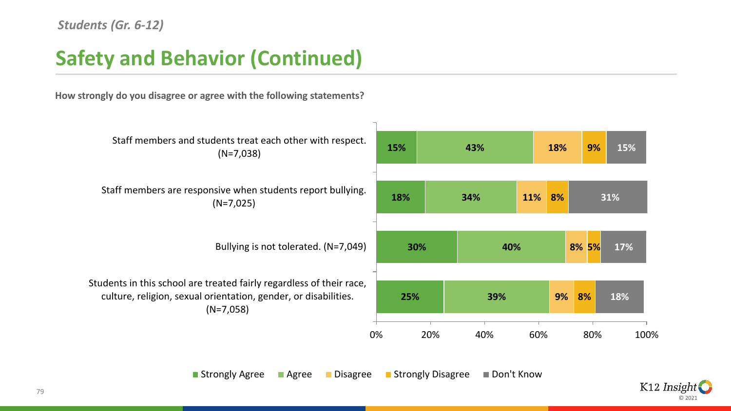*Students (Gr. 6-12)*

# Safety and Behavior (Continued)

**How strongly do you disagree or agree with the following statements?**

| Statement | Strongly Agree | Agree | Disagree | Strongly Disagree | Don't Know |
|---|---|---|---|---|---|
| Staff members and students treat each other with respect. (N=7,038) | 15% | 43% | 18% | 9% | 15% |
| Staff members are responsive when students report bullying. (N=7,025) | 18% | 34% | 11% | 8% | 31% |
| Bullying is not tolerated. (N=7,049) | 30% | 40% | 8% | 5% | 17% |
| Students in this school are treated fairly regardless of their race, culture, religion, sexual orientation, gender, or disabilities. (N=7,058) | 25% | 39% | 9% | 8% | 18% |

K12 Insight © 2021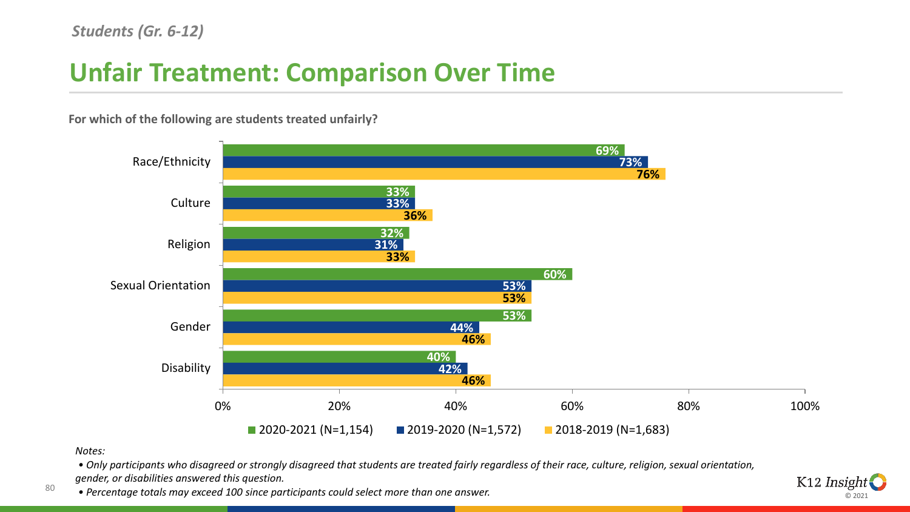*Students (Gr. 6-12)*

# Unfair Treatment: Comparison Over Time

**For which of the following are students treated unfairly?**

| | 2020-2021 (N=1,154) | 2019-2020 (N=1,572) | 2018-2019 (N=1,683) |
|---|---|---|---|
| Race/Ethnicity | 69% | 73% | 76% |
| Culture | 33% | 33% | 36% |
| Religion | 32% | 31% | 33% |
| Sexual Orientation | 60% | 53% | 53% |
| Gender | 53% | 44% | 46% |
| Disability | 40% | 42% | 46% |

*Notes:*

- *Only participants who disagreed or strongly disagreed that students are treated fairly regardless of their race, culture, religion, sexual orientation, gender, or disabilities answered this question.*
- *Percentage totals may exceed 100 since participants could select more than one answer.*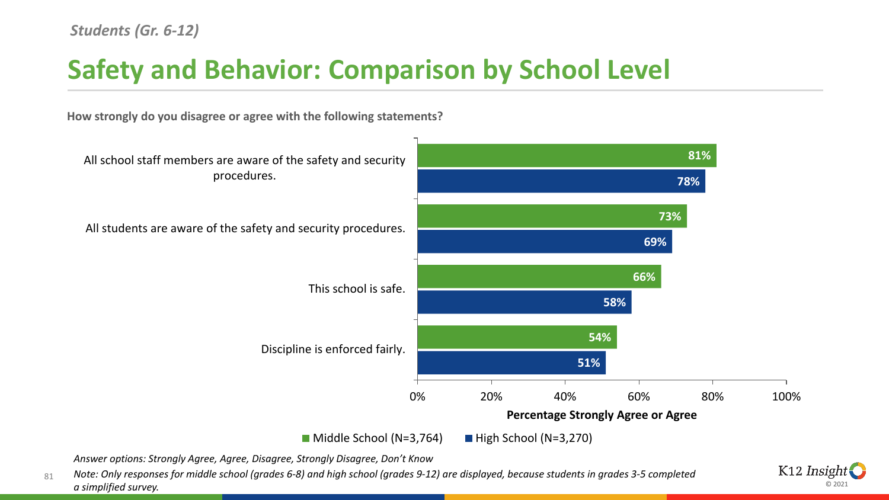*Students (Gr. 6-12)*

# Safety and Behavior: Comparison by School Level

**How strongly do you disagree or agree with the following statements?**

| Statement | Middle School (N=3,764) | High School (N=3,270) |
| --- | --- | --- |
| All school staff members are aware of the safety and security procedures. | 81% | 78% |
| All students are aware of the safety and security procedures. | 73% | 69% |
| This school is safe. | 66% | 58% |
| Discipline is enforced fairly. | 54% | 51% |

**Percentage Strongly Agree or Agree**

*Answer options: Strongly Agree, Agree, Disagree, Strongly Disagree, Don't Know*

*Note: Only responses for middle school (grades 6-8) and high school (grades 9-12) are displayed, because students in grades 3-5 completed a simplified survey.*

K12 Insight © 2021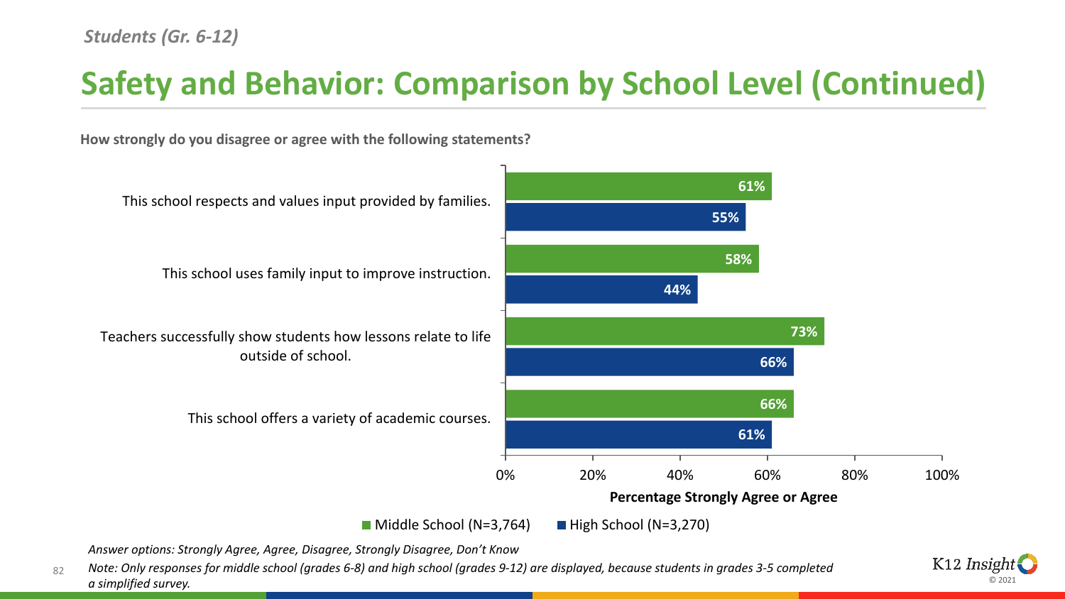*Students (Gr. 6-12)*

# Safety and Behavior: Comparison by School Level (Continued)

**How strongly do you disagree or agree with the following statements?**

| Statement | Middle School (N=3,764) | High School (N=3,270) |
| --- | --- | --- |
| This school respects and values input provided by families. | 61% | 55% |
| This school uses family input to improve instruction. | 58% | 44% |
| Teachers successfully show students how lessons relate to life outside of school. | 73% | 66% |
| This school offers a variety of academic courses. | 66% | 61% |

**Percentage Strongly Agree or Agree**

*Answer options: Strongly Agree, Agree, Disagree, Strongly Disagree, Don't Know*

*Note: Only responses for middle school (grades 6-8) and high school (grades 9-12) are displayed, because students in grades 3-5 completed a simplified survey.*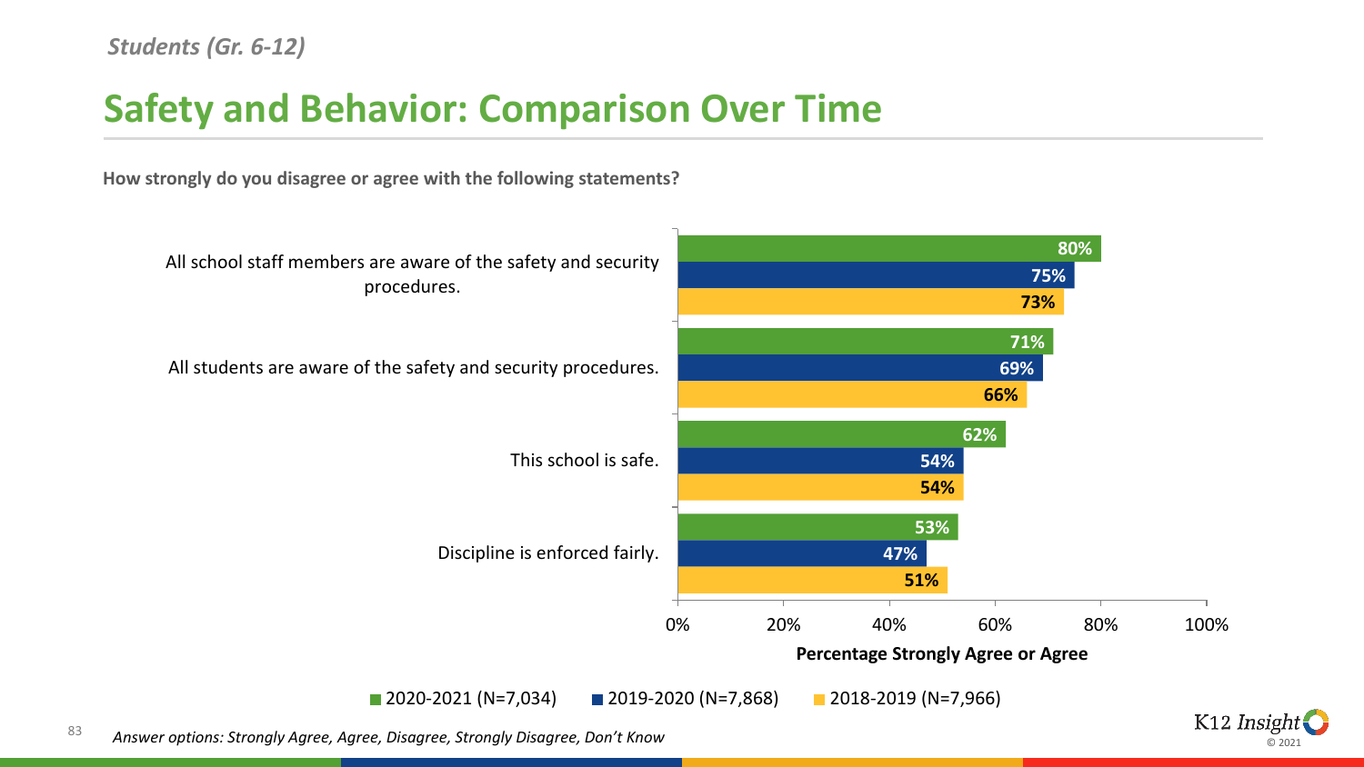*Students (Gr. 6-12)*

# Safety and Behavior: Comparison Over Time

**How strongly do you disagree or agree with the following statements?**

| Statement | 2020-2021 (N=7,034) | 2019-2020 (N=7,868) | 2018-2019 (N=7,966) |
|---|---|---|---|
| All school staff members are aware of the safety and security procedures. | 80% | 75% | 73% |
| All students are aware of the safety and security procedures. | 71% | 69% | 66% |
| This school is safe. | 62% | 54% | 54% |
| Discipline is enforced fairly. | 53% | 47% | 51% |

**Percentage Strongly Agree or Agree**

*Answer options: Strongly Agree, Agree, Disagree, Strongly Disagree, Don't Know*

K12 Insight © 2021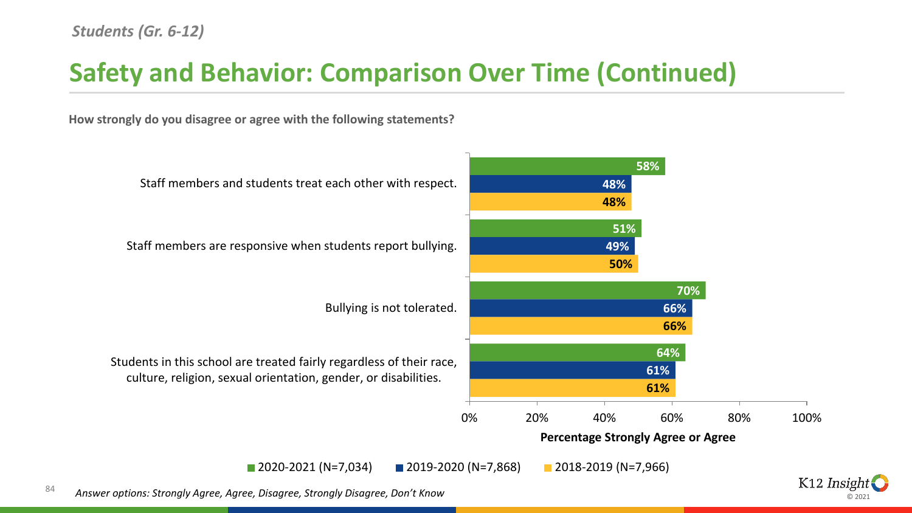*Students (Gr. 6-12)*

# Safety and Behavior: Comparison Over Time (Continued)

**How strongly do you disagree or agree with the following statements?**

| Statement | 2020-2021 (N=7,034) | 2019-2020 (N=7,868) | 2018-2019 (N=7,966) |
|---|---|---|---|
| Staff members and students treat each other with respect. | 58% | 48% | 48% |
| Staff members are responsive when students report bullying. | 51% | 49% | 50% |
| Bullying is not tolerated. | 70% | 66% | 66% |
| Students in this school are treated fairly regardless of their race, culture, religion, sexual orientation, gender, or disabilities. | 64% | 61% | 61% |

**Percentage Strongly Agree or Agree**

*Answer options: Strongly Agree, Agree, Disagree, Strongly Disagree, Don't Know*

K12 Insight © 2021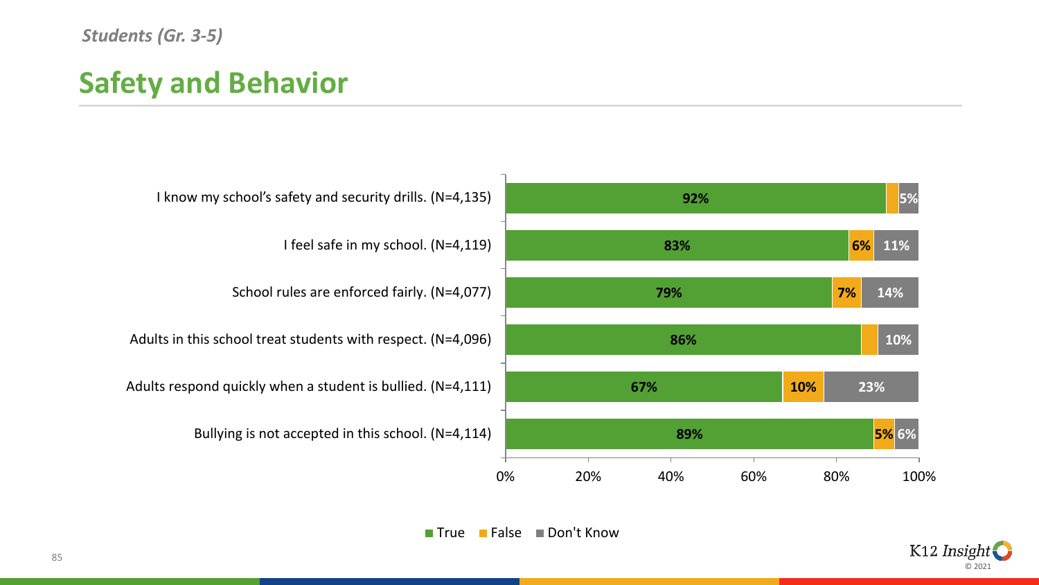*Students (Gr. 3-5)*

# Safety and Behavior

| Statement | True | False | Don't Know |
|---|---|---|---|
| I know my school's safety and security drills. (N=4,135) | 92% | | 5% |
| I feel safe in my school. (N=4,119) | 83% | 6% | 11% |
| School rules are enforced fairly. (N=4,077) | 79% | 7% | 14% |
| Adults in this school treat students with respect. (N=4,096) | 86% | | 10% |
| Adults respond quickly when a student is bullied. (N=4,111) | 67% | 10% | 23% |
| Bullying is not accepted in this school. (N=4,114) | 89% | 5% | 6% |

■ True ■ False ■ Don't Know

K12 Insight © 2021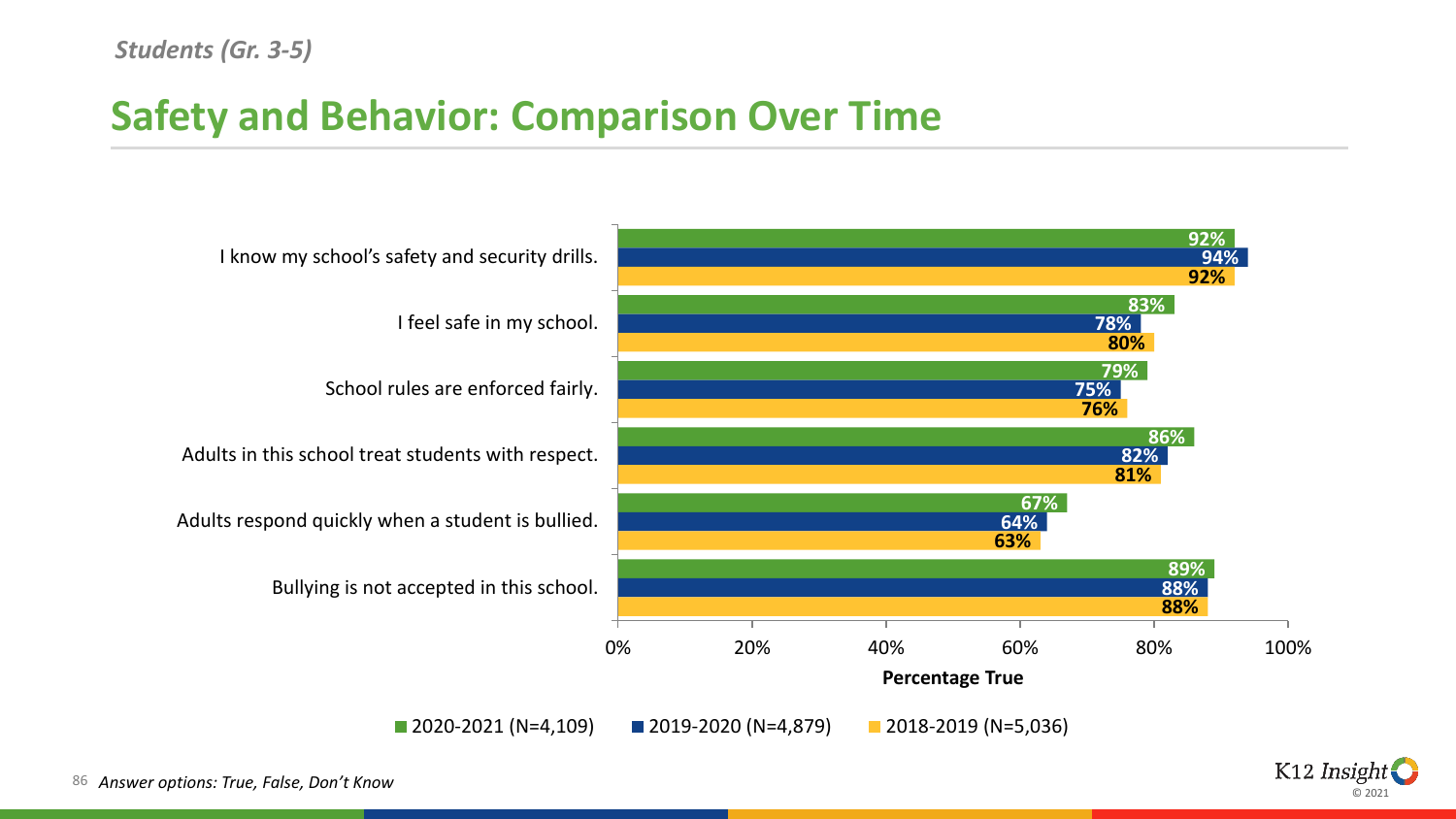*Students (Gr. 3-5)*

# Safety and Behavior: Comparison Over Time

| Statement | 2020-2021 (N=4,109) | 2019-2020 (N=4,879) | 2018-2019 (N=5,036) |
|---|---|---|---|
| I know my school's safety and security drills. | 92% | 94% | 92% |
| I feel safe in my school. | 83% | 78% | 80% |
| School rules are enforced fairly. | 79% | 75% | 76% |
| Adults in this school treat students with respect. | 86% | 82% | 81% |
| Adults respond quickly when a student is bullied. | 67% | 64% | 63% |
| Bullying is not accepted in this school. | 89% | 88% | 88% |

**Percentage True**

*Answer options: True, False, Don't Know*

K12 Insight © 2021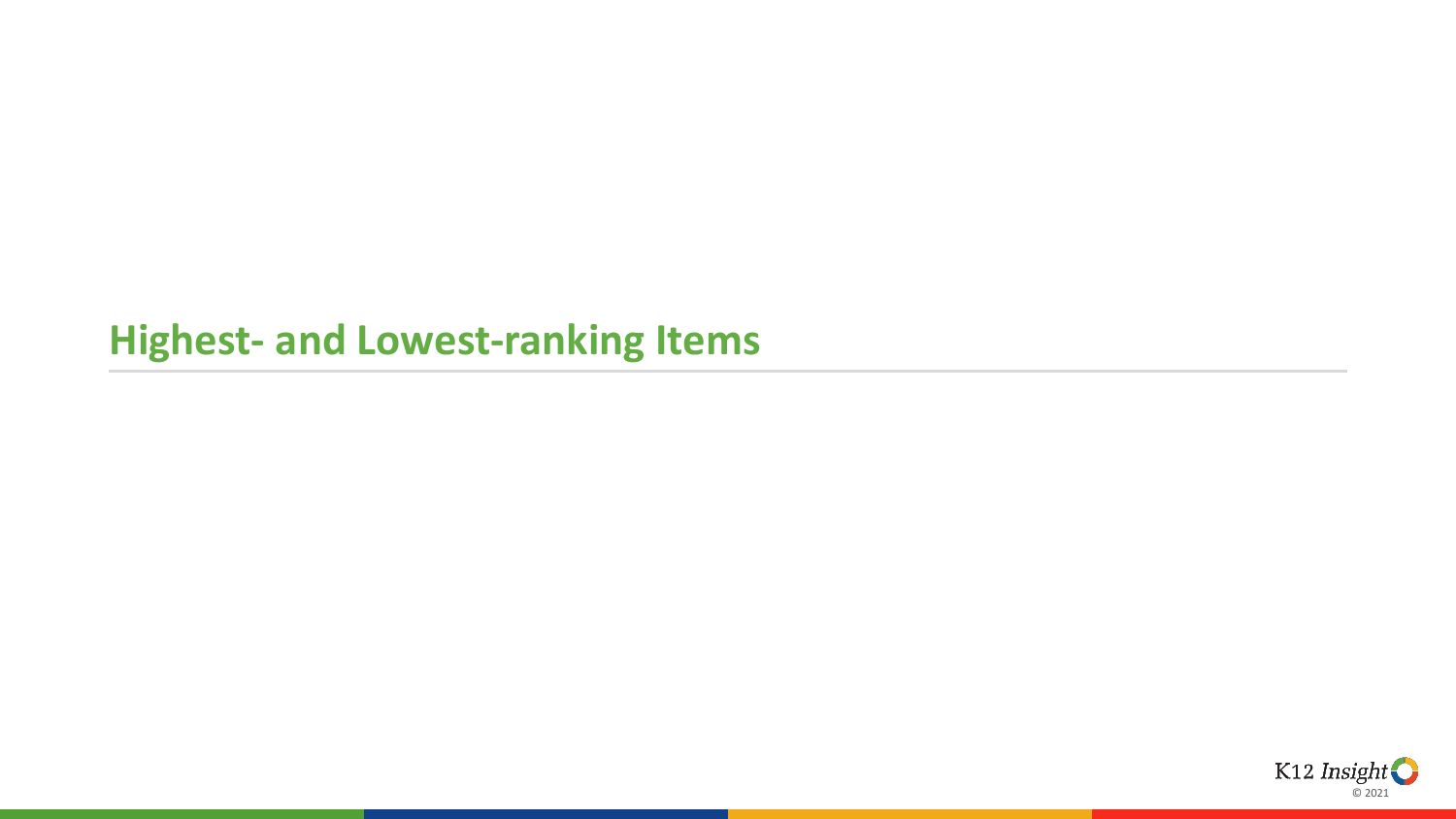# Highest- and Lowest-ranking Items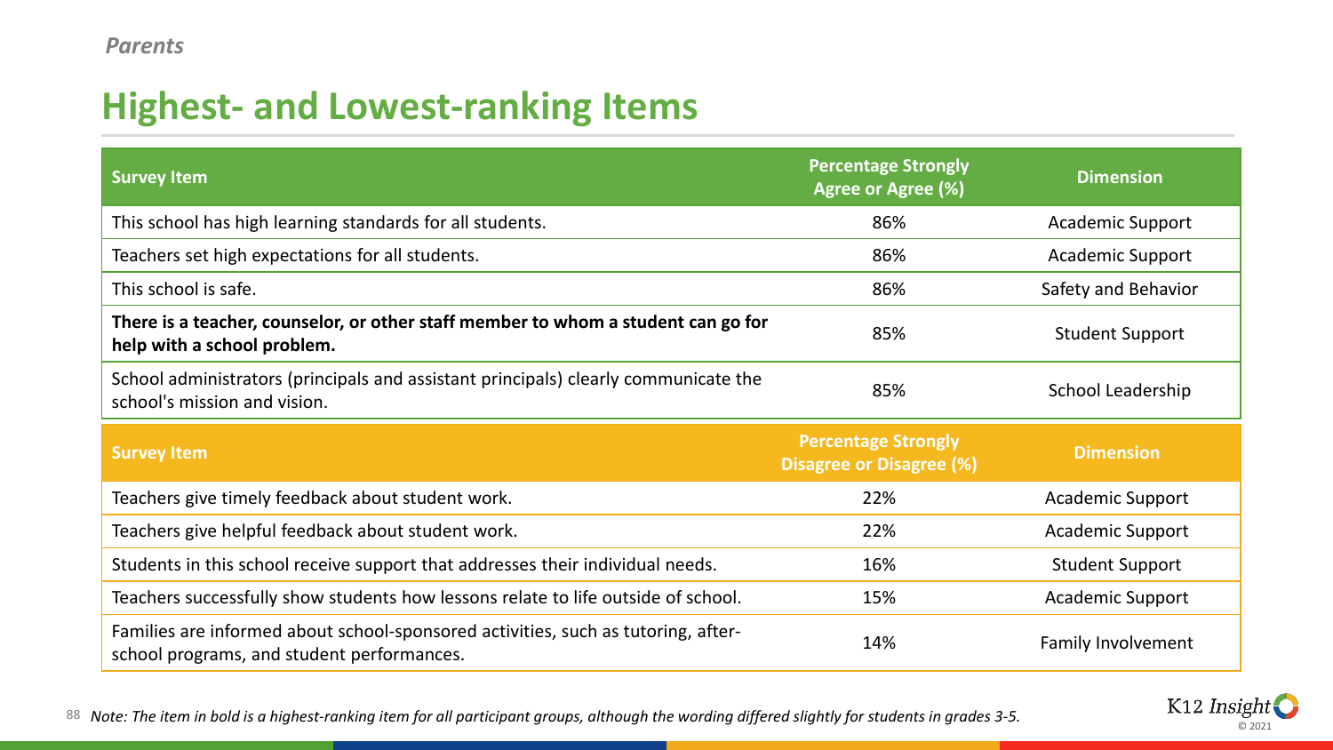*Parents*

## Highest- and Lowest-ranking Items

| Survey Item | Percentage Strongly Agree or Agree (%) | Dimension |
|---|---|---|
| This school has high learning standards for all students. | 86% | Academic Support |
| Teachers set high expectations for all students. | 86% | Academic Support |
| This school is safe. | 86% | Safety and Behavior |
| **There is a teacher, counselor, or other staff member to whom a student can go for help with a school problem.** | 85% | Student Support |
| School administrators (principals and assistant principals) clearly communicate the school's mission and vision. | 85% | School Leadership |

| Survey Item | Percentage Strongly Disagree or Disagree (%) | Dimension |
|---|---|---|
| Teachers give timely feedback about student work. | 22% | Academic Support |
| Teachers give helpful feedback about student work. | 22% | Academic Support |
| Students in this school receive support that addresses their individual needs. | 16% | Student Support |
| Teachers successfully show students how lessons relate to life outside of school. | 15% | Academic Support |
| Families are informed about school-sponsored activities, such as tutoring, after-school programs, and student performances. | 14% | Family Involvement |

*Note: The item in bold is a highest-ranking item for all participant groups, although the wording differed slightly for students in grades 3-5.*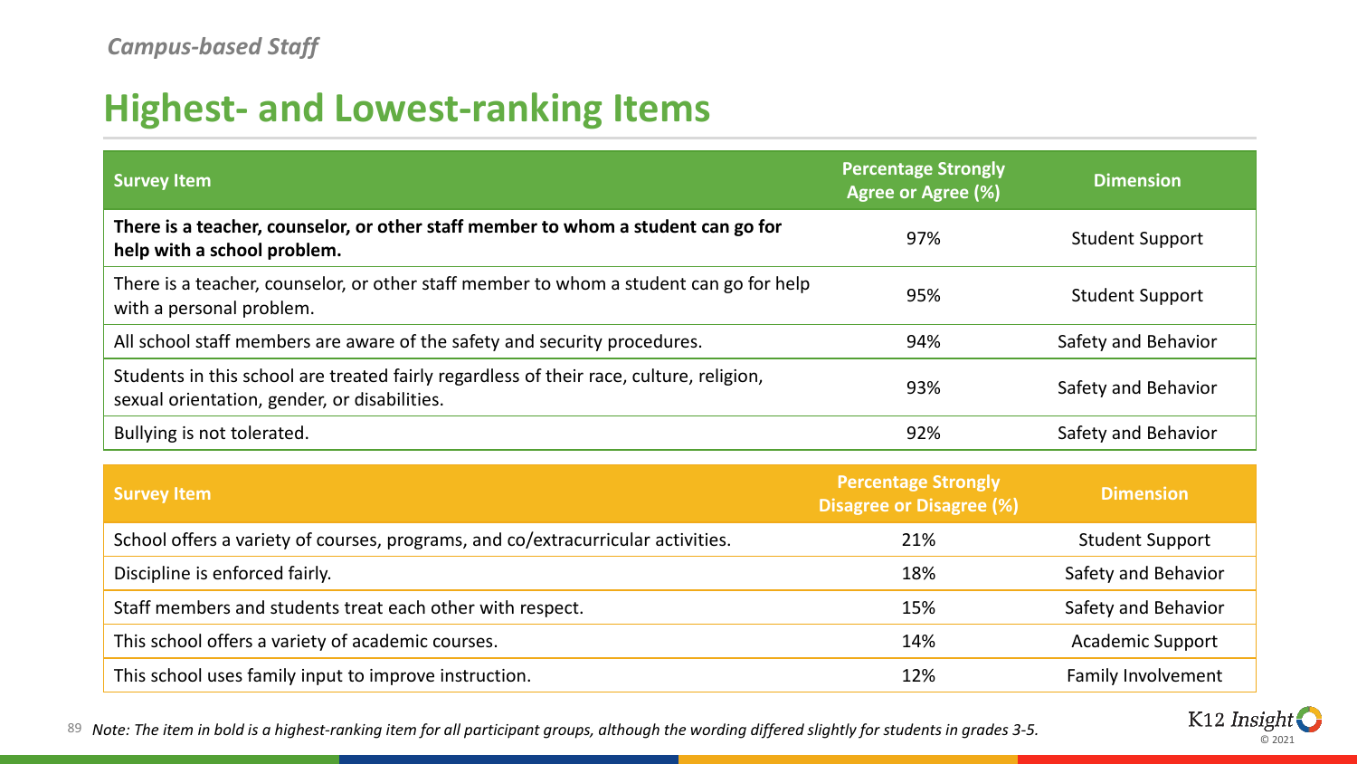*Campus-based Staff*

# Highest- and Lowest-ranking Items

| Survey Item | Percentage Strongly Agree or Agree (%) | Dimension |
|---|---|---|
| **There is a teacher, counselor, or other staff member to whom a student can go for help with a school problem.** | 97% | Student Support |
| There is a teacher, counselor, or other staff member to whom a student can go for help with a personal problem. | 95% | Student Support |
| All school staff members are aware of the safety and security procedures. | 94% | Safety and Behavior |
| Students in this school are treated fairly regardless of their race, culture, religion, sexual orientation, gender, or disabilities. | 93% | Safety and Behavior |
| Bullying is not tolerated. | 92% | Safety and Behavior |

| Survey Item | Percentage Strongly Disagree or Disagree (%) | Dimension |
|---|---|---|
| School offers a variety of courses, programs, and co/extracurricular activities. | 21% | Student Support |
| Discipline is enforced fairly. | 18% | Safety and Behavior |
| Staff members and students treat each other with respect. | 15% | Safety and Behavior |
| This school offers a variety of academic courses. | 14% | Academic Support |
| This school uses family input to improve instruction. | 12% | Family Involvement |

*Note: The item in bold is a highest-ranking item for all participant groups, although the wording differed slightly for students in grades 3-5.*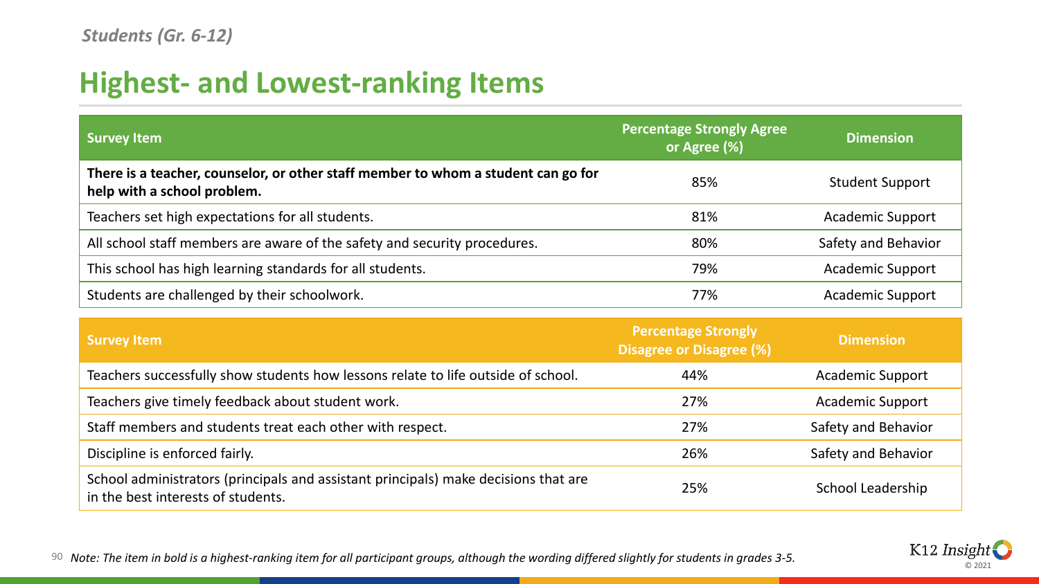*Students (Gr. 6-12)*

## Highest- and Lowest-ranking Items

| Survey Item | Percentage Strongly Agree or Agree (%) | Dimension |
|---|---|---|
| **There is a teacher, counselor, or other staff member to whom a student can go for help with a school problem.** | 85% | Student Support |
| Teachers set high expectations for all students. | 81% | Academic Support |
| All school staff members are aware of the safety and security procedures. | 80% | Safety and Behavior |
| This school has high learning standards for all students. | 79% | Academic Support |
| Students are challenged by their schoolwork. | 77% | Academic Support |

| Survey Item | Percentage Strongly Disagree or Disagree (%) | Dimension |
|---|---|---|
| Teachers successfully show students how lessons relate to life outside of school. | 44% | Academic Support |
| Teachers give timely feedback about student work. | 27% | Academic Support |
| Staff members and students treat each other with respect. | 27% | Safety and Behavior |
| Discipline is enforced fairly. | 26% | Safety and Behavior |
| School administrators (principals and assistant principals) make decisions that are in the best interests of students. | 25% | School Leadership |

*Note: The item in bold is a highest-ranking item for all participant groups, although the wording differed slightly for students in grades 3-5.*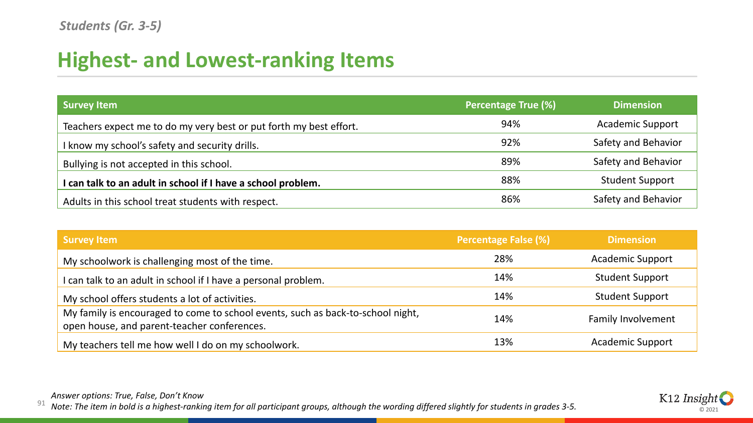*Students (Gr. 3-5)*

# Highest- and Lowest-ranking Items

| Survey Item | Percentage True (%) | Dimension |
|---|---|---|
| Teachers expect me to do my very best or put forth my best effort. | 94% | Academic Support |
| I know my school's safety and security drills. | 92% | Safety and Behavior |
| Bullying is not accepted in this school. | 89% | Safety and Behavior |
| **I can talk to an adult in school if I have a school problem.** | 88% | Student Support |
| Adults in this school treat students with respect. | 86% | Safety and Behavior |

| Survey Item | Percentage False (%) | Dimension |
|---|---|---|
| My schoolwork is challenging most of the time. | 28% | Academic Support |
| I can talk to an adult in school if I have a personal problem. | 14% | Student Support |
| My school offers students a lot of activities. | 14% | Student Support |
| My family is encouraged to come to school events, such as back-to-school night, open house, and parent-teacher conferences. | 14% | Family Involvement |
| My teachers tell me how well I do on my schoolwork. | 13% | Academic Support |

*Answer options: True, False, Don't Know*

*Note: The item in bold is a highest-ranking item for all participant groups, although the wording differed slightly for students in grades 3-5.*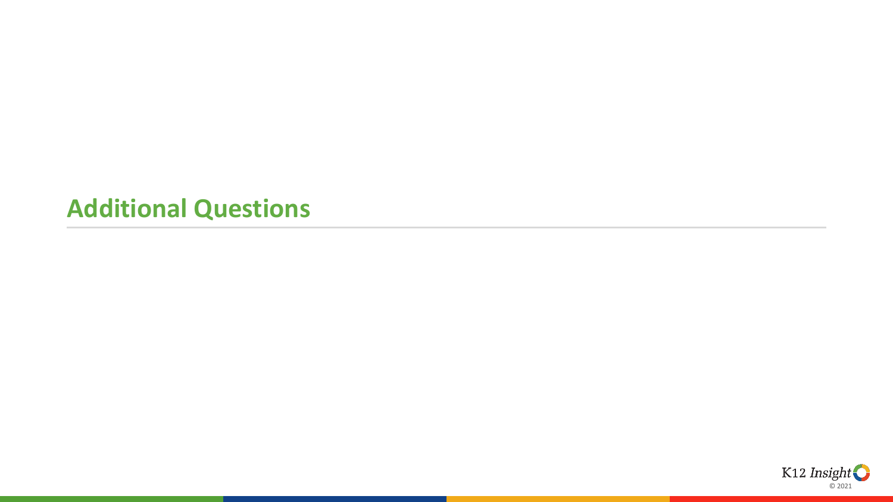# Additional Questions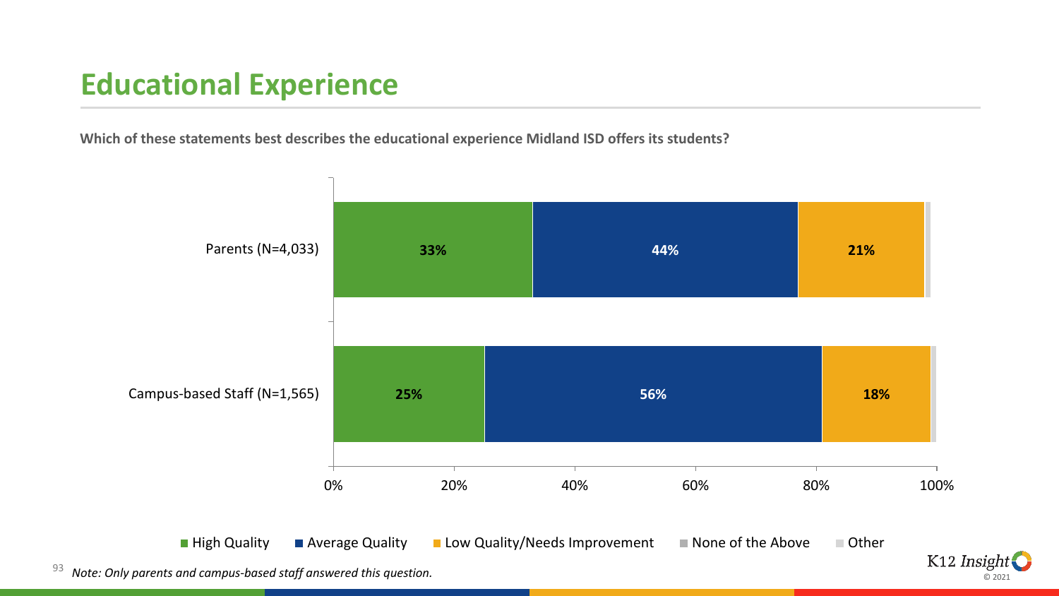# Educational Experience

**Which of these statements best describes the educational experience Midland ISD offers its students?**

| | High Quality | Average Quality | Low Quality/Needs Improvement | None of the Above | Other |
|---|---|---|---|---|---|
| Parents (N=4,033) | 33% | 44% | 21% | | |
| Campus-based Staff (N=1,565) | 25% | 56% | 18% | | |

*Note: Only parents and campus-based staff answered this question.*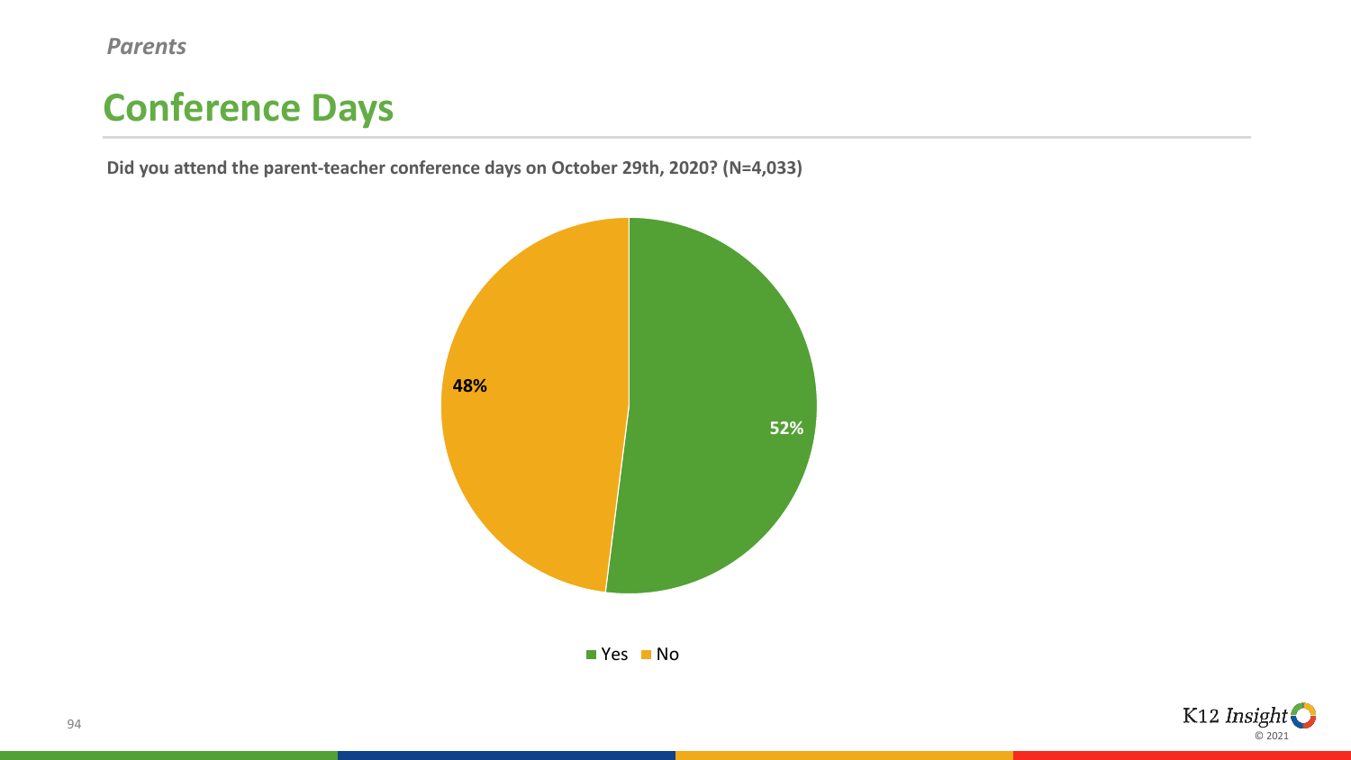*Parents*

# Conference Days

**Did you attend the parent-teacher conference days on October 29th, 2020? (N=4,033)**

| Response | Percentage |
| --- | --- |
| Yes | 52% |
| No | 48% |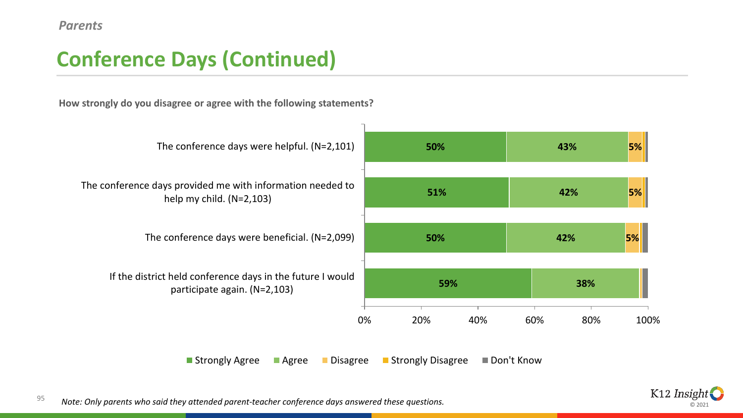*Parents*

# Conference Days (Continued)

**How strongly do you disagree or agree with the following statements?**

| Statement | Strongly Agree | Agree | Disagree | Strongly Disagree | Don't Know |
|---|---|---|---|---|---|
| The conference days were helpful. (N=2,101) | 50% | 43% | 5% | | |
| The conference days provided me with information needed to help my child. (N=2,103) | 51% | 42% | 5% | | |
| The conference days were beneficial. (N=2,099) | 50% | 42% | 5% | | |
| If the district held conference days in the future I would participate again. (N=2,103) | 59% | 38% | | | |

*Note: Only parents who said they attended parent-teacher conference days answered these questions.*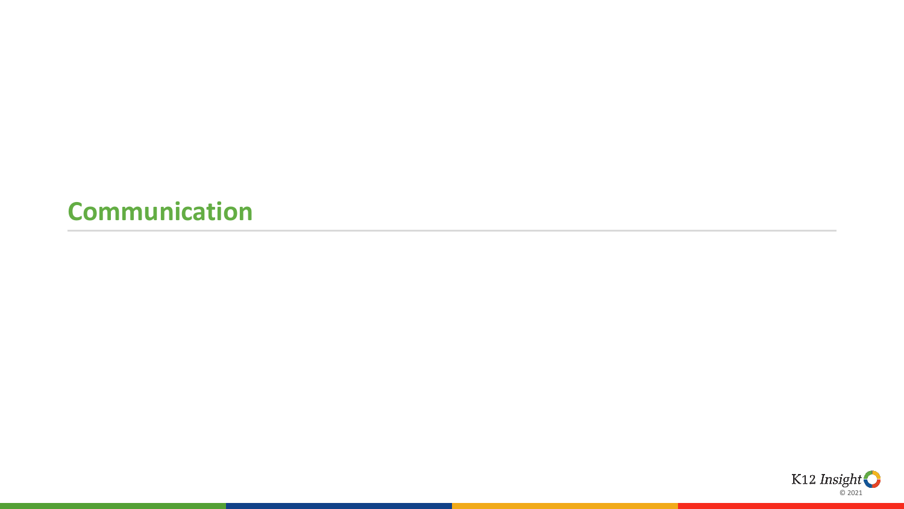## Communication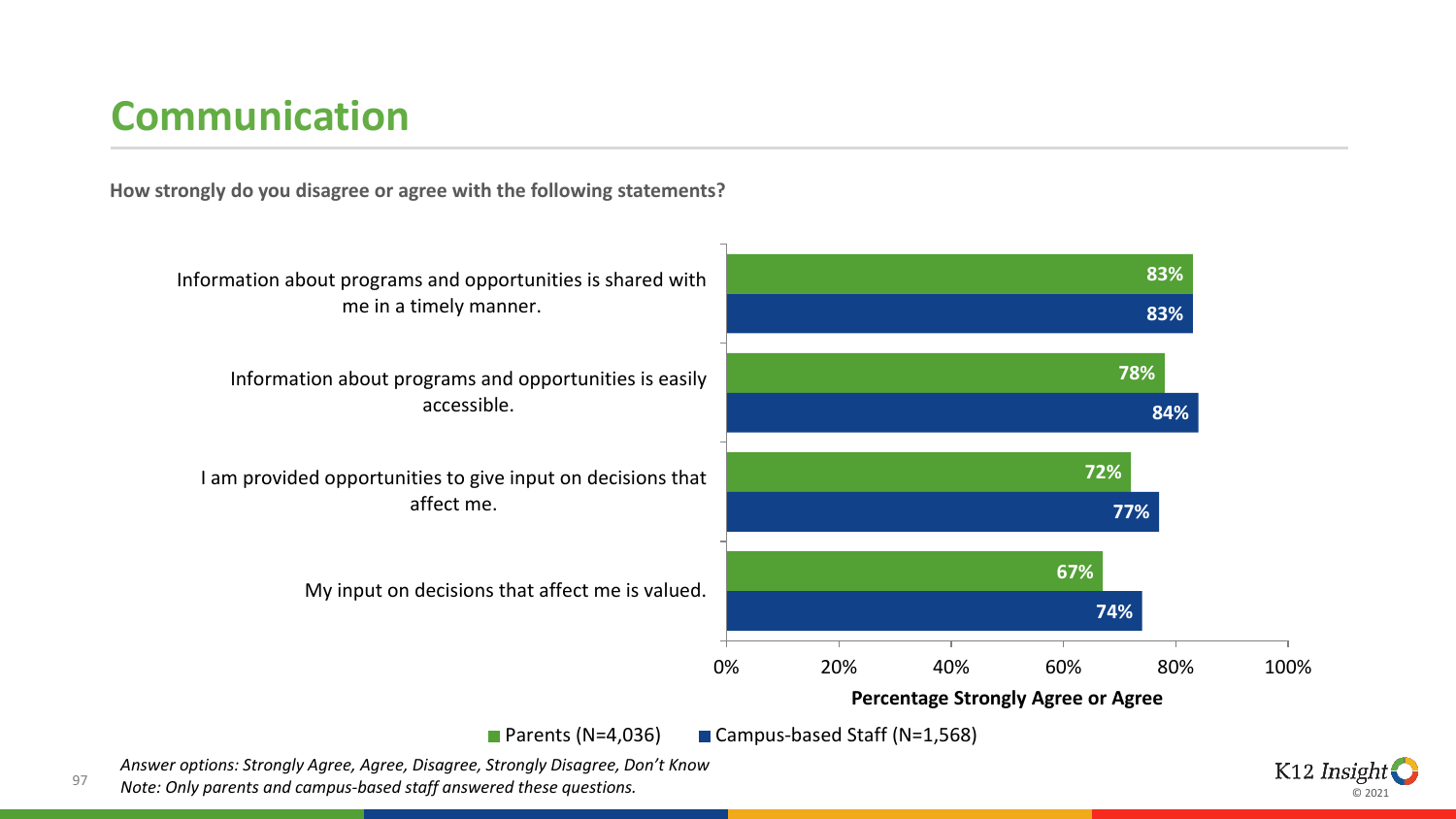# Communication

**How strongly do you disagree or agree with the following statements?**

| Statement | Parents (N=4,036) | Campus-based Staff (N=1,568) |
| --- | --- | --- |
| Information about programs and opportunities is shared with me in a timely manner. | 83% | 83% |
| Information about programs and opportunities is easily accessible. | 78% | 84% |
| I am provided opportunities to give input on decisions that affect me. | 72% | 77% |
| My input on decisions that affect me is valued. | 67% | 74% |

**Percentage Strongly Agree or Agree**

*Answer options: Strongly Agree, Agree, Disagree, Strongly Disagree, Don't Know*

*Note: Only parents and campus-based staff answered these questions.*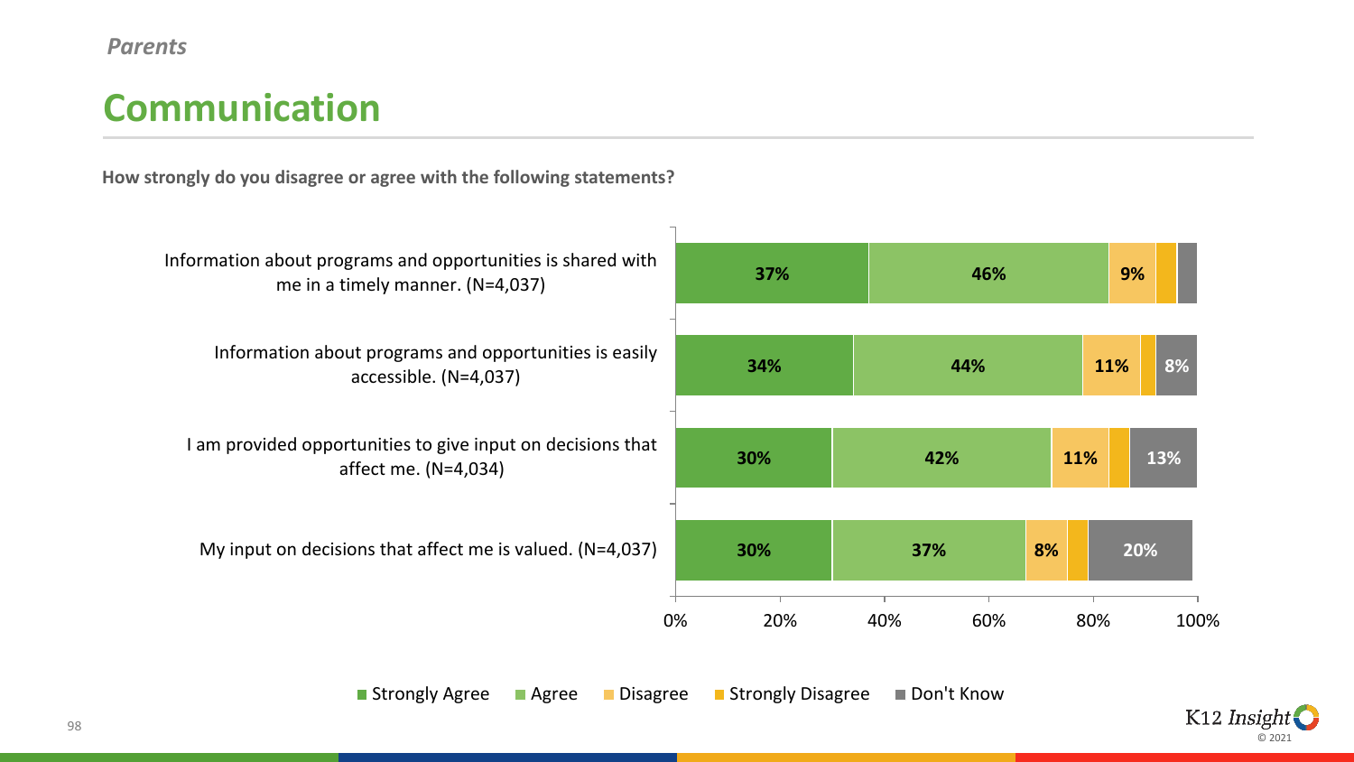*Parents*

# Communication

**How strongly do you disagree or agree with the following statements?**

| Statement | Strongly Agree | Agree | Disagree | Strongly Disagree | Don't Know |
|---|---|---|---|---|---|
| Information about programs and opportunities is shared with me in a timely manner. (N=4,037) | 37% | 46% | 9% | | |
| Information about programs and opportunities is easily accessible. (N=4,037) | 34% | 44% | 11% | | 8% |
| I am provided opportunities to give input on decisions that affect me. (N=4,034) | 30% | 42% | 11% | | 13% |
| My input on decisions that affect me is valued. (N=4,037) | 30% | 37% | 8% | | 20% |

■ Strongly Agree ■ Agree ■ Disagree ■ Strongly Disagree ■ Don't Know

K12 Insight © 2021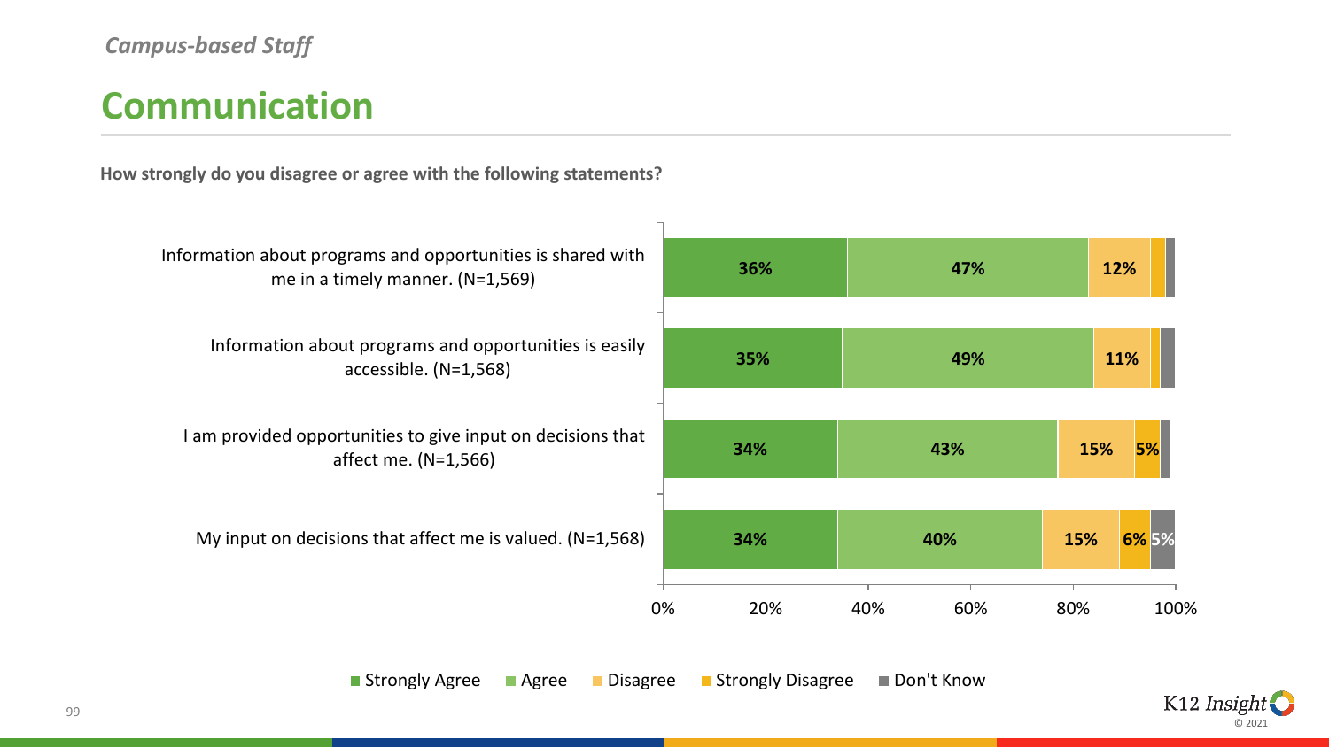*Campus-based Staff*

# Communication

**How strongly do you disagree or agree with the following statements?**

| Statement | Strongly Agree | Agree | Disagree | Strongly Disagree | Don't Know |
|---|---|---|---|---|---|
| Information about programs and opportunities is shared with me in a timely manner. (N=1,569) | 36% | 47% | 12% | | |
| Information about programs and opportunities is easily accessible. (N=1,568) | 35% | 49% | 11% | | |
| I am provided opportunities to give input on decisions that affect me. (N=1,566) | 34% | 43% | 15% | 5% | |
| My input on decisions that affect me is valued. (N=1,568) | 34% | 40% | 15% | 6% | 5% |

K12 Insight © 2021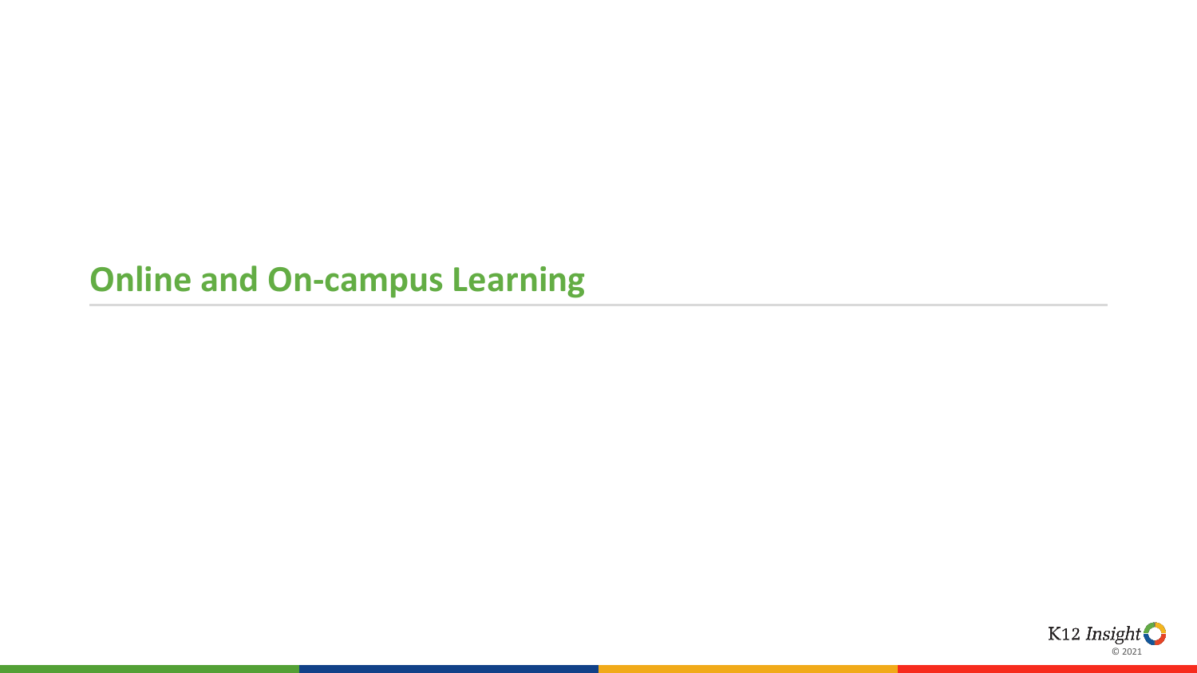# Online and On-campus Learning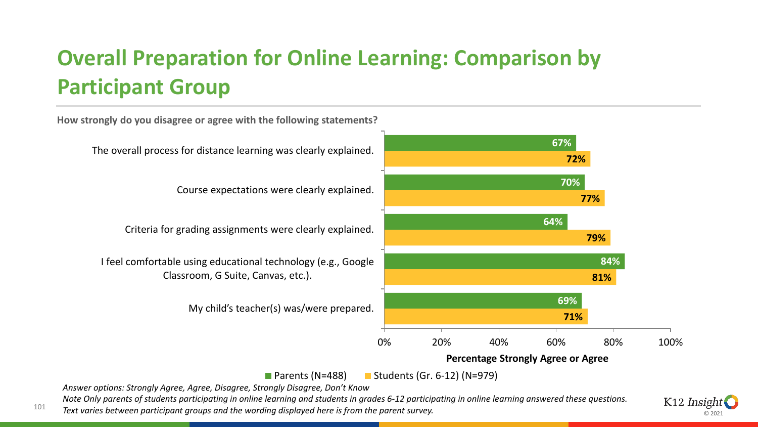# Overall Preparation for Online Learning: Comparison by Participant Group

**How strongly do you disagree or agree with the following statements?**

| Statement | Parents (N=488) | Students (Gr. 6-12) (N=979) |
|---|---|---|
| The overall process for distance learning was clearly explained. | 67% | 72% |
| Course expectations were clearly explained. | 70% | 77% |
| Criteria for grading assignments were clearly explained. | 64% | 79% |
| I feel comfortable using educational technology (e.g., Google Classroom, G Suite, Canvas, etc.). | 84% | 81% |
| My child's teacher(s) was/were prepared. | 69% | 71% |

**Percentage Strongly Agree or Agree**

*Answer options: Strongly Agree, Agree, Disagree, Strongly Disagree, Don't Know*

*Note Only parents of students participating in online learning and students in grades 6-12 participating in online learning answered these questions. Text varies between participant groups and the wording displayed here is from the parent survey.*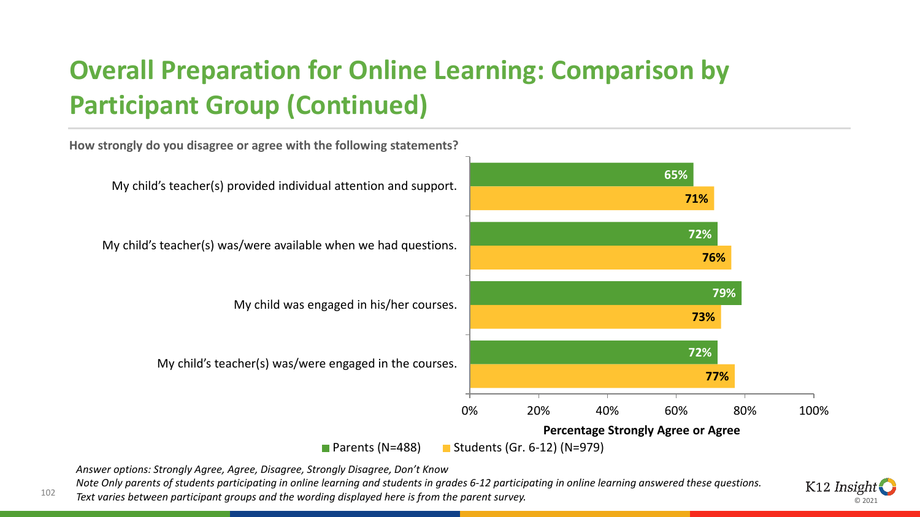# Overall Preparation for Online Learning: Comparison by Participant Group (Continued)

**How strongly do you disagree or agree with the following statements?**

| Statement | Parents (N=488) | Students (Gr. 6-12) (N=979) |
|---|---|---|
| My child's teacher(s) provided individual attention and support. | 65% | 71% |
| My child's teacher(s) was/were available when we had questions. | 72% | 76% |
| My child was engaged in his/her courses. | 79% | 73% |
| My child's teacher(s) was/were engaged in the courses. | 72% | 77% |

**Percentage Strongly Agree or Agree**

*Answer options: Strongly Agree, Agree, Disagree, Strongly Disagree, Don't Know*

*Note Only parents of students participating in online learning and students in grades 6-12 participating in online learning answered these questions. Text varies between participant groups and the wording displayed here is from the parent survey.*

K12 Insight © 2021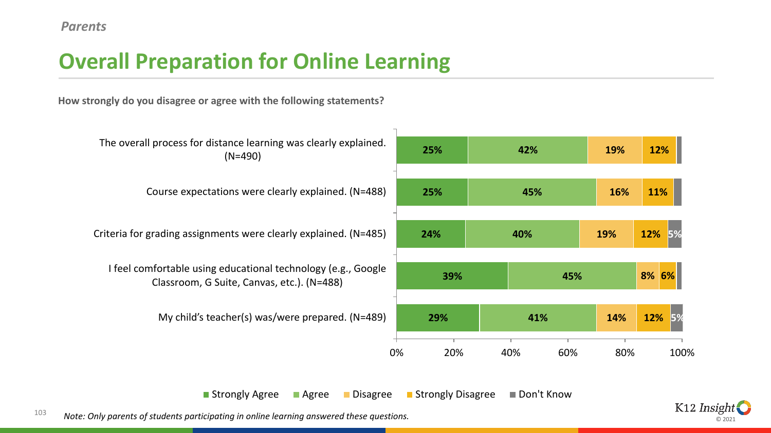*Parents*

# Overall Preparation for Online Learning

**How strongly do you disagree or agree with the following statements?**

| Statement | Strongly Agree | Agree | Disagree | Strongly Disagree | Don't Know |
|---|---|---|---|---|---|
| The overall process for distance learning was clearly explained. (N=490) | 25% | 42% | 19% | 12% | |
| Course expectations were clearly explained. (N=488) | 25% | 45% | 16% | 11% | |
| Criteria for grading assignments were clearly explained. (N=485) | 24% | 40% | 19% | 12% | 5% |
| I feel comfortable using educational technology (e.g., Google Classroom, G Suite, Canvas, etc.). (N=488) | 39% | 45% | 8% | 6% | |
| My child's teacher(s) was/were prepared. (N=489) | 29% | 41% | 14% | 12% | 5% |

*Note: Only parents of students participating in online learning answered these questions.*

K12 Insight © 2021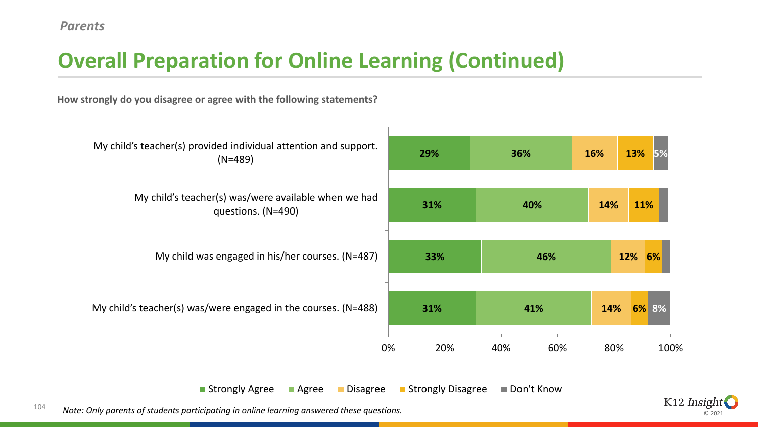*Parents*

# Overall Preparation for Online Learning (Continued)

**How strongly do you disagree or agree with the following statements?**

| Statement | Strongly Agree | Agree | Disagree | Strongly Disagree | Don't Know |
|---|---|---|---|---|---|
| My child's teacher(s) provided individual attention and support. (N=489) | 29% | 36% | 16% | 13% | 5% |
| My child's teacher(s) was/were available when we had questions. (N=490) | 31% | 40% | 14% | 11% | |
| My child was engaged in his/her courses. (N=487) | 33% | 46% | 12% | 6% | |
| My child's teacher(s) was/were engaged in the courses. (N=488) | 31% | 41% | 14% | 6% | 8% |

*Note: Only parents of students participating in online learning answered these questions.*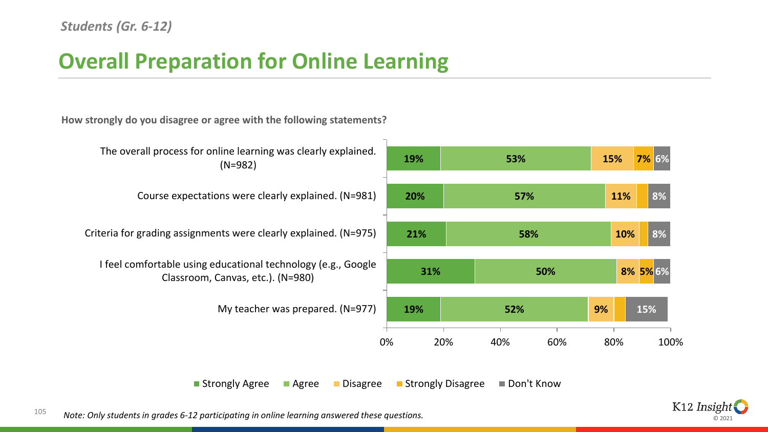*Students (Gr. 6-12)*

# Overall Preparation for Online Learning

**How strongly do you disagree or agree with the following statements?**

| Statement | Strongly Agree | Agree | Disagree | Strongly Disagree | Don't Know |
|---|---|---|---|---|---|
| The overall process for online learning was clearly explained. (N=982) | 19% | 53% | 15% | 7% | 6% |
| Course expectations were clearly explained. (N=981) | 20% | 57% | 11% | | 8% |
| Criteria for grading assignments were clearly explained. (N=975) | 21% | 58% | 10% | | 8% |
| I feel comfortable using educational technology (e.g., Google Classroom, Canvas, etc.). (N=980) | 31% | 50% | 8% | 5% | 6% |
| My teacher was prepared. (N=977) | 19% | 52% | 9% | | 15% |

*Note: Only students in grades 6-12 participating in online learning answered these questions.*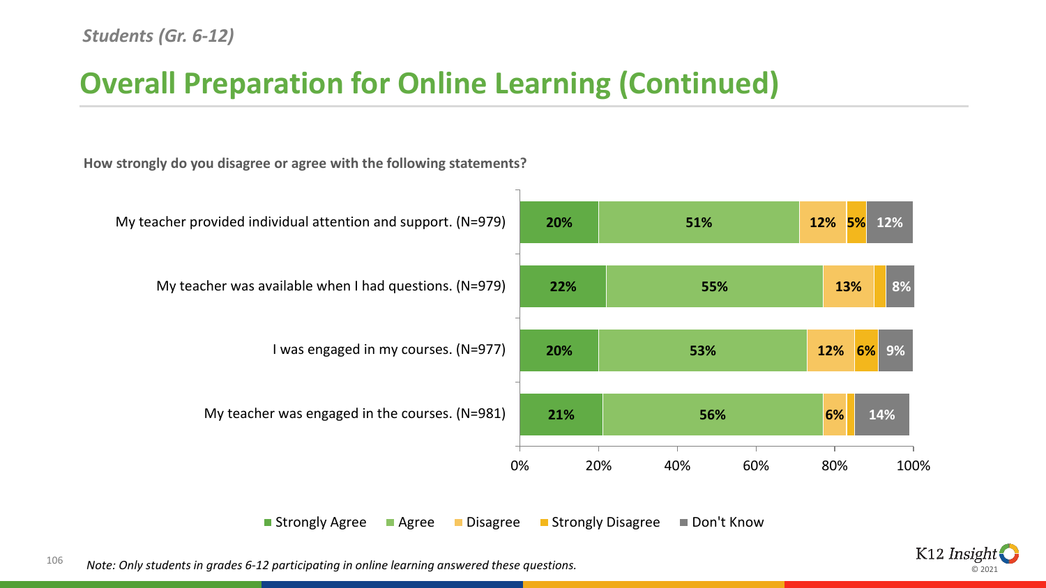*Students (Gr. 6-12)*

# Overall Preparation for Online Learning (Continued)

**How strongly do you disagree or agree with the following statements?**

| Statement | Strongly Agree | Agree | Disagree | Strongly Disagree | Don't Know |
|---|---|---|---|---|---|
| My teacher provided individual attention and support. (N=979) | 20% | 51% | 12% | 5% | 12% |
| My teacher was available when I had questions. (N=979) | 22% | 55% | 13% | | 8% |
| I was engaged in my courses. (N=977) | 20% | 53% | 12% | 6% | 9% |
| My teacher was engaged in the courses. (N=981) | 21% | 56% | 6% | | 14% |

*Note: Only students in grades 6-12 participating in online learning answered these questions.*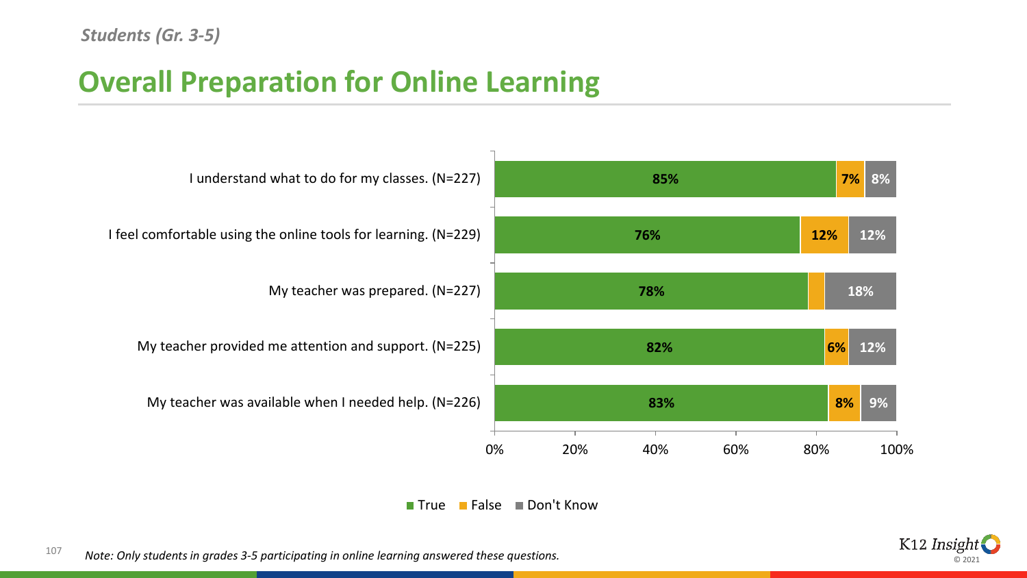*Students (Gr. 3-5)*

# Overall Preparation for Online Learning

| Statement | True | False | Don't Know |
|---|---|---|---|
| I understand what to do for my classes. (N=227) | 85% | 7% | 8% |
| I feel comfortable using the online tools for learning. (N=229) | 76% | 12% | 12% |
| My teacher was prepared. (N=227) | 78% | | 18% |
| My teacher provided me attention and support. (N=225) | 82% | 6% | 12% |
| My teacher was available when I needed help. (N=226) | 83% | 8% | 9% |

*Note: Only students in grades 3-5 participating in online learning answered these questions.*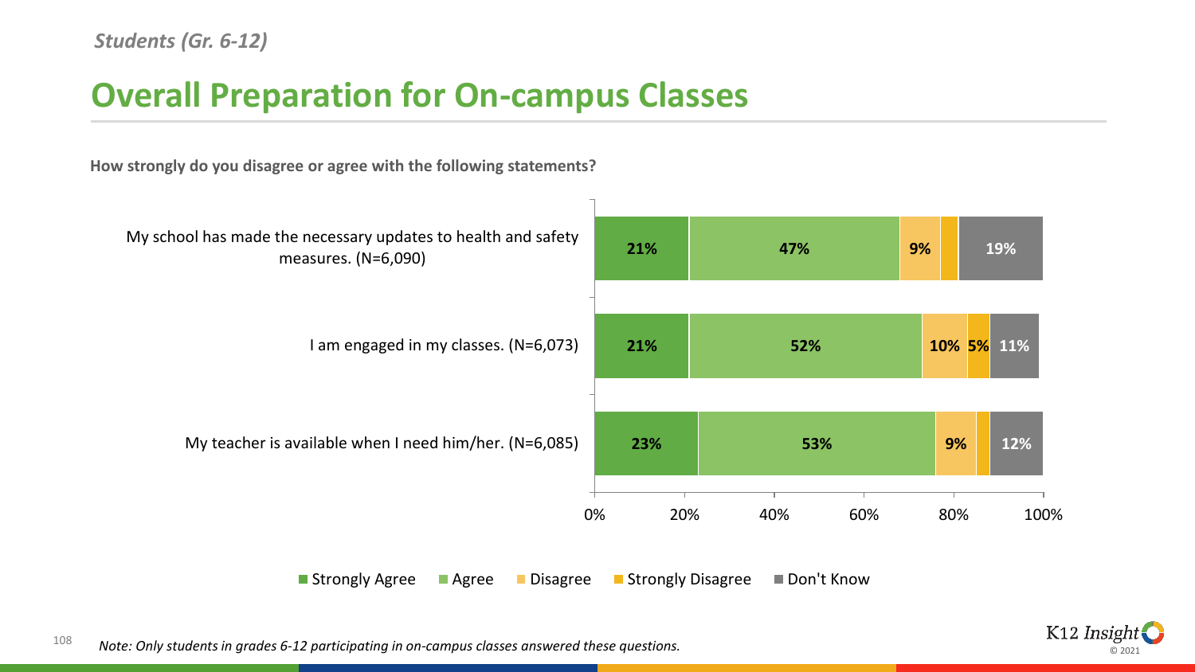*Students (Gr. 6-12)*

# Overall Preparation for On-campus Classes

**How strongly do you disagree or agree with the following statements?**

| Statement | Strongly Agree | Agree | Disagree | Strongly Disagree | Don't Know |
|---|---|---|---|---|---|
| My school has made the necessary updates to health and safety measures. (N=6,090) | 21% | 47% | 9% | | 19% |
| I am engaged in my classes. (N=6,073) | 21% | 52% | 10% | 5% | 11% |
| My teacher is available when I need him/her. (N=6,085) | 23% | 53% | 9% | | 12% |

*Note: Only students in grades 6-12 participating in on-campus classes answered these questions.*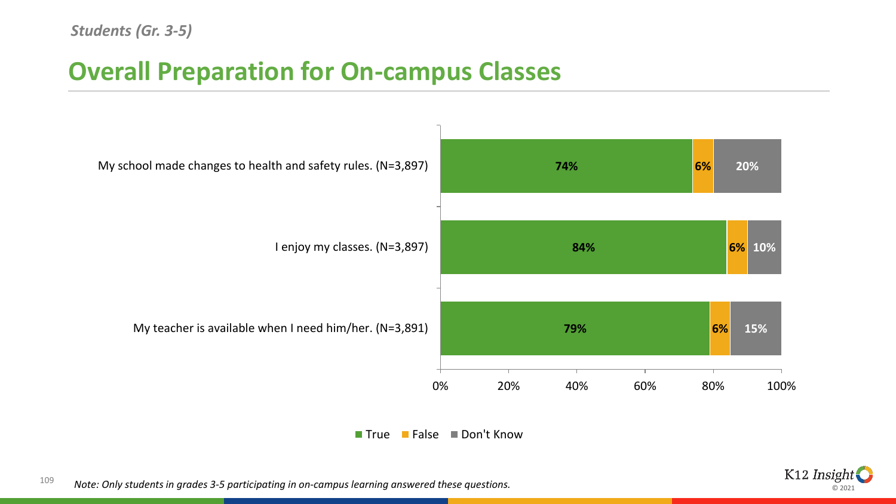*Students (Gr. 3-5)*

# Overall Preparation for On-campus Classes

| | True | False | Don't Know |
|---|---|---|---|
| My school made changes to health and safety rules. (N=3,897) | 74% | 6% | 20% |
| I enjoy my classes. (N=3,897) | 84% | 6% | 10% |
| My teacher is available when I need him/her. (N=3,891) | 79% | 6% | 15% |

*Note: Only students in grades 3-5 participating in on-campus learning answered these questions.*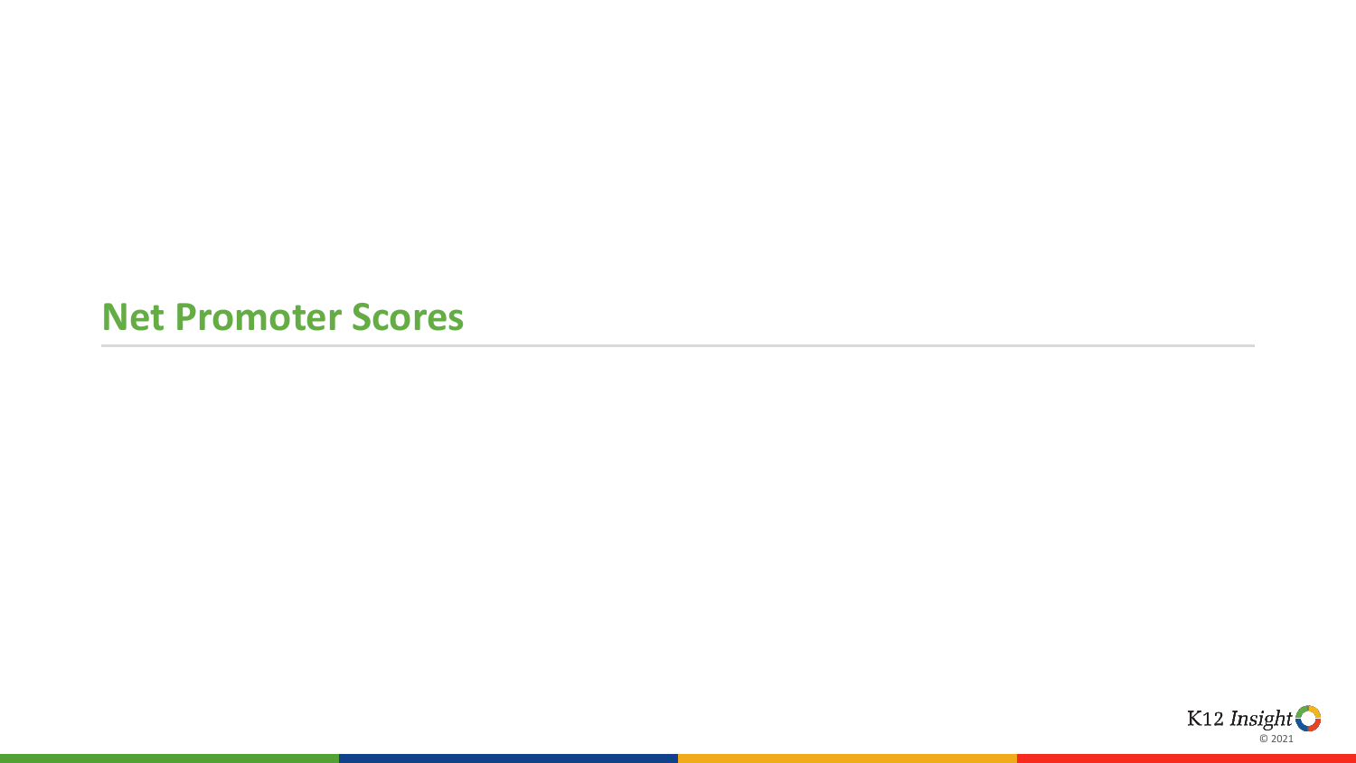# Net Promoter Scores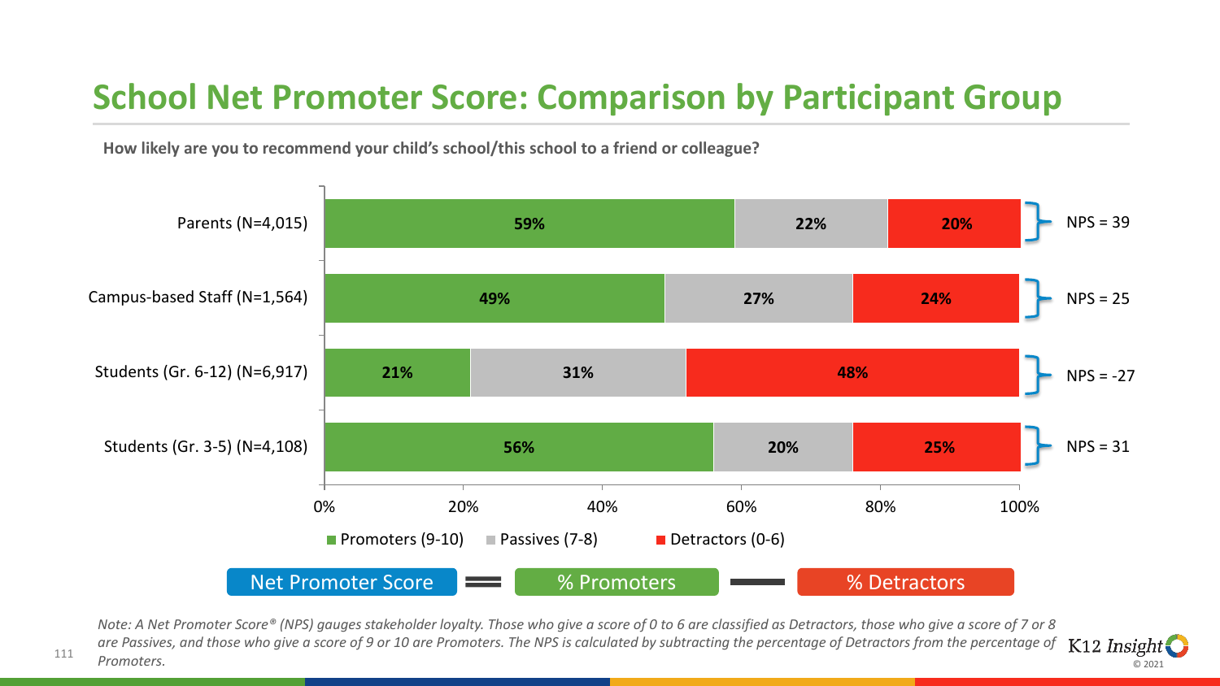# School Net Promoter Score: Comparison by Participant Group

**How likely are you to recommend your child's school/this school to a friend or colleague?**

| Participant Group | Promoters (9-10) | Passives (7-8) | Detractors (0-6) | NPS |
| --- | --- | --- | --- | --- |
| Parents (N=4,015) | 59% | 22% | 20% | NPS = 39 |
| Campus-based Staff (N=1,564) | 49% | 27% | 24% | NPS = 25 |
| Students (Gr. 6-12) (N=6,917) | 21% | 31% | 48% | NPS = -27 |
| Students (Gr. 3-5) (N=4,108) | 56% | 20% | 25% | NPS = 31 |

Net Promoter Score = % Promoters − % Detractors

*Note: A Net Promoter Score® (NPS) gauges stakeholder loyalty. Those who give a score of 0 to 6 are classified as Detractors, those who give a score of 7 or 8 are Passives, and those who give a score of 9 or 10 are Promoters. The NPS is calculated by subtracting the percentage of Detractors from the percentage of Promoters.*

K12 Insight © 2021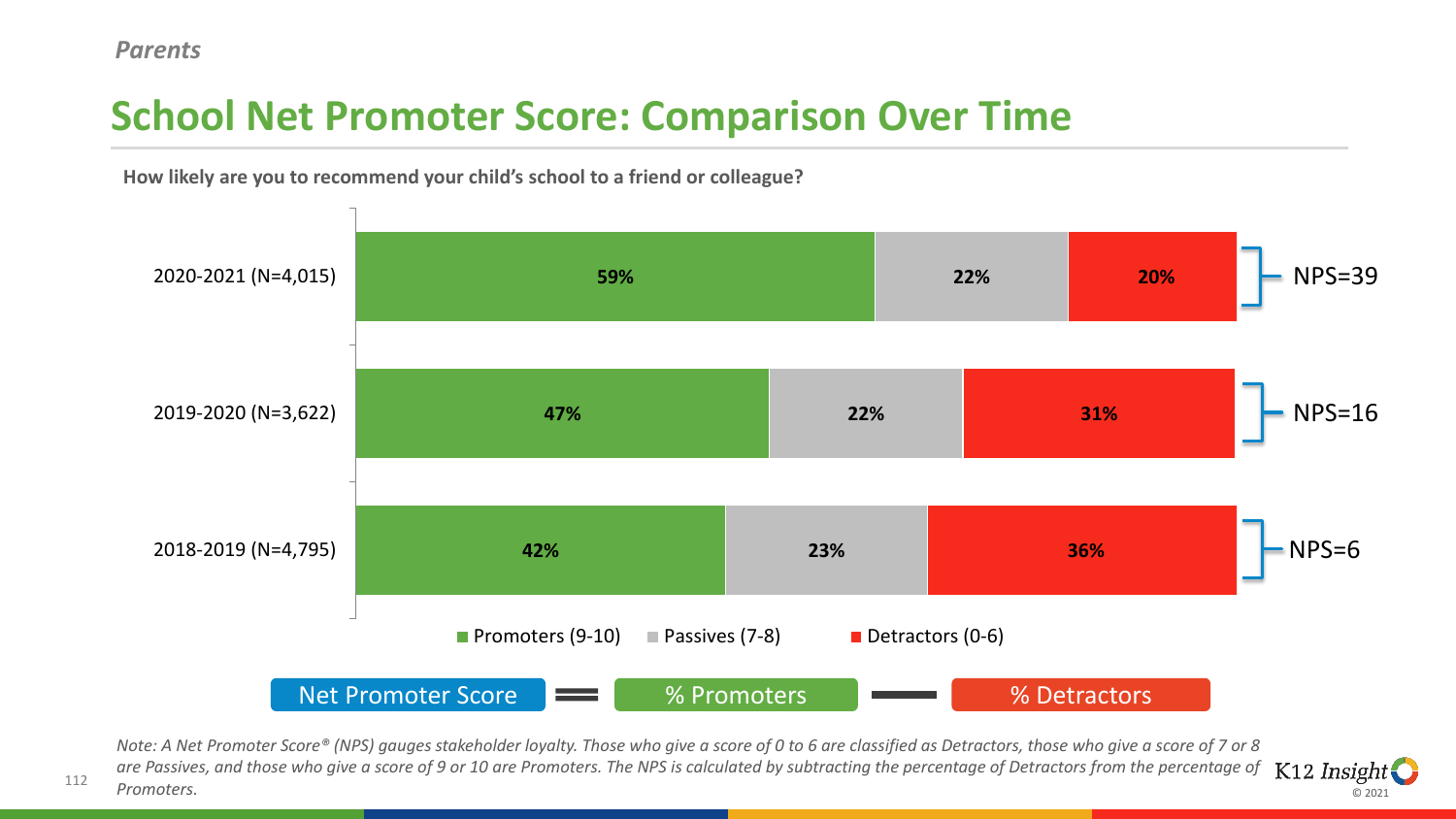*Parents*

# School Net Promoter Score: Comparison Over Time

**How likely are you to recommend your child's school to a friend or colleague?**

| Year | Promoters (9-10) | Passives (7-8) | Detractors (0-6) | NPS |
|---|---|---|---|---|
| 2020-2021 (N=4,015) | 59% | 22% | 20% | NPS=39 |
| 2019-2020 (N=3,622) | 47% | 22% | 31% | NPS=16 |
| 2018-2019 (N=4,795) | 42% | 23% | 36% | NPS=6 |

Net Promoter Score = % Promoters − % Detractors

*Note: A Net Promoter Score® (NPS) gauges stakeholder loyalty. Those who give a score of 0 to 6 are classified as Detractors, those who give a score of 7 or 8 are Passives, and those who give a score of 9 or 10 are Promoters. The NPS is calculated by subtracting the percentage of Detractors from the percentage of Promoters.*

K12 Insight © 2021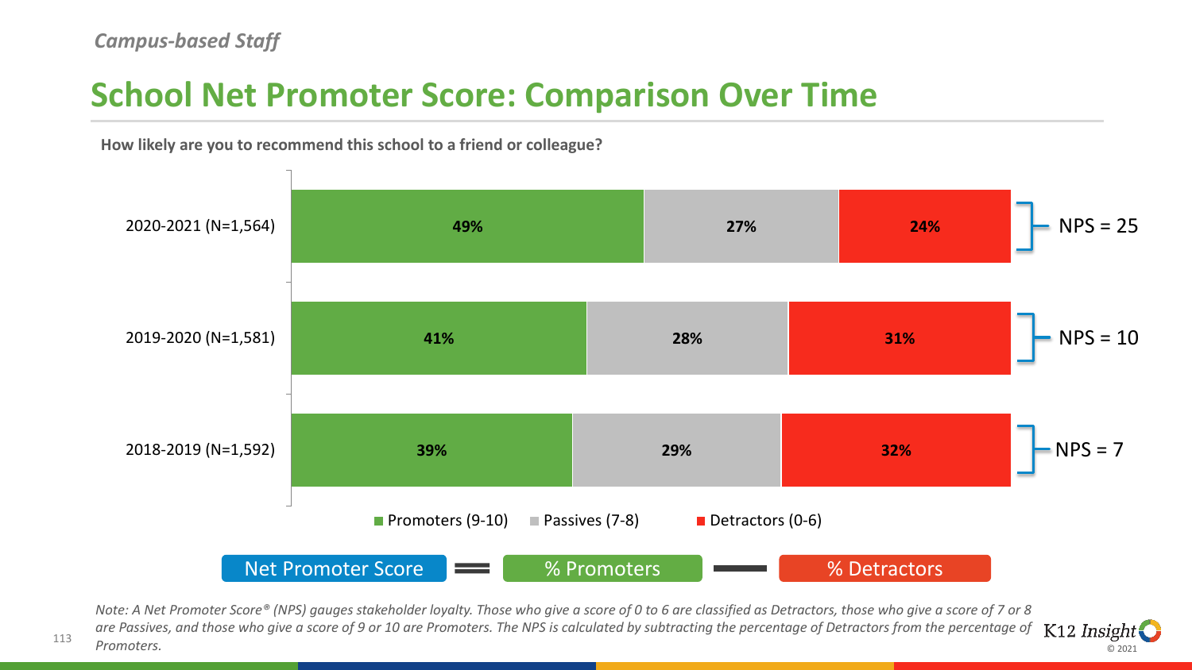*Campus-based Staff*

# School Net Promoter Score: Comparison Over Time

**How likely are you to recommend this school to a friend or colleague?**

| Year | Promoters (9-10) | Passives (7-8) | Detractors (0-6) | NPS |
|---|---|---|---|---|
| 2020-2021 (N=1,564) | 49% | 27% | 24% | NPS = 25 |
| 2019-2020 (N=1,581) | 41% | 28% | 31% | NPS = 10 |
| 2018-2019 (N=1,592) | 39% | 29% | 32% | NPS = 7 |

Net Promoter Score = % Promoters − % Detractors

*Note: A Net Promoter Score® (NPS) gauges stakeholder loyalty. Those who give a score of 0 to 6 are classified as Detractors, those who give a score of 7 or 8 are Passives, and those who give a score of 9 or 10 are Promoters. The NPS is calculated by subtracting the percentage of Detractors from the percentage of Promoters.*

K12 Insight © 2021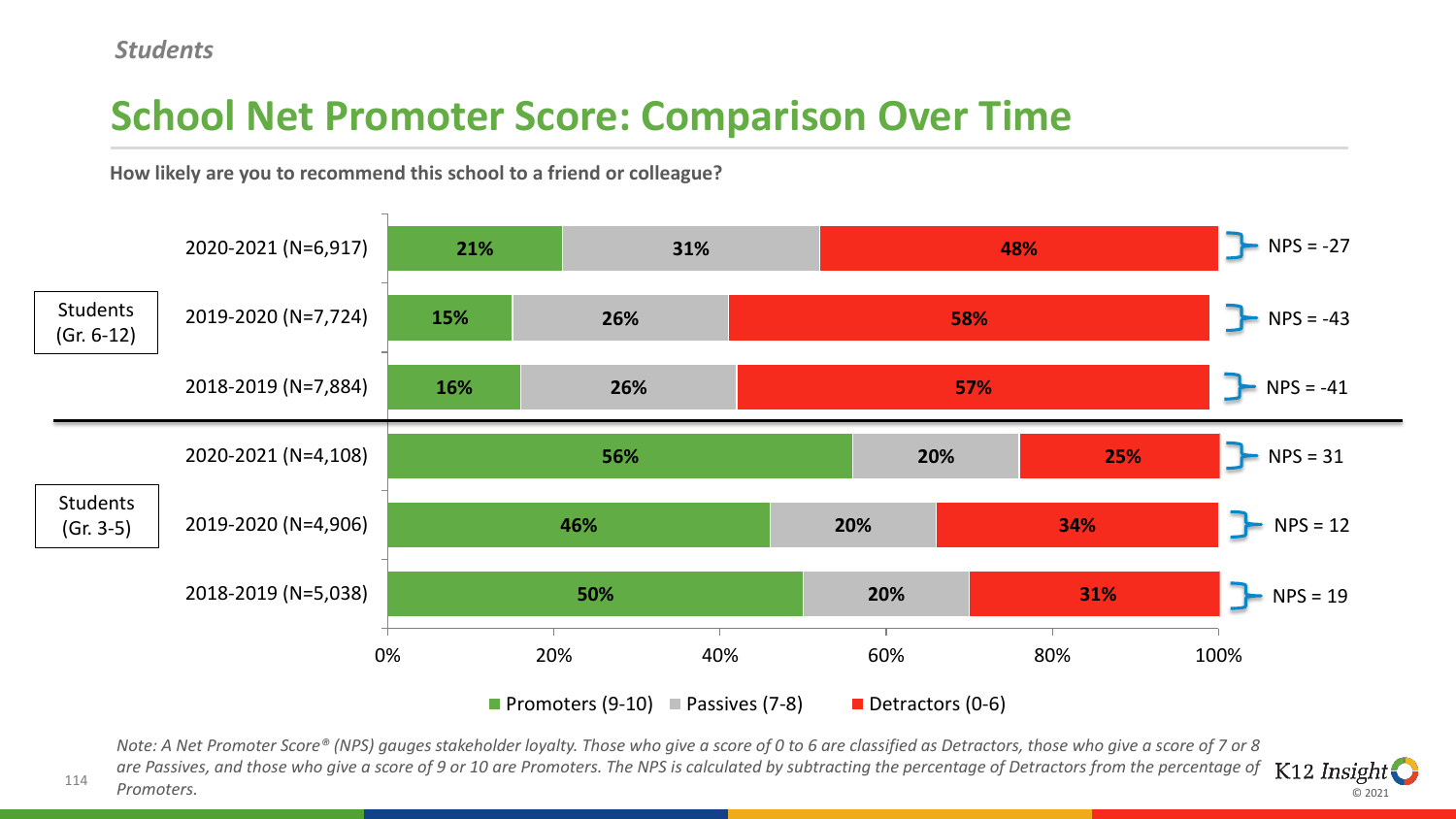*Students*

# School Net Promoter Score: Comparison Over Time

**How likely are you to recommend this school to a friend or colleague?**

| Group | Year | Promoters (9-10) | Passives (7-8) | Detractors (0-6) | NPS |
|---|---|---|---|---|---|
| Students (Gr. 6-12) | 2020-2021 (N=6,917) | 21% | 31% | 48% | NPS = -27 |
| | 2019-2020 (N=7,724) | 15% | 26% | 58% | NPS = -43 |
| | 2018-2019 (N=7,884) | 16% | 26% | 57% | NPS = -41 |
| Students (Gr. 3-5) | 2020-2021 (N=4,108) | 56% | 20% | 25% | NPS = 31 |
| | 2019-2020 (N=4,906) | 46% | 20% | 34% | NPS = 12 |
| | 2018-2019 (N=5,038) | 50% | 20% | 31% | NPS = 19 |

*Note: A Net Promoter Score® (NPS) gauges stakeholder loyalty. Those who give a score of 0 to 6 are classified as Detractors, those who give a score of 7 or 8 are Passives, and those who give a score of 9 or 10 are Promoters. The NPS is calculated by subtracting the percentage of Detractors from the percentage of Promoters.*

K12 Insight © 2021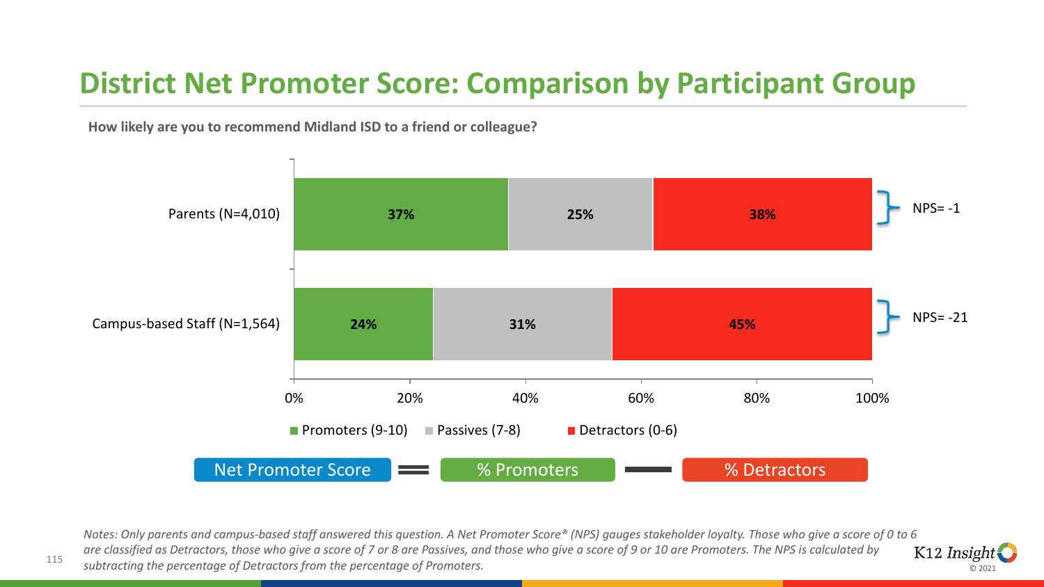# District Net Promoter Score: Comparison by Participant Group

**How likely are you to recommend Midland ISD to a friend or colleague?**

| Participant Group | Promoters (9-10) | Passives (7-8) | Detractors (0-6) | NPS |
|---|---|---|---|---|
| Parents (N=4,010) | 37% | 25% | 38% | NPS= -1 |
| Campus-based Staff (N=1,564) | 24% | 31% | 45% | NPS= -21 |

Net Promoter Score = % Promoters − % Detractors

*Notes: Only parents and campus-based staff answered this question. A Net Promoter Score® (NPS) gauges stakeholder loyalty. Those who give a score of 0 to 6 are classified as Detractors, those who give a score of 7 or 8 are Passives, and those who give a score of 9 or 10 are Promoters. The NPS is calculated by subtracting the percentage of Detractors from the percentage of Promoters.*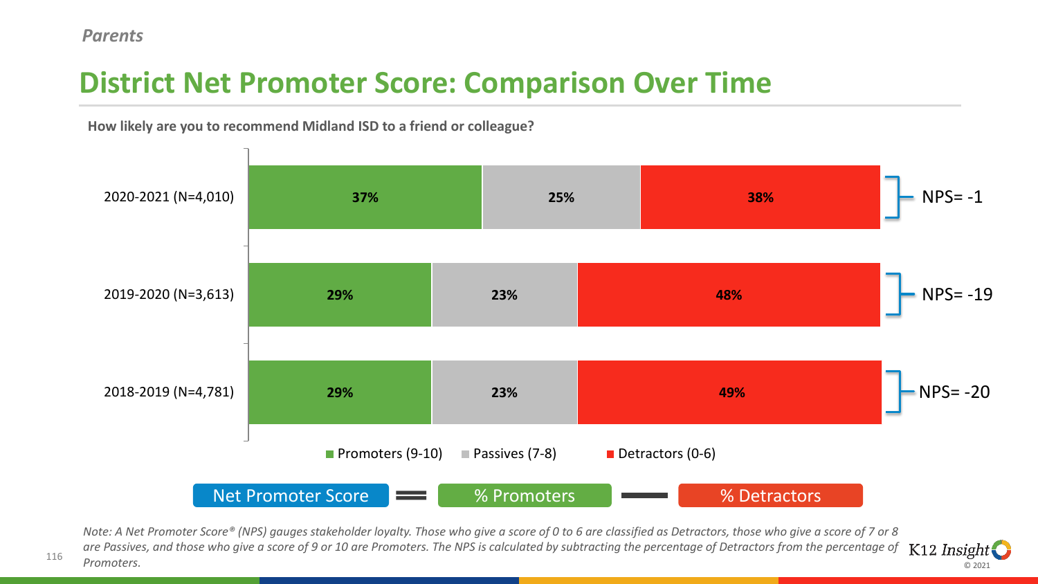*Parents*

# District Net Promoter Score: Comparison Over Time

**How likely are you to recommend Midland ISD to a friend or colleague?**

| | Promoters (9-10) | Passives (7-8) | Detractors (0-6) | NPS |
|---|---|---|---|---|
| 2020-2021 (N=4,010) | 37% | 25% | 38% | NPS= -1 |
| 2019-2020 (N=3,613) | 29% | 23% | 48% | NPS= -19 |
| 2018-2019 (N=4,781) | 29% | 23% | 49% | NPS= -20 |

Net Promoter Score = % Promoters − % Detractors

*Note: A Net Promoter Score® (NPS) gauges stakeholder loyalty. Those who give a score of 0 to 6 are classified as Detractors, those who give a score of 7 or 8 are Passives, and those who give a score of 9 or 10 are Promoters. The NPS is calculated by subtracting the percentage of Detractors from the percentage of Promoters.*

K12 Insight © 2021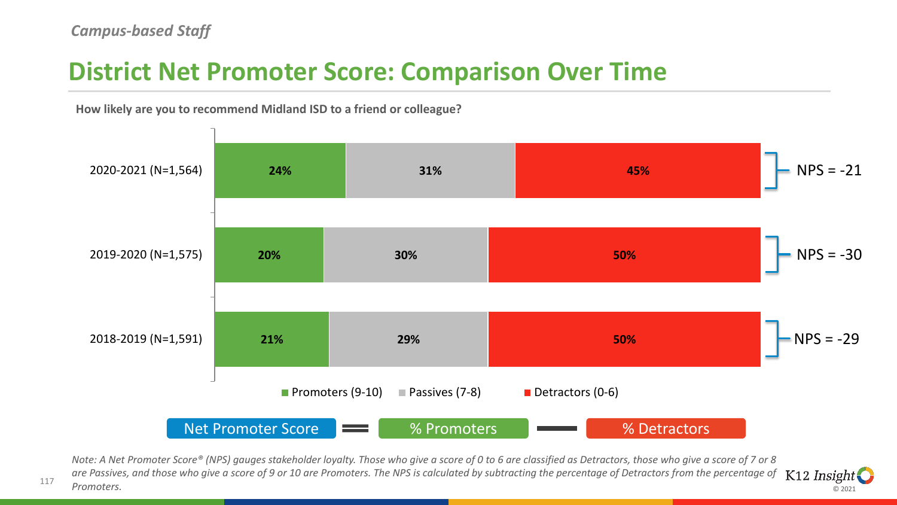*Campus-based Staff*

# District Net Promoter Score: Comparison Over Time

**How likely are you to recommend Midland ISD to a friend or colleague?**

| | Promoters (9-10) | Passives (7-8) | Detractors (0-6) | NPS |
|---|---|---|---|---|
| 2020-2021 (N=1,564) | 24% | 31% | 45% | NPS = -21 |
| 2019-2020 (N=1,575) | 20% | 30% | 50% | NPS = -30 |
| 2018-2019 (N=1,591) | 21% | 29% | 50% | NPS = -29 |

Net Promoter Score = % Promoters − % Detractors

*Note: A Net Promoter Score® (NPS) gauges stakeholder loyalty. Those who give a score of 0 to 6 are classified as Detractors, those who give a score of 7 or 8 are Passives, and those who give a score of 9 or 10 are Promoters. The NPS is calculated by subtracting the percentage of Detractors from the percentage of Promoters.*

K12 Insight © 2021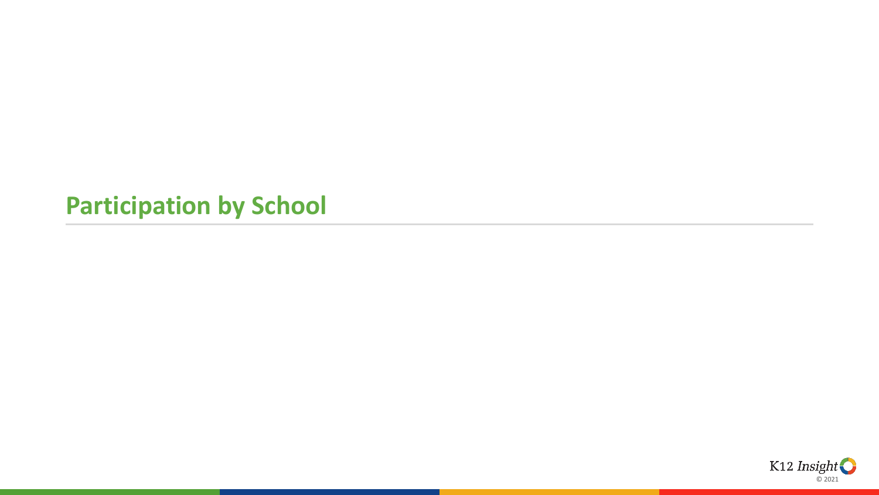## Participation by School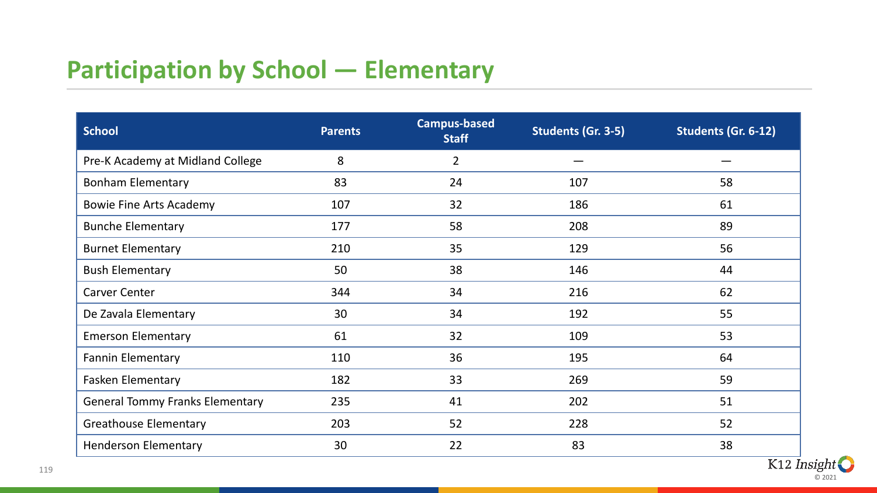# Participation by School — Elementary

| School | Parents | Campus-based Staff | Students (Gr. 3-5) | Students (Gr. 6-12) |
| --- | --- | --- | --- | --- |
| Pre-K Academy at Midland College | 8 | 2 | — | — |
| Bonham Elementary | 83 | 24 | 107 | 58 |
| Bowie Fine Arts Academy | 107 | 32 | 186 | 61 |
| Bunche Elementary | 177 | 58 | 208 | 89 |
| Burnet Elementary | 210 | 35 | 129 | 56 |
| Bush Elementary | 50 | 38 | 146 | 44 |
| Carver Center | 344 | 34 | 216 | 62 |
| De Zavala Elementary | 30 | 34 | 192 | 55 |
| Emerson Elementary | 61 | 32 | 109 | 53 |
| Fannin Elementary | 110 | 36 | 195 | 64 |
| Fasken Elementary | 182 | 33 | 269 | 59 |
| General Tommy Franks Elementary | 235 | 41 | 202 | 51 |
| Greathouse Elementary | 203 | 52 | 228 | 52 |
| Henderson Elementary | 30 | 22 | 83 | 38 |

K12 Insight © 2021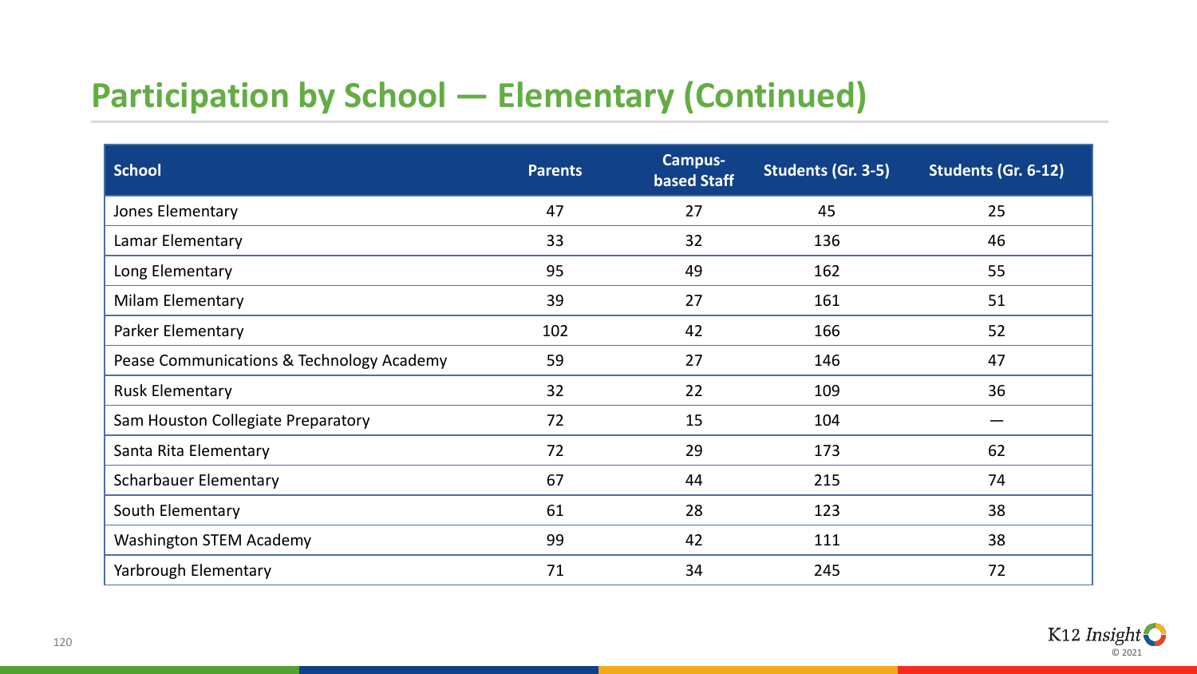# Participation by School — Elementary (Continued)

| School | Parents | Campus-based Staff | Students (Gr. 3-5) | Students (Gr. 6-12) |
| --- | --- | --- | --- | --- |
| Jones Elementary | 47 | 27 | 45 | 25 |
| Lamar Elementary | 33 | 32 | 136 | 46 |
| Long Elementary | 95 | 49 | 162 | 55 |
| Milam Elementary | 39 | 27 | 161 | 51 |
| Parker Elementary | 102 | 42 | 166 | 52 |
| Pease Communications & Technology Academy | 59 | 27 | 146 | 47 |
| Rusk Elementary | 32 | 22 | 109 | 36 |
| Sam Houston Collegiate Preparatory | 72 | 15 | 104 | — |
| Santa Rita Elementary | 72 | 29 | 173 | 62 |
| Scharbauer Elementary | 67 | 44 | 215 | 74 |
| South Elementary | 61 | 28 | 123 | 38 |
| Washington STEM Academy | 99 | 42 | 111 | 38 |
| Yarbrough Elementary | 71 | 34 | 245 | 72 |

K12 Insight © 2021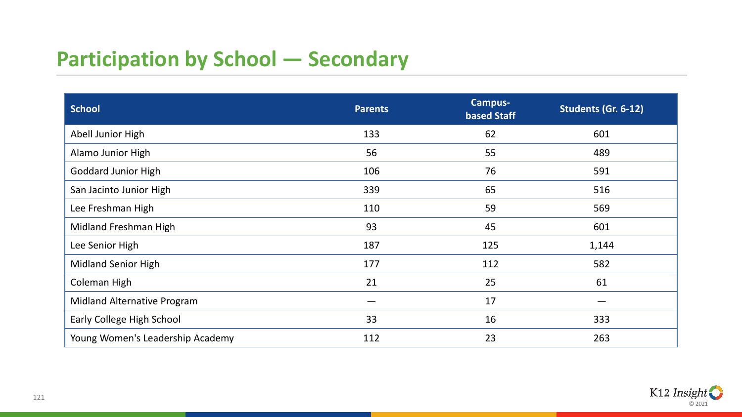## Participation by School — Secondary

| School | Parents | Campus-based Staff | Students (Gr. 6-12) |
|---|---|---|---|
| Abell Junior High | 133 | 62 | 601 |
| Alamo Junior High | 56 | 55 | 489 |
| Goddard Junior High | 106 | 76 | 591 |
| San Jacinto Junior High | 339 | 65 | 516 |
| Lee Freshman High | 110 | 59 | 569 |
| Midland Freshman High | 93 | 45 | 601 |
| Lee Senior High | 187 | 125 | 1,144 |
| Midland Senior High | 177 | 112 | 582 |
| Coleman High | 21 | 25 | 61 |
| Midland Alternative Program | — | 17 | — |
| Early College High School | 33 | 16 | 333 |
| Young Women's Leadership Academy | 112 | 23 | 263 |

K12 Insight © 2021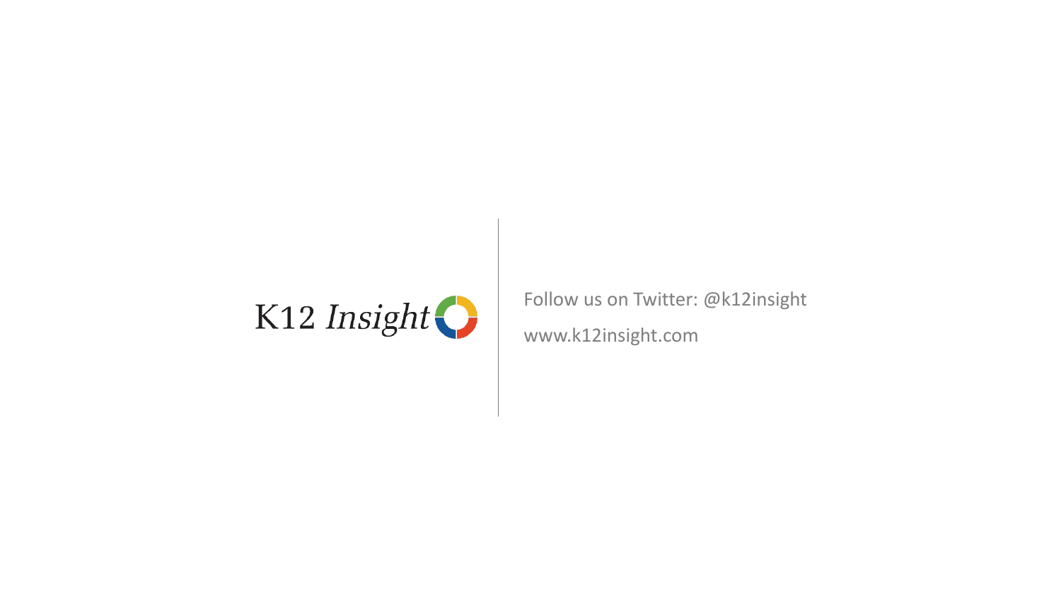K12 Insight

Follow us on Twitter: @k12insight

www.k12insight.com